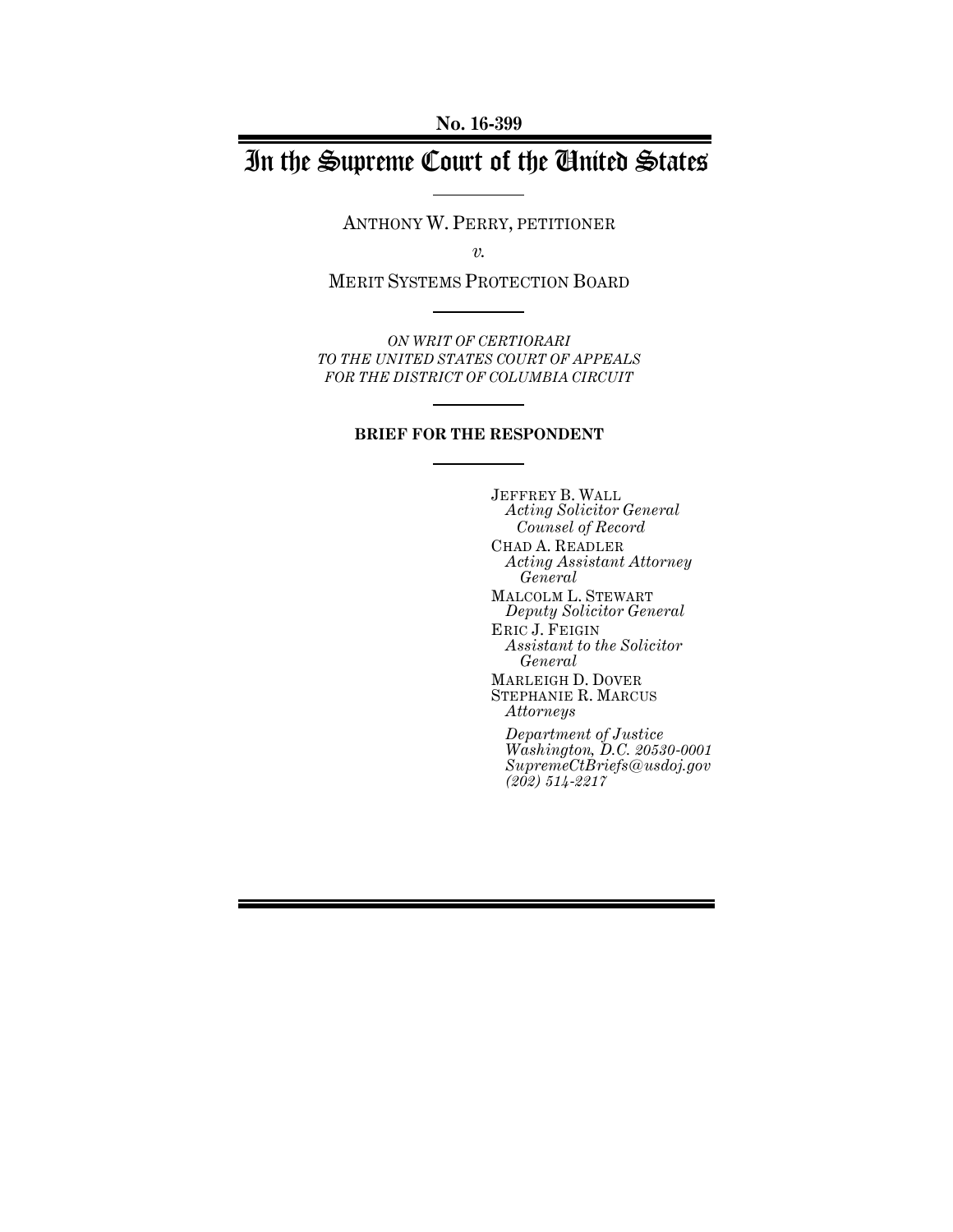No. 16-399

# In the Supreme Court of the United States

ANTHONY W. PERRY, PETITIONER

*v.*

MERIT SYSTEMS PROTECTION BOARD

*ON WRIT OF CERTIORARI TO THE UNITED STATES COURT OF APPEALS FOR THE DISTRICT OF COLUMBIA CIRCUIT*

**BRIEF FOR THE RESPONDENT**

JEFFREY B. WALL
*Acting Solicitor General*
*Counsel of Record*

CHAD A. READLER
*Acting Assistant Attorney General*

MALCOLM L. STEWART
*Deputy Solicitor General*

ERIC J. FEIGIN
*Assistant to the Solicitor General*

MARLEIGH D. DOVER
STEPHANIE R. MARCUS
*Attorneys*

*Department of Justice*
*Washington, D.C. 20530-0001*
*SupremeCtBriefs@usdoj.gov*
*(202) 514-2217*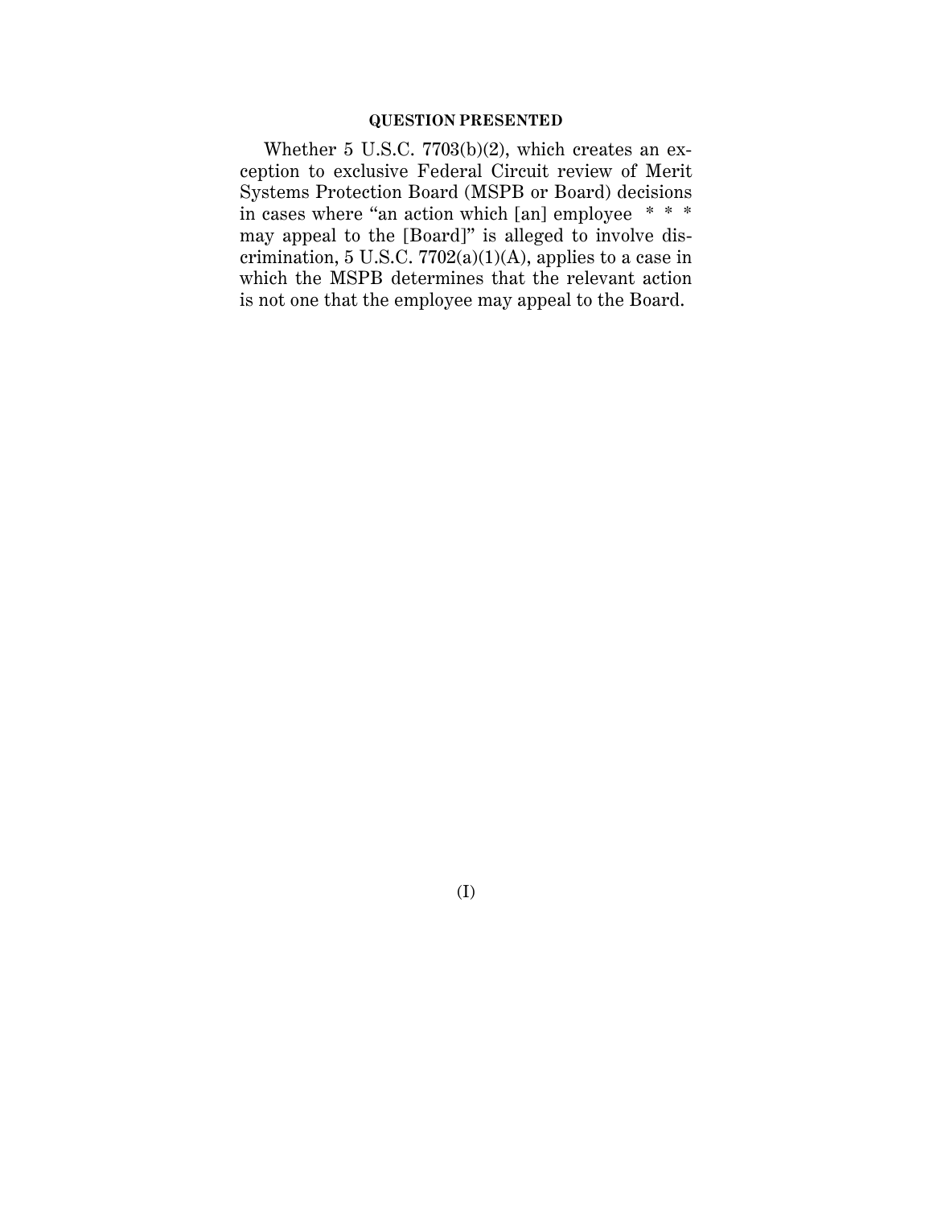## QUESTION PRESENTED

Whether 5 U.S.C. 7703(b)(2), which creates an exception to exclusive Federal Circuit review of Merit Systems Protection Board (MSPB or Board) decisions in cases where "an action which [an] employee * * * may appeal to the [Board]" is alleged to involve discrimination, 5 U.S.C. 7702(a)(1)(A), applies to a case in which the MSPB determines that the relevant action is not one that the employee may appeal to the Board.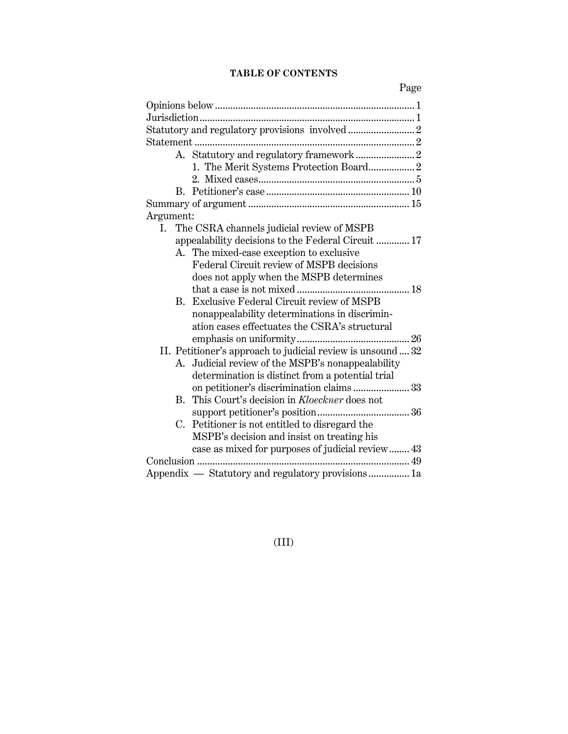# TABLE OF CONTENTS

| | Page |
|---|---|
| Opinions below | 1 |
| Jurisdiction | 1 |
| Statutory and regulatory provisions involved | 2 |
| Statement | 2 |
| A. Statutory and regulatory framework | 2 |
| 1. The Merit Systems Protection Board | 2 |
| 2. Mixed cases | 5 |
| B. Petitioner's case | 10 |
| Summary of argument | 15 |
| Argument: | |
| I. The CSRA channels judicial review of MSPB appealability decisions to the Federal Circuit | 17 |
| A. The mixed-case exception to exclusive Federal Circuit review of MSPB decisions does not apply when the MSPB determines that a case is not mixed | 18 |
| B. Exclusive Federal Circuit review of MSPB nonappealability determinations in discrimination cases effectuates the CSRA's structural emphasis on uniformity | 26 |
| II. Petitioner's approach to judicial review is unsound | 32 |
| A. Judicial review of the MSPB's nonappealability determination is distinct from a potential trial on petitioner's discrimination claims | 33 |
| B. This Court's decision in *Kloeckner* does not support petitioner's position | 36 |
| C. Petitioner is not entitled to disregard the MSPB's decision and insist on treating his case as mixed for purposes of judicial review | 43 |
| Conclusion | 49 |
| Appendix — Statutory and regulatory provisions | 1a |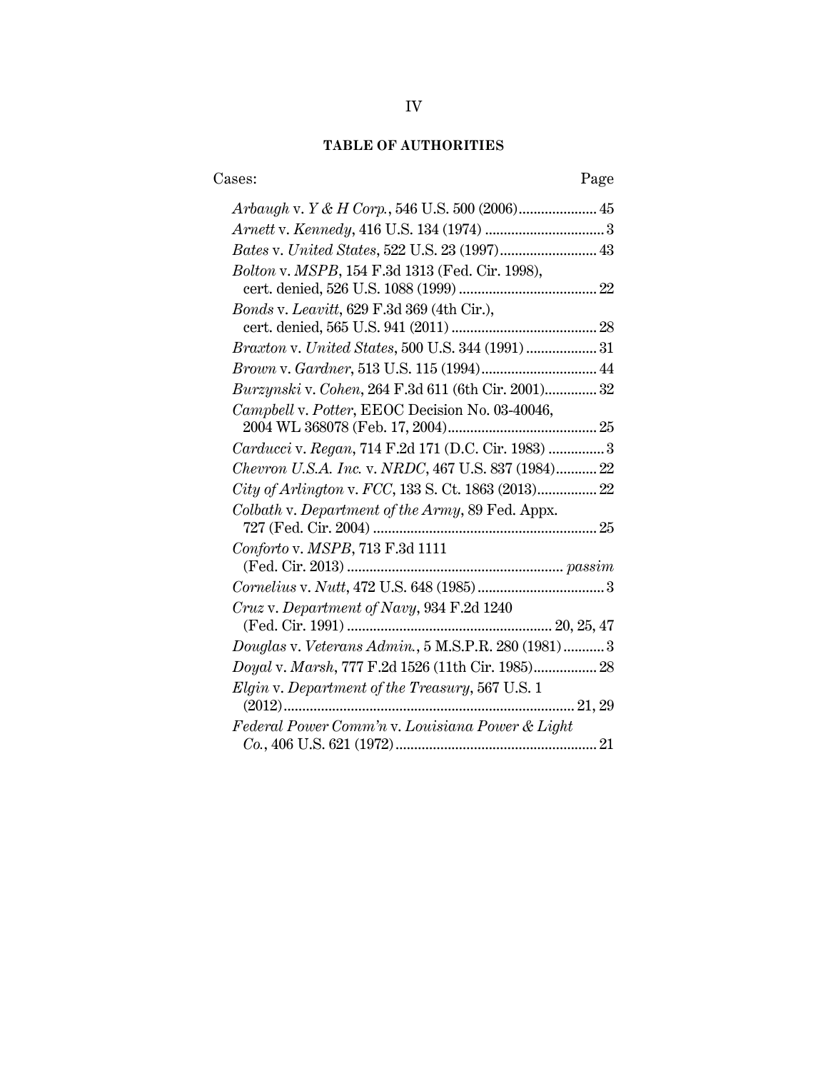## TABLE OF AUTHORITIES

Cases: Page

*Arbaugh* v. *Y & H Corp.*, 546 U.S. 500 (2006)..................... 45

*Arnett* v. *Kennedy*, 416 U.S. 134 (1974) ................................ 3

*Bates* v. *United States*, 522 U.S. 23 (1997).......................... 43

*Bolton* v. *MSPB*, 154 F.3d 1313 (Fed. Cir. 1998), cert. denied, 526 U.S. 1088 (1999) ..................................... 22

*Bonds* v. *Leavitt*, 629 F.3d 369 (4th Cir.), cert. denied, 565 U.S. 941 (2011) ....................................... 28

*Braxton* v. *United States*, 500 U.S. 344 (1991) ................... 31

*Brown* v. *Gardner*, 513 U.S. 115 (1994)............................... 44

*Burzynski* v. *Cohen*, 264 F.3d 611 (6th Cir. 2001).............. 32

*Campbell* v. *Potter*, EEOC Decision No. 03-40046, 2004 WL 368078 (Feb. 17, 2004)........................................ 25

*Carducci* v. *Regan*, 714 F.2d 171 (D.C. Cir. 1983) ............... 3

*Chevron U.S.A. Inc.* v. *NRDC*, 467 U.S. 837 (1984)........... 22

*City of Arlington* v. *FCC*, 133 S. Ct. 1863 (2013)................ 22

*Colbath* v. *Department of the Army*, 89 Fed. Appx. 727 (Fed. Cir. 2004) ............................................................ 25

*Conforto* v. *MSPB*, 713 F.3d 1111 (Fed. Cir. 2013) .......................................................... *passim*

*Cornelius* v. *Nutt*, 472 U.S. 648 (1985) .................................. 3

*Cruz* v. *Department of Navy*, 934 F.2d 1240 (Fed. Cir. 1991) ....................................................... 20, 25, 47

*Douglas* v. *Veterans Admin.*, 5 M.S.P.R. 280 (1981) ........... 3

*Doyal* v. *Marsh*, 777 F.2d 1526 (11th Cir. 1985)................. 28

*Elgin* v. *Department of the Treasury*, 567 U.S. 1 (2012)............................................................................... 21, 29

*Federal Power Comm'n* v. *Louisiana Power & Light Co.*, 406 U.S. 621 (1972)...................................................... 21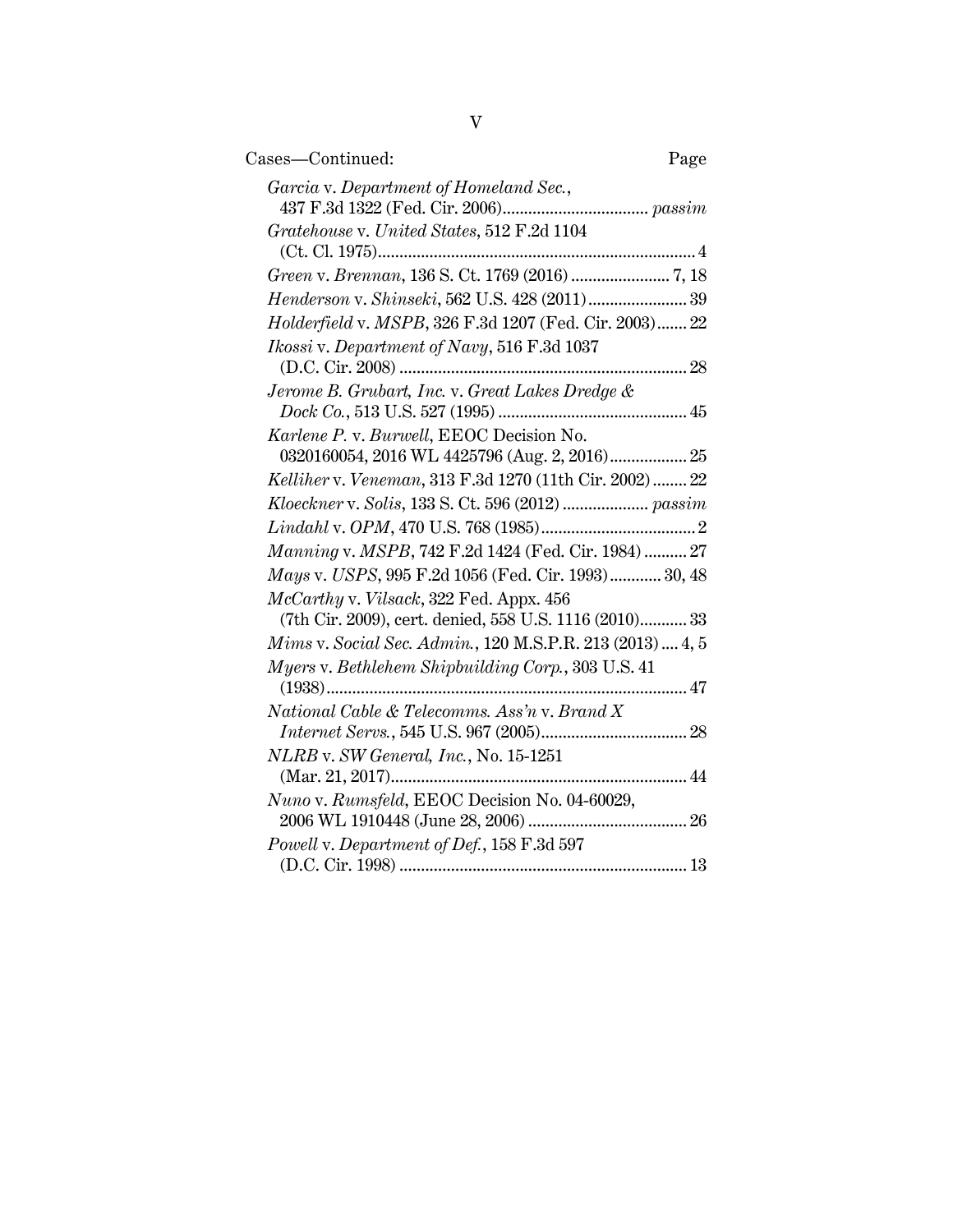Cases—Continued: Page

*Garcia* v. *Department of Homeland Sec.*, 437 F.3d 1322 (Fed. Cir. 2006) .................................. *passim*

*Gratehouse* v. *United States*, 512 F.2d 1104 (Ct. Cl. 1975) .......................................................................... 4

*Green* v. *Brennan*, 136 S. Ct. 1769 (2016) ....................... 7, 18

*Henderson* v. *Shinseki*, 562 U.S. 428 (2011) ....................... 39

*Holderfield* v. *MSPB*, 326 F.3d 1207 (Fed. Cir. 2003) ....... 22

*Ikossi* v. *Department of Navy*, 516 F.3d 1037 (D.C. Cir. 2008) .................................................................. 28

*Jerome B. Grubart, Inc.* v. *Great Lakes Dredge & Dock Co.*, 513 U.S. 527 (1995) ........................................... 45

*Karlene P.* v. *Burwell*, EEOC Decision No. 0320160054, 2016 WL 4425796 (Aug. 2, 2016) .................. 25

*Kelliher* v. *Veneman*, 313 F.3d 1270 (11th Cir. 2002) ........ 22

*Kloeckner* v. *Solis*, 133 S. Ct. 596 (2012) .................... *passim*

*Lindahl* v. *OPM*, 470 U.S. 768 (1985) .................................... 2

*Manning* v. *MSPB*, 742 F.2d 1424 (Fed. Cir. 1984) .......... 27

*Mays* v. *USPS*, 995 F.2d 1056 (Fed. Cir. 1993) ............ 30, 48

*McCarthy* v. *Vilsack*, 322 Fed. Appx. 456 (7th Cir. 2009), cert. denied, 558 U.S. 1116 (2010) ........... 33

*Mims* v. *Social Sec. Admin.*, 120 M.S.P.R. 213 (2013) .... 4, 5

*Myers* v. *Bethlehem Shipbuilding Corp.*, 303 U.S. 41 (1938) ................................................................................... 47

*National Cable & Telecomms. Ass'n* v. *Brand X Internet Servs.*, 545 U.S. 967 (2005) .................................. 28

*NLRB* v. *SW General, Inc.*, No. 15-1251 (Mar. 21, 2017) ..................................................................... 44

*Nuno* v. *Rumsfeld*, EEOC Decision No. 04-60029, 2006 WL 1910448 (June 28, 2006) ..................................... 26

*Powell* v. *Department of Def.*, 158 F.3d 597 (D.C. Cir. 1998) .................................................................. 13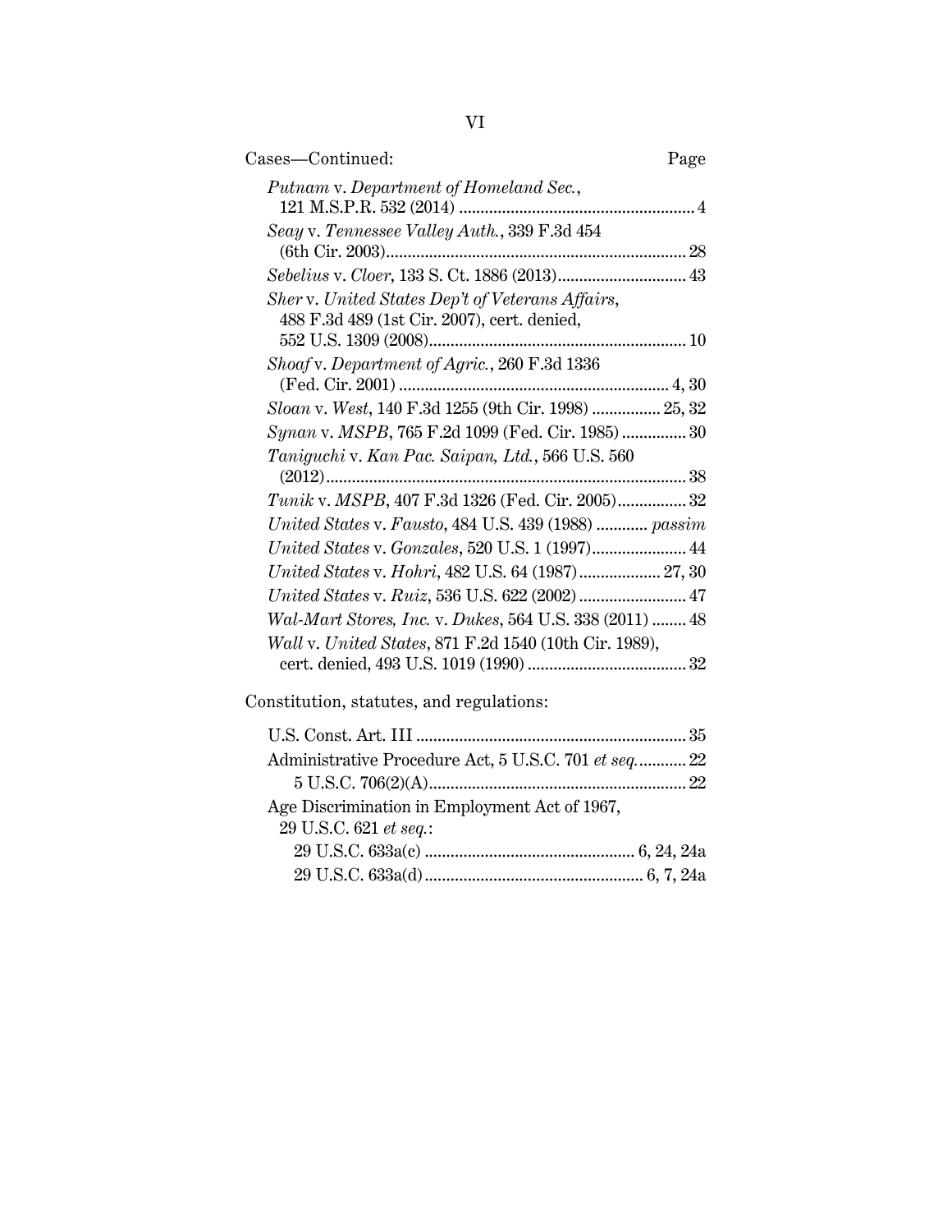Cases—Continued: Page

*Putnam* v. *Department of Homeland Sec.*, 121 M.S.P.R. 532 (2014) .......................................................... 4

*Seay* v. *Tennessee Valley Auth.*, 339 F.3d 454 (6th Cir. 2003)...................................................................... 28

*Sebelius* v. *Cloer*, 133 S. Ct. 1886 (2013)............................. 43

*Sher* v. *United States Dep't of Veterans Affairs*, 488 F.3d 489 (1st Cir. 2007), cert. denied, 552 U.S. 1309 (2008)............................................................ 10

*Shoaf* v. *Department of Agric.*, 260 F.3d 1336 (Fed. Cir. 2001) .............................................................. 4, 30

*Sloan* v. *West*, 140 F.3d 1255 (9th Cir. 1998) ................ 25, 32

*Synan* v. *MSPB*, 765 F.2d 1099 (Fed. Cir. 1985) ............... 30

*Taniguchi* v. *Kan Pac. Saipan, Ltd.*, 566 U.S. 560 (2012).................................................................................... 38

*Tunik* v. *MSPB*, 407 F.3d 1326 (Fed. Cir. 2005)................ 32

*United States* v. *Fausto*, 484 U.S. 439 (1988) ............ *passim*

*United States* v. *Gonzales*, 520 U.S. 1 (1997)...................... 44

*United States* v. *Hohri*, 482 U.S. 64 (1987)................... 27, 30

*United States* v. *Ruiz*, 536 U.S. 622 (2002) ......................... 47

*Wal-Mart Stores, Inc.* v. *Dukes*, 564 U.S. 338 (2011) ........ 48

*Wall* v. *United States*, 871 F.2d 1540 (10th Cir. 1989), cert. denied, 493 U.S. 1019 (1990) ..................................... 32

Constitution, statutes, and regulations:

U.S. Const. Art. III .............................................................. 35

Administrative Procedure Act, 5 U.S.C. 701 *et seq.*........... 22

5 U.S.C. 706(2)(A)........................................................... 22

Age Discrimination in Employment Act of 1967, 29 U.S.C. 621 *et seq.*:

29 U.S.C. 633a(c) ................................................ 6, 24, 24a

29 U.S.C. 633a(d).................................................. 6, 7, 24a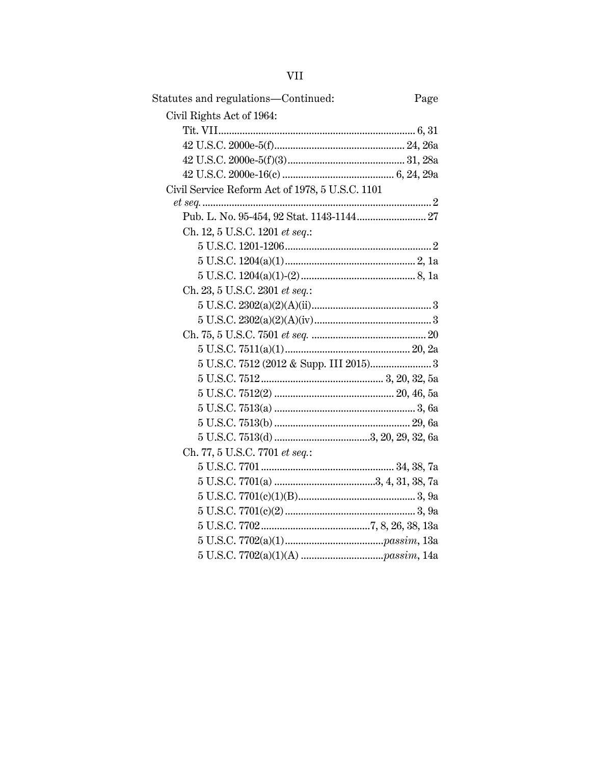Statutes and regulations—Continued: Page

Civil Rights Act of 1964:

- Tit. VII .......................................................................... 6, 31
- 42 U.S.C. 2000e-5(f) ................................................. 24, 26a
- 42 U.S.C. 2000e-5(f)(3) ............................................ 31, 28a
- 42 U.S.C. 2000e-16(c) .......................................... 6, 24, 29a

Civil Service Reform Act of 1978, 5 U.S.C. 1101 *et seq.* ....................................................................................... 2

- Pub. L. No. 95-454, 92 Stat. 1143-1144 .......................... 27
- Ch. 12, 5 U.S.C. 1201 *et seq.*:
  - 5 U.S.C. 1201-1206 ....................................................... 2
  - 5 U.S.C. 1204(a)(1) ................................................. 2, 1a
  - 5 U.S.C. 1204(a)(1)-(2) ........................................... 8, 1a
- Ch. 23, 5 U.S.C. 2301 *et seq.*:
  - 5 U.S.C. 2302(a)(2)(A)(ii) ............................................. 3
  - 5 U.S.C. 2302(a)(2)(A)(iv) ............................................ 3
- Ch. 75, 5 U.S.C. 7501 *et seq.* ........................................... 20
  - 5 U.S.C. 7511(a)(1) ............................................... 20, 2a
  - 5 U.S.C. 7512 (2012 & Supp. III 2015) ....................... 3
  - 5 U.S.C. 7512 ............................................. 3, 20, 32, 5a
  - 5 U.S.C. 7512(2) ............................................. 20, 46, 5a
  - 5 U.S.C. 7513(a) ..................................................... 3, 6a
  - 5 U.S.C. 7513(b) ................................................... 29, 6a
  - 5 U.S.C. 7513(d) .................................... 3, 20, 29, 32, 6a
- Ch. 77, 5 U.S.C. 7701 *et seq.*:
  - 5 U.S.C. 7701 .................................................. 34, 38, 7a
  - 5 U.S.C. 7701(a) ...................................... 3, 4, 31, 38, 7a
  - 5 U.S.C. 7701(c)(1)(B) ............................................ 3, 9a
  - 5 U.S.C. 7701(c)(2) ................................................. 3, 9a
  - 5 U.S.C. 7702 ......................................... 7, 8, 26, 38, 13a
  - 5 U.S.C. 7702(a)(1) ..................................... *passim*, 13a
  - 5 U.S.C. 7702(a)(1)(A) ............................... *passim*, 14a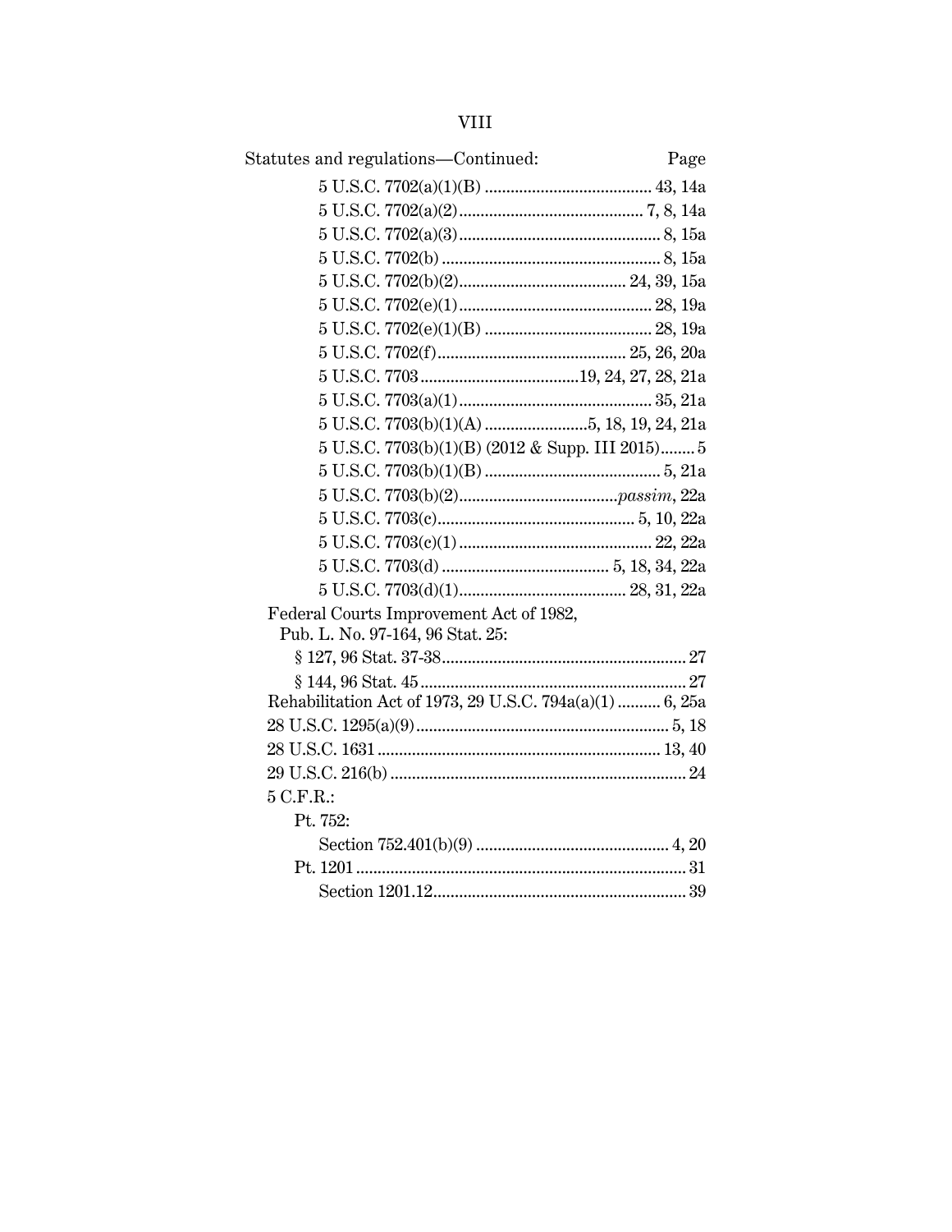Statutes and regulations—Continued: Page

5 U.S.C. 7702(a)(1)(B) .......................................... 43, 14a
5 U.S.C. 7702(a)(2) .......................................... 7, 8, 14a
5 U.S.C. 7702(a)(3) .......................................... 8, 15a
5 U.S.C. 7702(b) .......................................... 8, 15a
5 U.S.C. 7702(b)(2) .......................................... 24, 39, 15a
5 U.S.C. 7702(e)(1) .......................................... 28, 19a
5 U.S.C. 7702(e)(1)(B) .......................................... 28, 19a
5 U.S.C. 7702(f) .......................................... 25, 26, 20a
5 U.S.C. 7703 .......................................... 19, 24, 27, 28, 21a
5 U.S.C. 7703(a)(1) .......................................... 35, 21a
5 U.S.C. 7703(b)(1)(A) .......................................... 5, 18, 19, 24, 21a
5 U.S.C. 7703(b)(1)(B) (2012 & Supp. III 2015) .......... 5
5 U.S.C. 7703(b)(1)(B) .......................................... 5, 21a
5 U.S.C. 7703(b)(2) .......................................... *passim*, 22a
5 U.S.C. 7703(c) .......................................... 5, 10, 22a
5 U.S.C. 7703(c)(1) .......................................... 22, 22a
5 U.S.C. 7703(d) .......................................... 5, 18, 34, 22a
5 U.S.C. 7703(d)(1) .......................................... 28, 31, 22a

Federal Courts Improvement Act of 1982, Pub. L. No. 97-164, 96 Stat. 25:
§ 127, 96 Stat. 37-38 .......................................... 27
§ 144, 96 Stat. 45 .......................................... 27

Rehabilitation Act of 1973, 29 U.S.C. 794a(a)(1) .......... 6, 25a
28 U.S.C. 1295(a)(9) .......................................... 5, 18
28 U.S.C. 1631 .......................................... 13, 40
29 U.S.C. 216(b) .......................................... 24

5 C.F.R.:
Pt. 752:
Section 752.401(b)(9) .......................................... 4, 20
Pt. 1201 .......................................... 31
Section 1201.12 .......................................... 39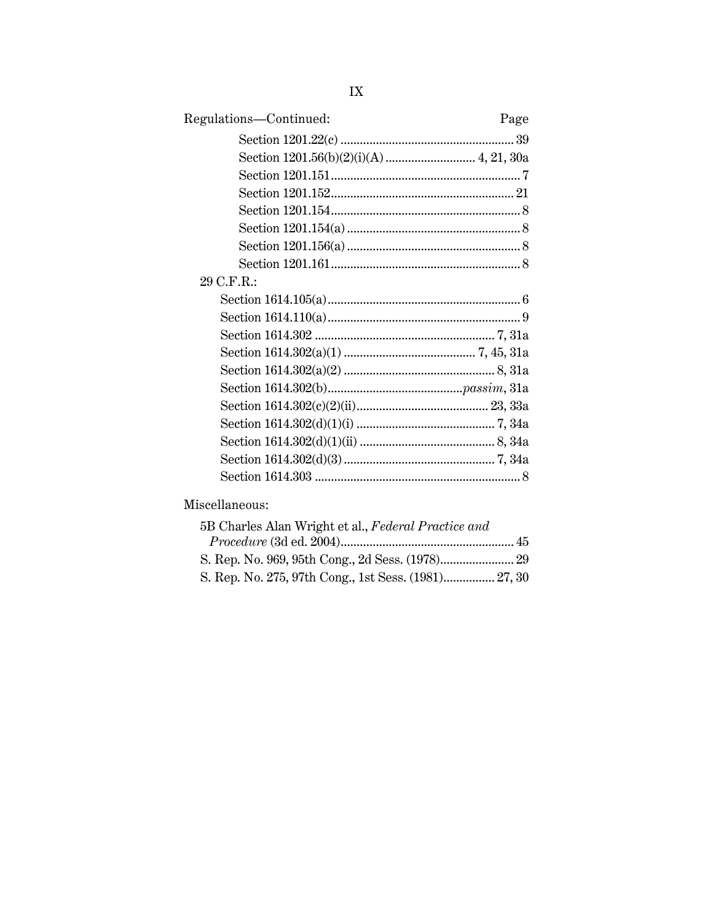Regulations—Continued: Page

- Section 1201.22(c) ... 39
- Section 1201.56(b)(2)(i)(A) ... 4, 21, 30a
- Section 1201.151 ... 7
- Section 1201.152 ... 21
- Section 1201.154 ... 8
- Section 1201.154(a) ... 8
- Section 1201.156(a) ... 8
- Section 1201.161 ... 8

29 C.F.R.:

- Section 1614.105(a) ... 6
- Section 1614.110(a) ... 9
- Section 1614.302 ... 7, 31a
- Section 1614.302(a)(1) ... 7, 45, 31a
- Section 1614.302(a)(2) ... 8, 31a
- Section 1614.302(b) ... *passim*, 31a
- Section 1614.302(c)(2)(ii) ... 23, 33a
- Section 1614.302(d)(1)(i) ... 7, 34a
- Section 1614.302(d)(1)(ii) ... 8, 34a
- Section 1614.302(d)(3) ... 7, 34a
- Section 1614.303 ... 8

Miscellaneous:

- 5B Charles Alan Wright et al., *Federal Practice and Procedure* (3d ed. 2004) ... 45
- S. Rep. No. 969, 95th Cong., 2d Sess. (1978) ... 29
- S. Rep. No. 275, 97th Cong., 1st Sess. (1981) ... 27, 30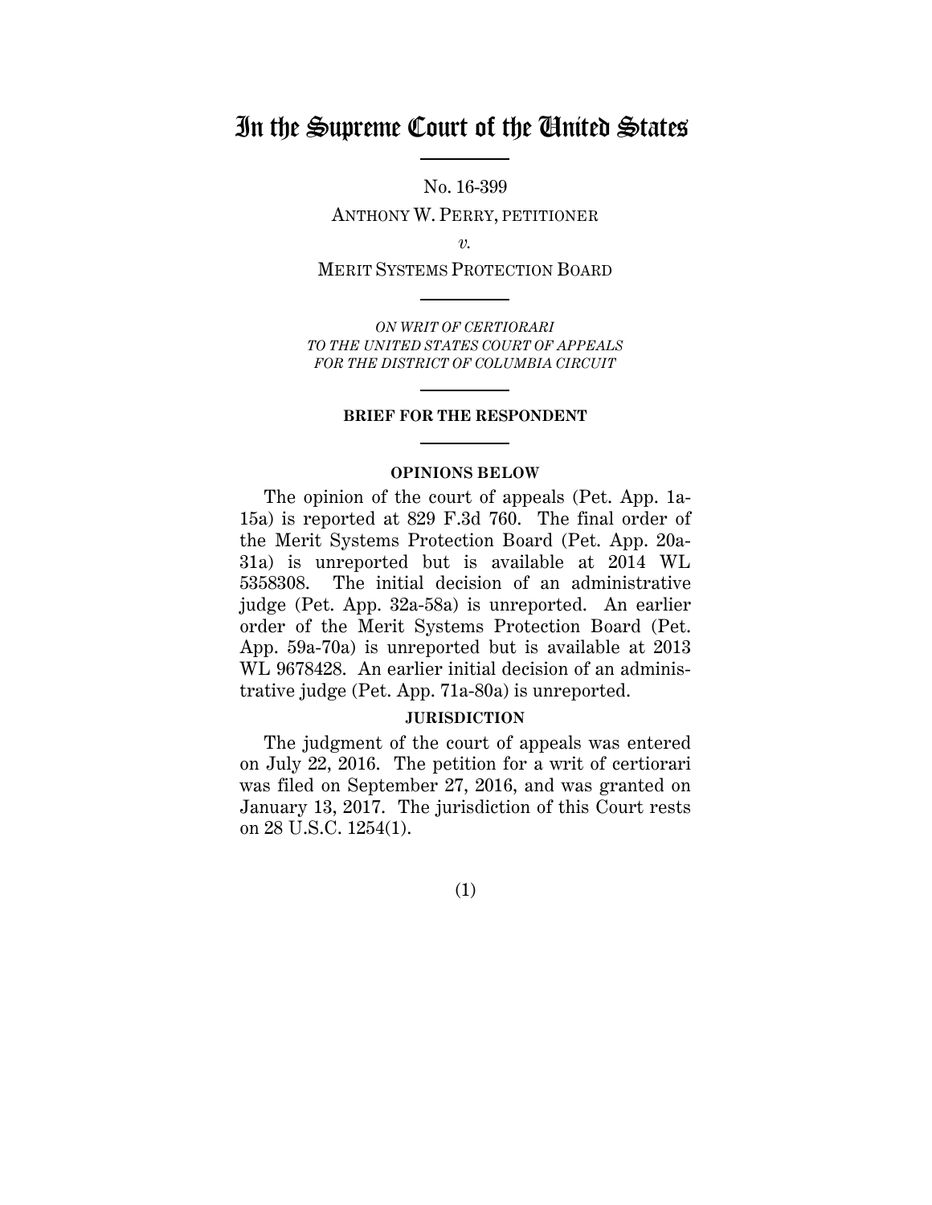# In the Supreme Court of the United States

No. 16-399

ANTHONY W. PERRY, PETITIONER

*v.*

MERIT SYSTEMS PROTECTION BOARD

*ON WRIT OF CERTIORARI TO THE UNITED STATES COURT OF APPEALS FOR THE DISTRICT OF COLUMBIA CIRCUIT*

**BRIEF FOR THE RESPONDENT**

**OPINIONS BELOW**

The opinion of the court of appeals (Pet. App. 1a-15a) is reported at 829 F.3d 760. The final order of the Merit Systems Protection Board (Pet. App. 20a-31a) is unreported but is available at 2014 WL 5358308. The initial decision of an administrative judge (Pet. App. 32a-58a) is unreported. An earlier order of the Merit Systems Protection Board (Pet. App. 59a-70a) is unreported but is available at 2013 WL 9678428. An earlier initial decision of an administrative judge (Pet. App. 71a-80a) is unreported.

**JURISDICTION**

The judgment of the court of appeals was entered on July 22, 2016. The petition for a writ of certiorari was filed on September 27, 2016, and was granted on January 13, 2017. The jurisdiction of this Court rests on 28 U.S.C. 1254(1).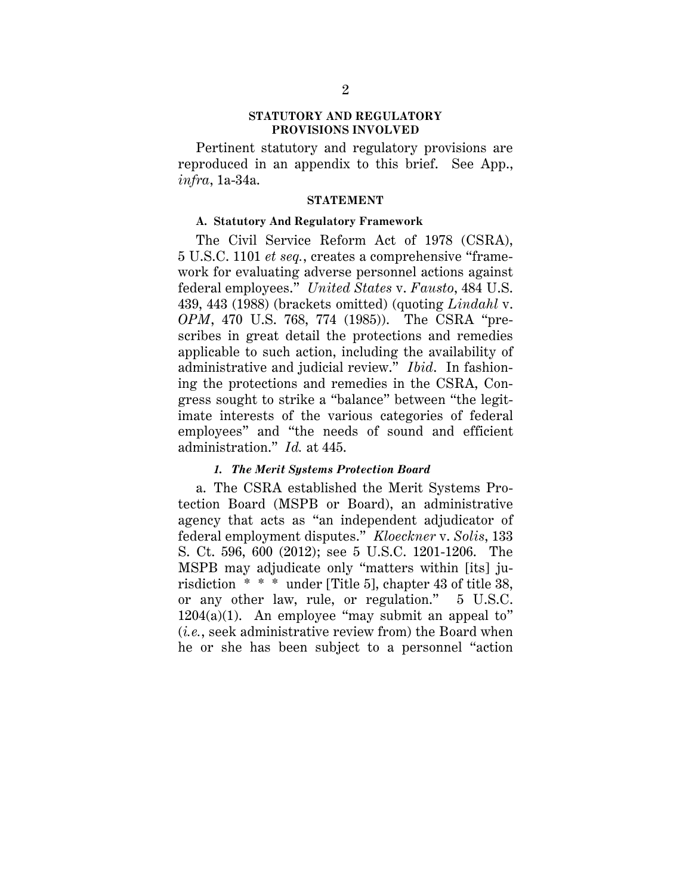## STATUTORY AND REGULATORY PROVISIONS INVOLVED

Pertinent statutory and regulatory provisions are reproduced in an appendix to this brief. See App., *infra*, 1a-34a.

## STATEMENT

### A. Statutory And Regulatory Framework

The Civil Service Reform Act of 1978 (CSRA), 5 U.S.C. 1101 *et seq.*, creates a comprehensive "framework for evaluating adverse personnel actions against federal employees." *United States* v. *Fausto*, 484 U.S. 439, 443 (1988) (brackets omitted) (quoting *Lindahl* v. *OPM*, 470 U.S. 768, 774 (1985)). The CSRA "prescribes in great detail the protections and remedies applicable to such action, including the availability of administrative and judicial review." *Ibid.* In fashioning the protections and remedies in the CSRA, Congress sought to strike a "balance" between "the legitimate interests of the various categories of federal employees" and "the needs of sound and efficient administration." *Id.* at 445.

#### *1. The Merit Systems Protection Board*

a. The CSRA established the Merit Systems Protection Board (MSPB or Board), an administrative agency that acts as "an independent adjudicator of federal employment disputes." *Kloeckner* v. *Solis*, 133 S. Ct. 596, 600 (2012); see 5 U.S.C. 1201-1206. The MSPB may adjudicate only "matters within [its] jurisdiction * * * under [Title 5], chapter 43 of title 38, or any other law, rule, or regulation." 5 U.S.C. 1204(a)(1). An employee "may submit an appeal to" (*i.e.*, seek administrative review from) the Board when he or she has been subject to a personnel "action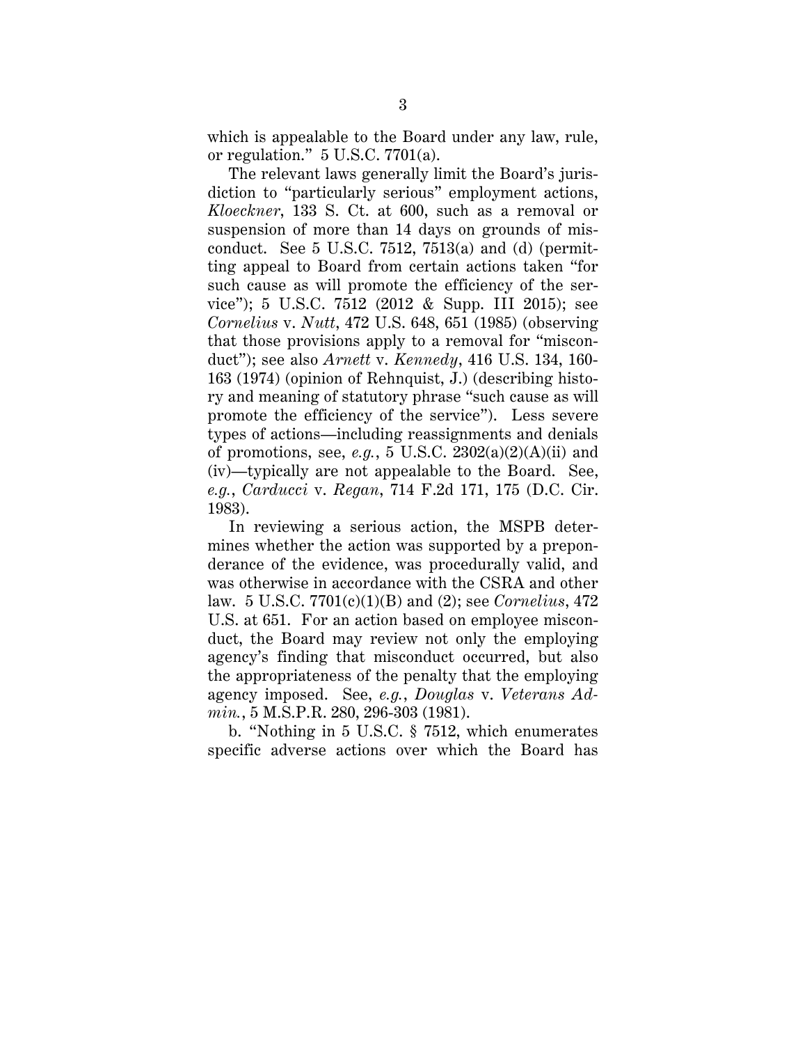which is appealable to the Board under any law, rule, or regulation." 5 U.S.C. 7701(a).

The relevant laws generally limit the Board's jurisdiction to "particularly serious" employment actions, *Kloeckner*, 133 S. Ct. at 600, such as a removal or suspension of more than 14 days on grounds of misconduct. See 5 U.S.C. 7512, 7513(a) and (d) (permitting appeal to Board from certain actions taken "for such cause as will promote the efficiency of the service"); 5 U.S.C. 7512 (2012 & Supp. III 2015); see *Cornelius* v. *Nutt*, 472 U.S. 648, 651 (1985) (observing that those provisions apply to a removal for "misconduct"); see also *Arnett* v. *Kennedy*, 416 U.S. 134, 160-163 (1974) (opinion of Rehnquist, J.) (describing history and meaning of statutory phrase "such cause as will promote the efficiency of the service"). Less severe types of actions—including reassignments and denials of promotions, see, *e.g.*, 5 U.S.C. 2302(a)(2)(A)(ii) and (iv)—typically are not appealable to the Board. See, *e.g.*, *Carducci* v. *Regan*, 714 F.2d 171, 175 (D.C. Cir. 1983).

In reviewing a serious action, the MSPB determines whether the action was supported by a preponderance of the evidence, was procedurally valid, and was otherwise in accordance with the CSRA and other law. 5 U.S.C. 7701(c)(1)(B) and (2); see *Cornelius*, 472 U.S. at 651. For an action based on employee misconduct, the Board may review not only the employing agency's finding that misconduct occurred, but also the appropriateness of the penalty that the employing agency imposed. See, *e.g.*, *Douglas* v. *Veterans Admin.*, 5 M.S.P.R. 280, 296-303 (1981).

b. "Nothing in 5 U.S.C. § 7512, which enumerates specific adverse actions over which the Board has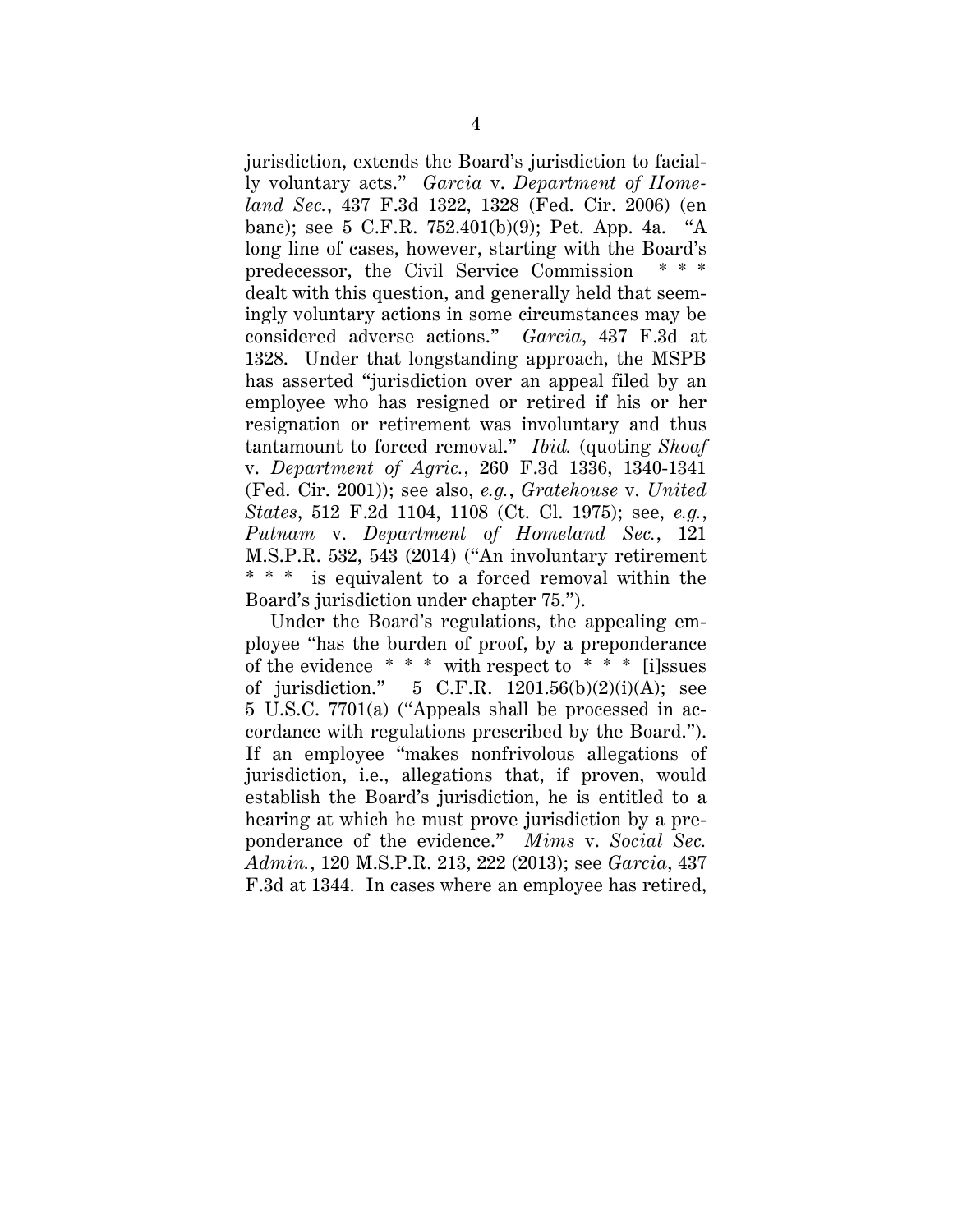jurisdiction, extends the Board's jurisdiction to facially voluntary acts." *Garcia* v. *Department of Homeland Sec.*, 437 F.3d 1322, 1328 (Fed. Cir. 2006) (en banc); see 5 C.F.R. 752.401(b)(9); Pet. App. 4a. "A long line of cases, however, starting with the Board's predecessor, the Civil Service Commission * * * dealt with this question, and generally held that seemingly voluntary actions in some circumstances may be considered adverse actions." *Garcia*, 437 F.3d at 1328. Under that longstanding approach, the MSPB has asserted "jurisdiction over an appeal filed by an employee who has resigned or retired if his or her resignation or retirement was involuntary and thus tantamount to forced removal." *Ibid.* (quoting *Shoaf* v. *Department of Agric.*, 260 F.3d 1336, 1340-1341 (Fed. Cir. 2001)); see also, *e.g.*, *Gratehouse* v. *United States*, 512 F.2d 1104, 1108 (Ct. Cl. 1975); see, *e.g.*, *Putnam* v. *Department of Homeland Sec.*, 121 M.S.P.R. 532, 543 (2014) ("An involuntary retirement * * * is equivalent to a forced removal within the Board's jurisdiction under chapter 75.").

Under the Board's regulations, the appealing employee "has the burden of proof, by a preponderance of the evidence * * * with respect to * * * [i]ssues of jurisdiction." 5 C.F.R. 1201.56(b)(2)(i)(A); see 5 U.S.C. 7701(a) ("Appeals shall be processed in accordance with regulations prescribed by the Board."). If an employee "makes nonfrivolous allegations of jurisdiction, i.e., allegations that, if proven, would establish the Board's jurisdiction, he is entitled to a hearing at which he must prove jurisdiction by a preponderance of the evidence." *Mims* v. *Social Sec. Admin.*, 120 M.S.P.R. 213, 222 (2013); see *Garcia*, 437 F.3d at 1344. In cases where an employee has retired,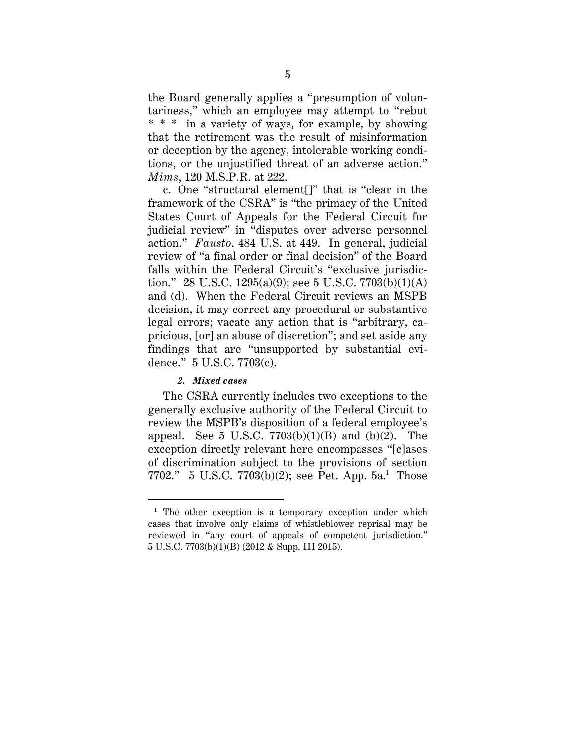the Board generally applies a "presumption of voluntariness," which an employee may attempt to "rebut * * * in a variety of ways, for example, by showing that the retirement was the result of misinformation or deception by the agency, intolerable working conditions, or the unjustified threat of an adverse action." *Mims*, 120 M.S.P.R. at 222.

c. One "structural element[]" that is "clear in the framework of the CSRA" is "the primacy of the United States Court of Appeals for the Federal Circuit for judicial review" in "disputes over adverse personnel action." *Fausto*, 484 U.S. at 449. In general, judicial review of "a final order or final decision" of the Board falls within the Federal Circuit's "exclusive jurisdiction." 28 U.S.C. 1295(a)(9); see 5 U.S.C. 7703(b)(1)(A) and (d). When the Federal Circuit reviews an MSPB decision, it may correct any procedural or substantive legal errors; vacate any action that is "arbitrary, capricious, [or] an abuse of discretion"; and set aside any findings that are "unsupported by substantial evidence." 5 U.S.C. 7703(c).

### *2. Mixed cases*

The CSRA currently includes two exceptions to the generally exclusive authority of the Federal Circuit to review the MSPB's disposition of a federal employee's appeal. See 5 U.S.C. 7703(b)(1)(B) and (b)(2). The exception directly relevant here encompasses "[c]ases of discrimination subject to the provisions of section 7702." 5 U.S.C. 7703(b)(2); see Pet. App. 5a.[1] Those

---

[1] The other exception is a temporary exception under which cases that involve only claims of whistleblower reprisal may be reviewed in "any court of appeals of competent jurisdiction." 5 U.S.C. 7703(b)(1)(B) (2012 & Supp. III 2015).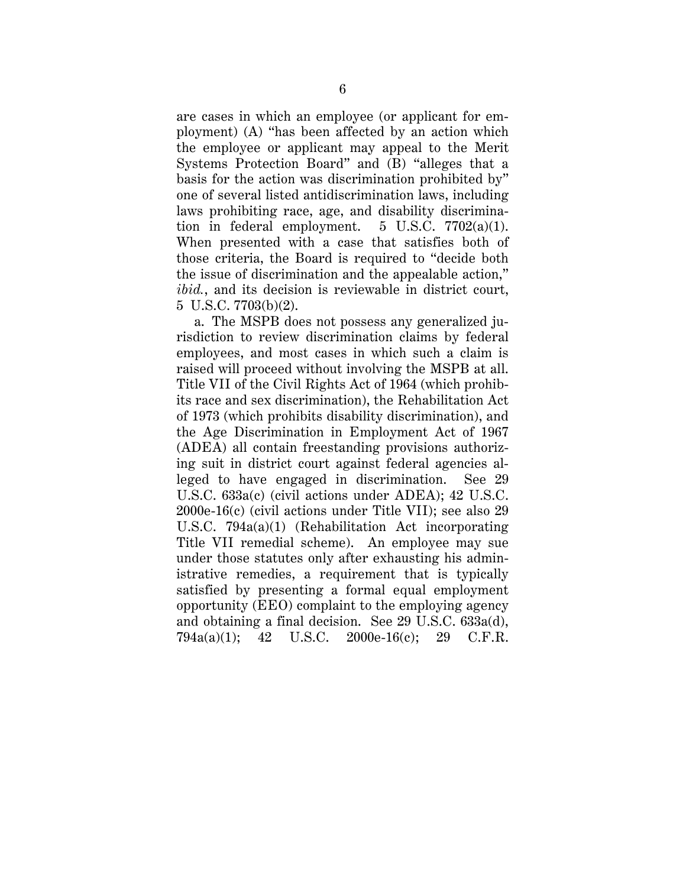are cases in which an employee (or applicant for employment) (A) "has been affected by an action which the employee or applicant may appeal to the Merit Systems Protection Board" and (B) "alleges that a basis for the action was discrimination prohibited by" one of several listed antidiscrimination laws, including laws prohibiting race, age, and disability discrimination in federal employment. 5 U.S.C. 7702(a)(1). When presented with a case that satisfies both of those criteria, the Board is required to "decide both the issue of discrimination and the appealable action," *ibid.*, and its decision is reviewable in district court, 5 U.S.C. 7703(b)(2).

a. The MSPB does not possess any generalized jurisdiction to review discrimination claims by federal employees, and most cases in which such a claim is raised will proceed without involving the MSPB at all. Title VII of the Civil Rights Act of 1964 (which prohibits race and sex discrimination), the Rehabilitation Act of 1973 (which prohibits disability discrimination), and the Age Discrimination in Employment Act of 1967 (ADEA) all contain freestanding provisions authorizing suit in district court against federal agencies alleged to have engaged in discrimination. See 29 U.S.C. 633a(c) (civil actions under ADEA); 42 U.S.C. 2000e-16(c) (civil actions under Title VII); see also 29 U.S.C. 794a(a)(1) (Rehabilitation Act incorporating Title VII remedial scheme). An employee may sue under those statutes only after exhausting his administrative remedies, a requirement that is typically satisfied by presenting a formal equal employment opportunity (EEO) complaint to the employing agency and obtaining a final decision. See 29 U.S.C. 633a(d), 794a(a)(1); 42 U.S.C. 2000e-16(c); 29 C.F.R.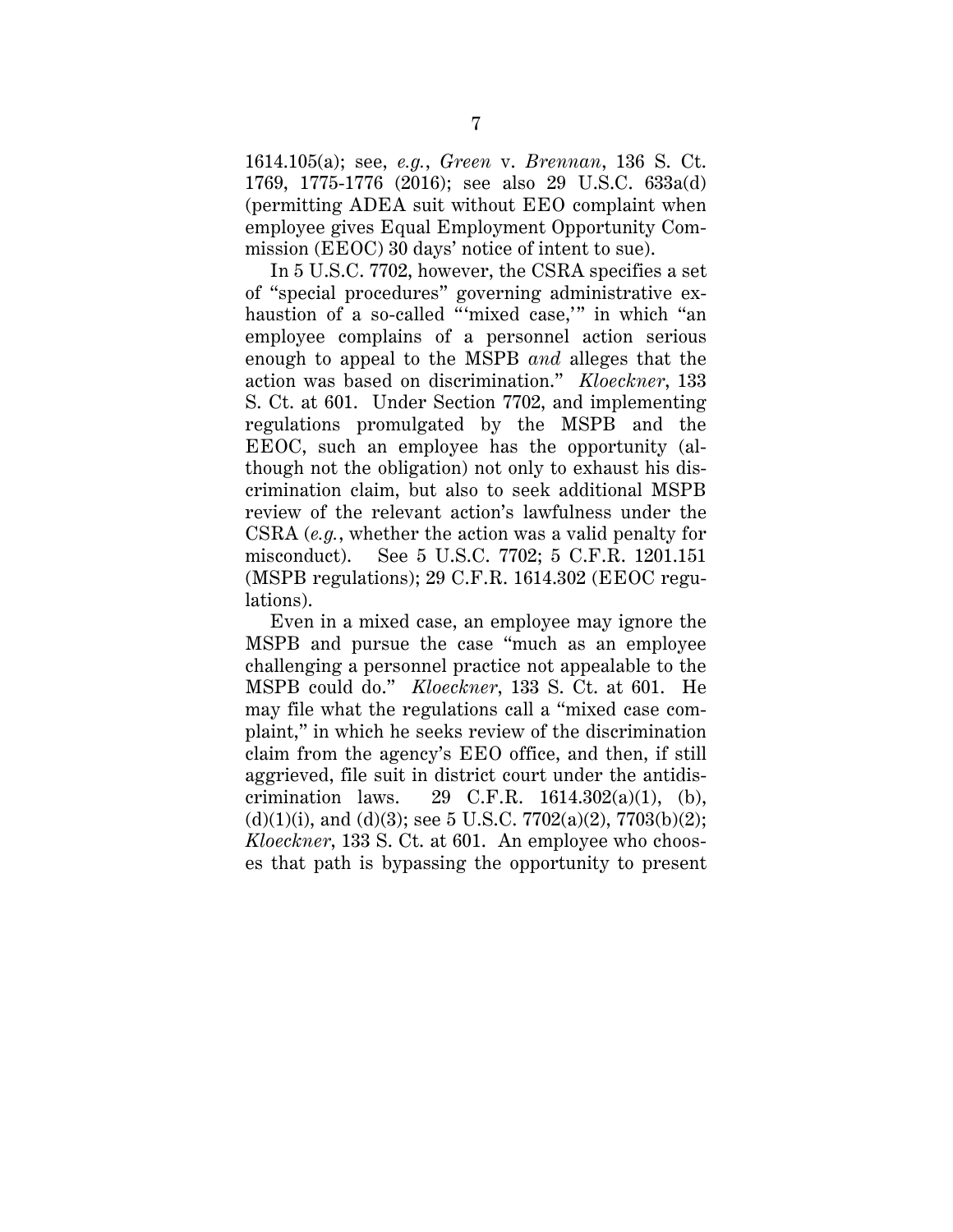1614.105(a); see, *e.g.*, *Green* v. *Brennan*, 136 S. Ct. 1769, 1775-1776 (2016); see also 29 U.S.C. 633a(d) (permitting ADEA suit without EEO complaint when employee gives Equal Employment Opportunity Commission (EEOC) 30 days' notice of intent to sue).

In 5 U.S.C. 7702, however, the CSRA specifies a set of "special procedures" governing administrative exhaustion of a so-called "'mixed case,'" in which "an employee complains of a personnel action serious enough to appeal to the MSPB *and* alleges that the action was based on discrimination." *Kloeckner*, 133 S. Ct. at 601. Under Section 7702, and implementing regulations promulgated by the MSPB and the EEOC, such an employee has the opportunity (although not the obligation) not only to exhaust his discrimination claim, but also to seek additional MSPB review of the relevant action's lawfulness under the CSRA (*e.g.*, whether the action was a valid penalty for misconduct). See 5 U.S.C. 7702; 5 C.F.R. 1201.151 (MSPB regulations); 29 C.F.R. 1614.302 (EEOC regulations).

Even in a mixed case, an employee may ignore the MSPB and pursue the case "much as an employee challenging a personnel practice not appealable to the MSPB could do." *Kloeckner*, 133 S. Ct. at 601. He may file what the regulations call a "mixed case complaint," in which he seeks review of the discrimination claim from the agency's EEO office, and then, if still aggrieved, file suit in district court under the antidiscrimination laws. 29 C.F.R. 1614.302(a)(1), (b), (d)(1)(i), and (d)(3); see 5 U.S.C. 7702(a)(2), 7703(b)(2); *Kloeckner*, 133 S. Ct. at 601. An employee who chooses that path is bypassing the opportunity to present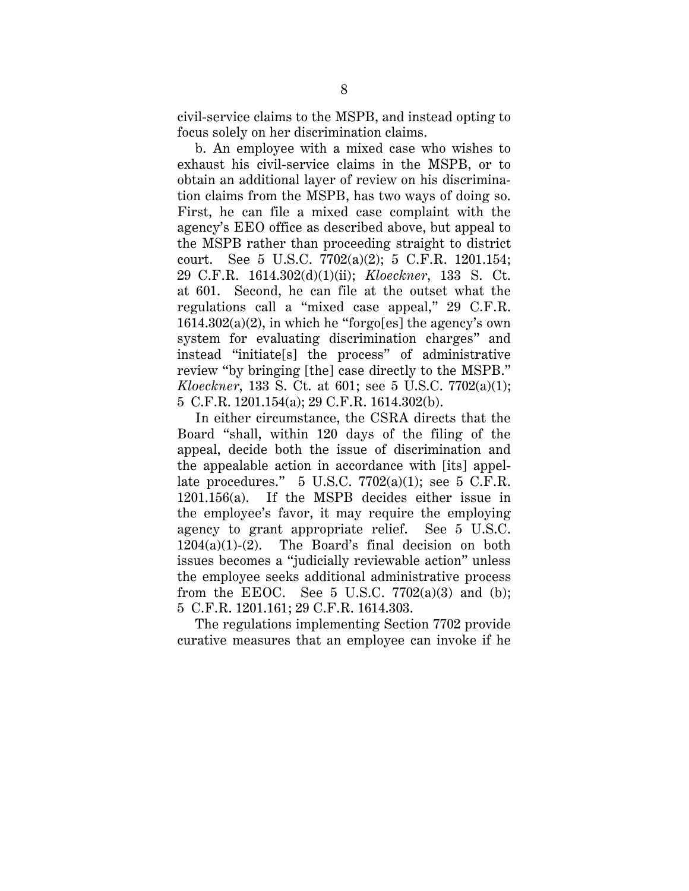civil-service claims to the MSPB, and instead opting to focus solely on her discrimination claims.

b. An employee with a mixed case who wishes to exhaust his civil-service claims in the MSPB, or to obtain an additional layer of review on his discrimination claims from the MSPB, has two ways of doing so. First, he can file a mixed case complaint with the agency's EEO office as described above, but appeal to the MSPB rather than proceeding straight to district court. See 5 U.S.C. 7702(a)(2); 5 C.F.R. 1201.154; 29 C.F.R. 1614.302(d)(1)(ii); *Kloeckner*, 133 S. Ct. at 601. Second, he can file at the outset what the regulations call a "mixed case appeal," 29 C.F.R. 1614.302(a)(2), in which he "forgo[es] the agency's own system for evaluating discrimination charges" and instead "initiate[s] the process" of administrative review "by bringing [the] case directly to the MSPB." *Kloeckner*, 133 S. Ct. at 601; see 5 U.S.C. 7702(a)(1); 5 C.F.R. 1201.154(a); 29 C.F.R. 1614.302(b).

In either circumstance, the CSRA directs that the Board "shall, within 120 days of the filing of the appeal, decide both the issue of discrimination and the appealable action in accordance with [its] appellate procedures." 5 U.S.C. 7702(a)(1); see 5 C.F.R. 1201.156(a). If the MSPB decides either issue in the employee's favor, it may require the employing agency to grant appropriate relief. See 5 U.S.C. 1204(a)(1)-(2). The Board's final decision on both issues becomes a "judicially reviewable action" unless the employee seeks additional administrative process from the EEOC. See 5 U.S.C. 7702(a)(3) and (b); 5 C.F.R. 1201.161; 29 C.F.R. 1614.303.

The regulations implementing Section 7702 provide curative measures that an employee can invoke if he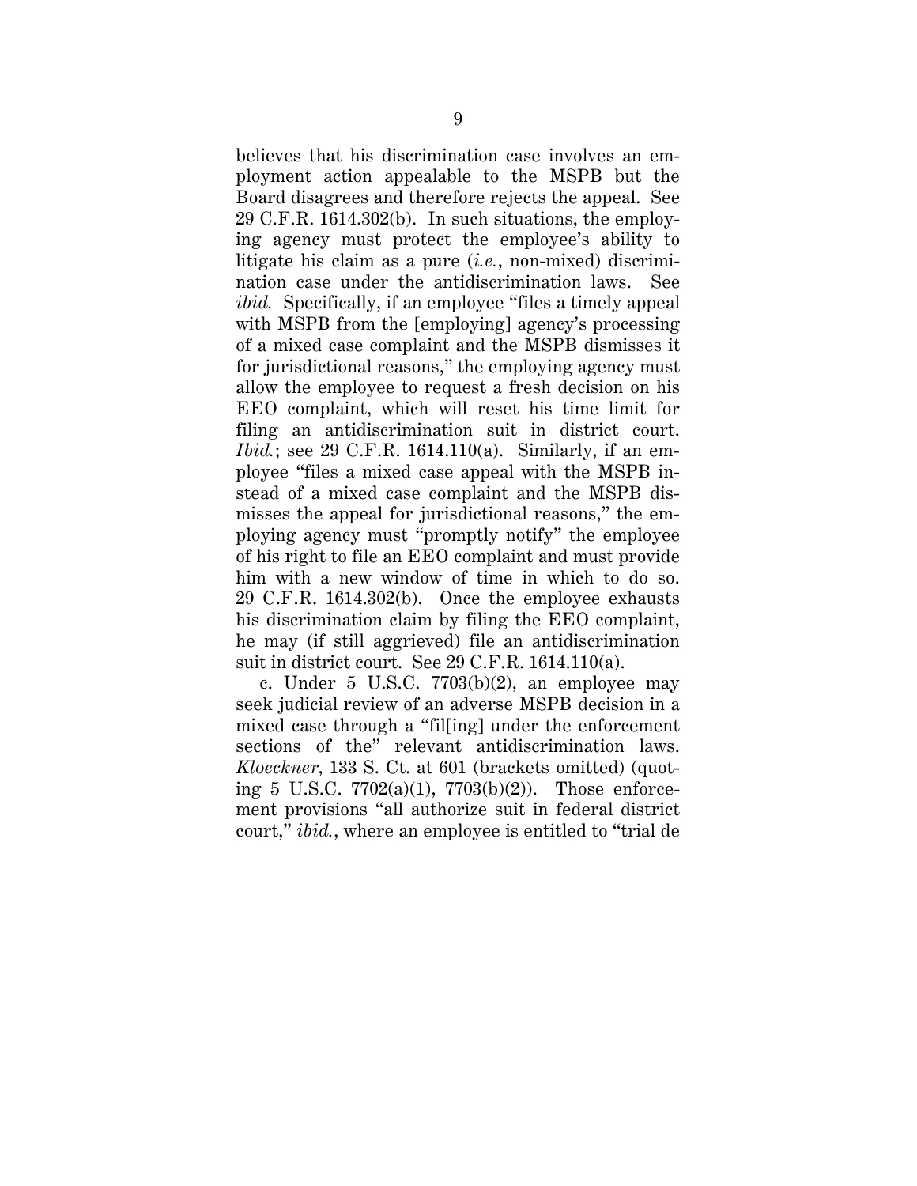believes that his discrimination case involves an employment action appealable to the MSPB but the Board disagrees and therefore rejects the appeal. See 29 C.F.R. 1614.302(b). In such situations, the employing agency must protect the employee's ability to litigate his claim as a pure (*i.e.*, non-mixed) discrimination case under the antidiscrimination laws. See *ibid.* Specifically, if an employee "files a timely appeal with MSPB from the [employing] agency's processing of a mixed case complaint and the MSPB dismisses it for jurisdictional reasons," the employing agency must allow the employee to request a fresh decision on his EEO complaint, which will reset his time limit for filing an antidiscrimination suit in district court. *Ibid.*; see 29 C.F.R. 1614.110(a). Similarly, if an employee "files a mixed case appeal with the MSPB instead of a mixed case complaint and the MSPB dismisses the appeal for jurisdictional reasons," the employing agency must "promptly notify" the employee of his right to file an EEO complaint and must provide him with a new window of time in which to do so. 29 C.F.R. 1614.302(b). Once the employee exhausts his discrimination claim by filing the EEO complaint, he may (if still aggrieved) file an antidiscrimination suit in district court. See 29 C.F.R. 1614.110(a).

c. Under 5 U.S.C. 7703(b)(2), an employee may seek judicial review of an adverse MSPB decision in a mixed case through a "fil[ing] under the enforcement sections of the" relevant antidiscrimination laws. *Kloeckner*, 133 S. Ct. at 601 (brackets omitted) (quoting 5 U.S.C. 7702(a)(1), 7703(b)(2)). Those enforcement provisions "all authorize suit in federal district court," *ibid.*, where an employee is entitled to "trial de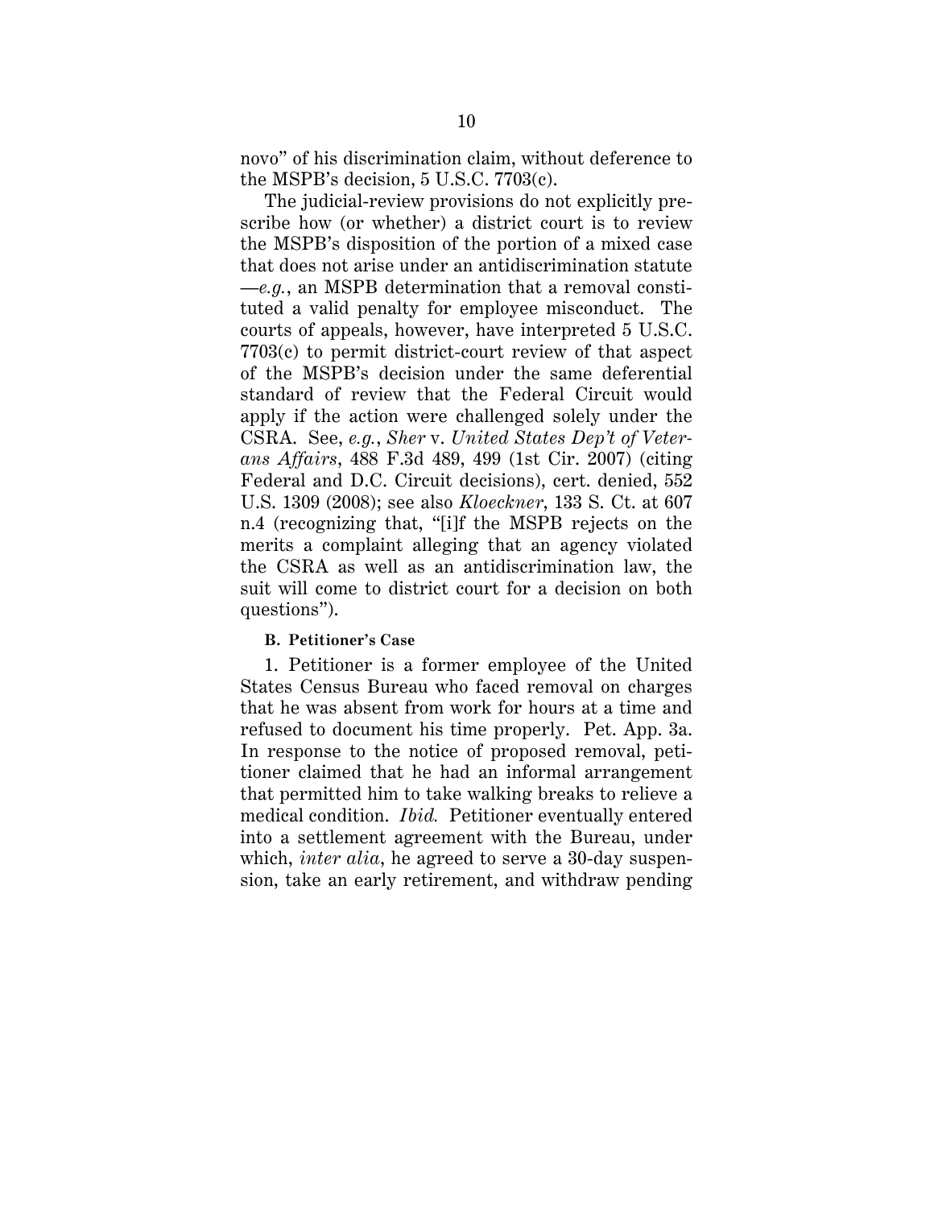novo" of his discrimination claim, without deference to the MSPB's decision, 5 U.S.C. 7703(c).

The judicial-review provisions do not explicitly prescribe how (or whether) a district court is to review the MSPB's disposition of the portion of a mixed case that does not arise under an antidiscrimination statute —*e.g.*, an MSPB determination that a removal constituted a valid penalty for employee misconduct. The courts of appeals, however, have interpreted 5 U.S.C. 7703(c) to permit district-court review of that aspect of the MSPB's decision under the same deferential standard of review that the Federal Circuit would apply if the action were challenged solely under the CSRA. See, *e.g.*, *Sher* v. *United States Dep't of Veterans Affairs*, 488 F.3d 489, 499 (1st Cir. 2007) (citing Federal and D.C. Circuit decisions), cert. denied, 552 U.S. 1309 (2008); see also *Kloeckner*, 133 S. Ct. at 607 n.4 (recognizing that, "[i]f the MSPB rejects on the merits a complaint alleging that an agency violated the CSRA as well as an antidiscrimination law, the suit will come to district court for a decision on both questions").

### B. Petitioner's Case

1. Petitioner is a former employee of the United States Census Bureau who faced removal on charges that he was absent from work for hours at a time and refused to document his time properly. Pet. App. 3a. In response to the notice of proposed removal, petitioner claimed that he had an informal arrangement that permitted him to take walking breaks to relieve a medical condition. *Ibid.* Petitioner eventually entered into a settlement agreement with the Bureau, under which, *inter alia*, he agreed to serve a 30-day suspension, take an early retirement, and withdraw pending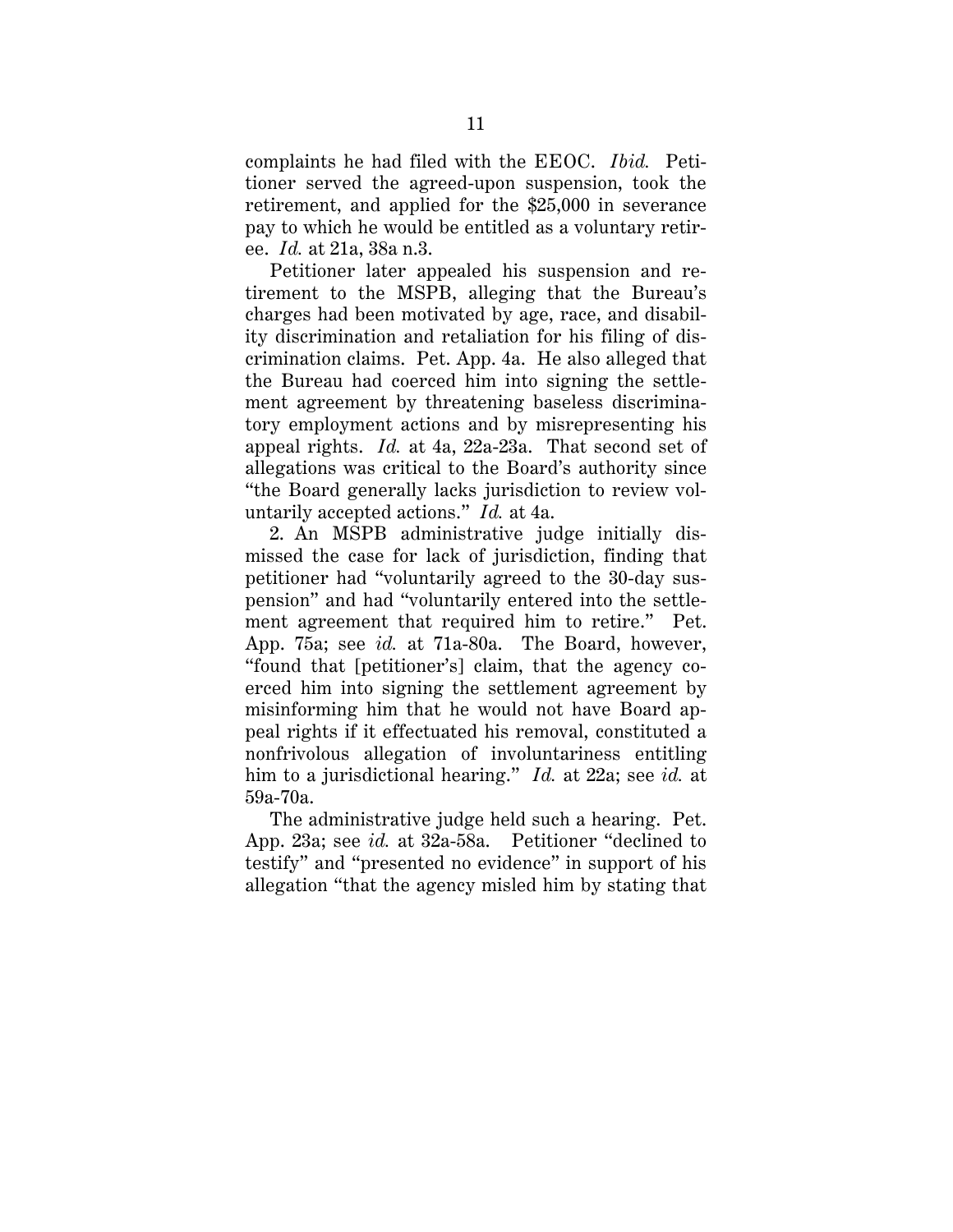complaints he had filed with the EEOC. *Ibid.* Petitioner served the agreed-upon suspension, took the retirement, and applied for the $25,000 in severance pay to which he would be entitled as a voluntary retiree. *Id.* at 21a, 38a n.3.

Petitioner later appealed his suspension and retirement to the MSPB, alleging that the Bureau's charges had been motivated by age, race, and disability discrimination and retaliation for his filing of discrimination claims. Pet. App. 4a. He also alleged that the Bureau had coerced him into signing the settlement agreement by threatening baseless discriminatory employment actions and by misrepresenting his appeal rights. *Id.* at 4a, 22a-23a. That second set of allegations was critical to the Board's authority since "the Board generally lacks jurisdiction to review voluntarily accepted actions." *Id.* at 4a.

2. An MSPB administrative judge initially dismissed the case for lack of jurisdiction, finding that petitioner had "voluntarily agreed to the 30-day suspension" and had "voluntarily entered into the settlement agreement that required him to retire." Pet. App. 75a; see *id.* at 71a-80a. The Board, however, "found that [petitioner's] claim, that the agency coerced him into signing the settlement agreement by misinforming him that he would not have Board appeal rights if it effectuated his removal, constituted a nonfrivolous allegation of involuntariness entitling him to a jurisdictional hearing." *Id.* at 22a; see *id.* at 59a-70a.

The administrative judge held such a hearing. Pet. App. 23a; see *id.* at 32a-58a. Petitioner "declined to testify" and "presented no evidence" in support of his allegation "that the agency misled him by stating that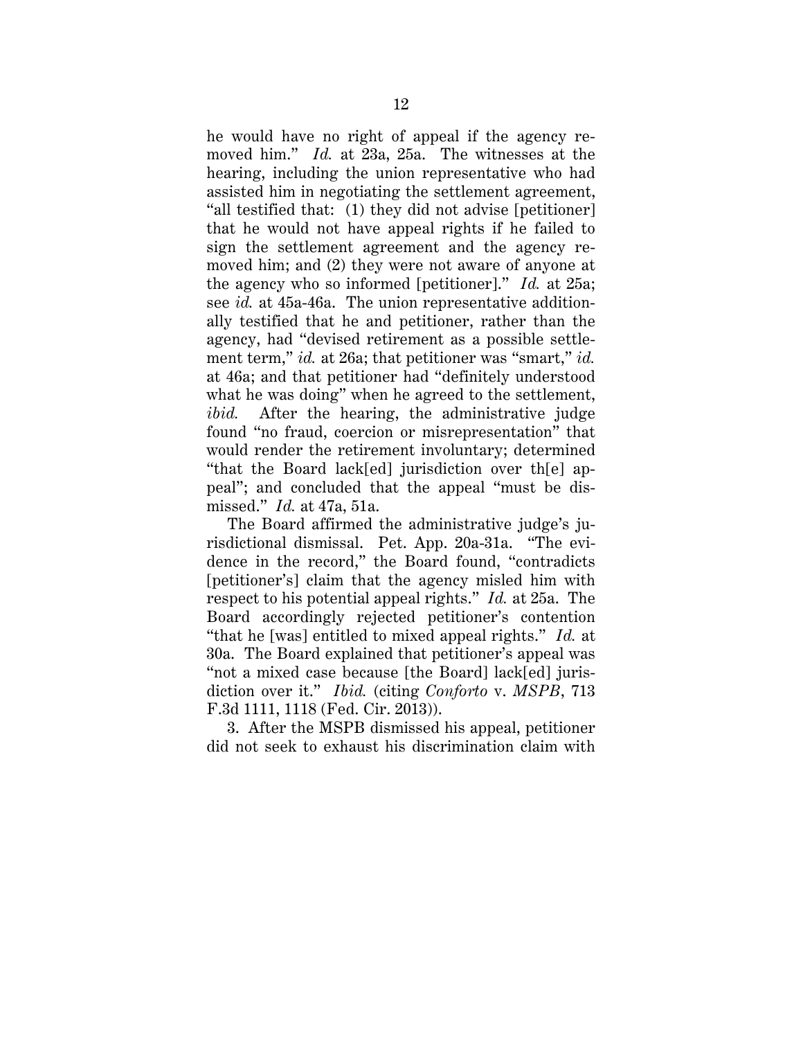he would have no right of appeal if the agency removed him." *Id.* at 23a, 25a. The witnesses at the hearing, including the union representative who had assisted him in negotiating the settlement agreement, "all testified that: (1) they did not advise [petitioner] that he would not have appeal rights if he failed to sign the settlement agreement and the agency removed him; and (2) they were not aware of anyone at the agency who so informed [petitioner]." *Id.* at 25a; see *id.* at 45a-46a. The union representative additionally testified that he and petitioner, rather than the agency, had "devised retirement as a possible settlement term," *id.* at 26a; that petitioner was "smart," *id.* at 46a; and that petitioner had "definitely understood what he was doing" when he agreed to the settlement, *ibid.* After the hearing, the administrative judge found "no fraud, coercion or misrepresentation" that would render the retirement involuntary; determined "that the Board lack[ed] jurisdiction over th[e] appeal"; and concluded that the appeal "must be dismissed." *Id.* at 47a, 51a.

The Board affirmed the administrative judge's jurisdictional dismissal. Pet. App. 20a-31a. "The evidence in the record," the Board found, "contradicts [petitioner's] claim that the agency misled him with respect to his potential appeal rights." *Id.* at 25a. The Board accordingly rejected petitioner's contention "that he [was] entitled to mixed appeal rights." *Id.* at 30a. The Board explained that petitioner's appeal was "not a mixed case because [the Board] lack[ed] jurisdiction over it." *Ibid.* (citing *Conforto* v. *MSPB*, 713 F.3d 1111, 1118 (Fed. Cir. 2013)).

3. After the MSPB dismissed his appeal, petitioner did not seek to exhaust his discrimination claim with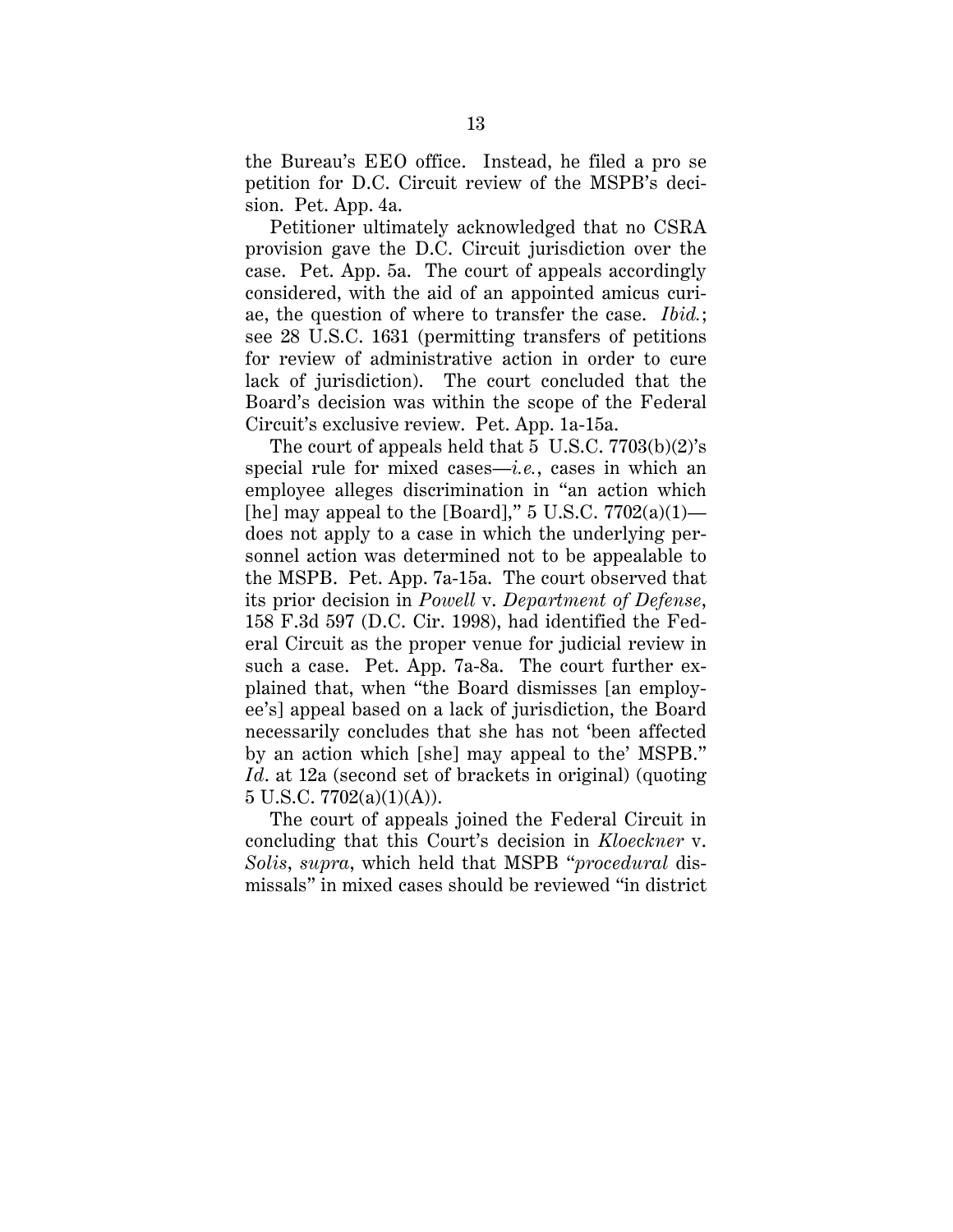the Bureau's EEO office. Instead, he filed a pro se petition for D.C. Circuit review of the MSPB's decision. Pet. App. 4a.

Petitioner ultimately acknowledged that no CSRA provision gave the D.C. Circuit jurisdiction over the case. Pet. App. 5a. The court of appeals accordingly considered, with the aid of an appointed amicus curiae, the question of where to transfer the case. *Ibid.*; see 28 U.S.C. 1631 (permitting transfers of petitions for review of administrative action in order to cure lack of jurisdiction). The court concluded that the Board's decision was within the scope of the Federal Circuit's exclusive review. Pet. App. 1a-15a.

The court of appeals held that 5 U.S.C. 7703(b)(2)'s special rule for mixed cases—*i.e.*, cases in which an employee alleges discrimination in "an action which [he] may appeal to the [Board]," 5 U.S.C. 7702(a)(1)—does not apply to a case in which the underlying personnel action was determined not to be appealable to the MSPB. Pet. App. 7a-15a. The court observed that its prior decision in *Powell* v. *Department of Defense*, 158 F.3d 597 (D.C. Cir. 1998), had identified the Federal Circuit as the proper venue for judicial review in such a case. Pet. App. 7a-8a. The court further explained that, when "the Board dismisses [an employee's] appeal based on a lack of jurisdiction, the Board necessarily concludes that she has not 'been affected by an action which [she] may appeal to the' MSPB." *Id.* at 12a (second set of brackets in original) (quoting 5 U.S.C. 7702(a)(1)(A)).

The court of appeals joined the Federal Circuit in concluding that this Court's decision in *Kloeckner* v. *Solis*, *supra*, which held that MSPB "*procedural* dismissals" in mixed cases should be reviewed "in district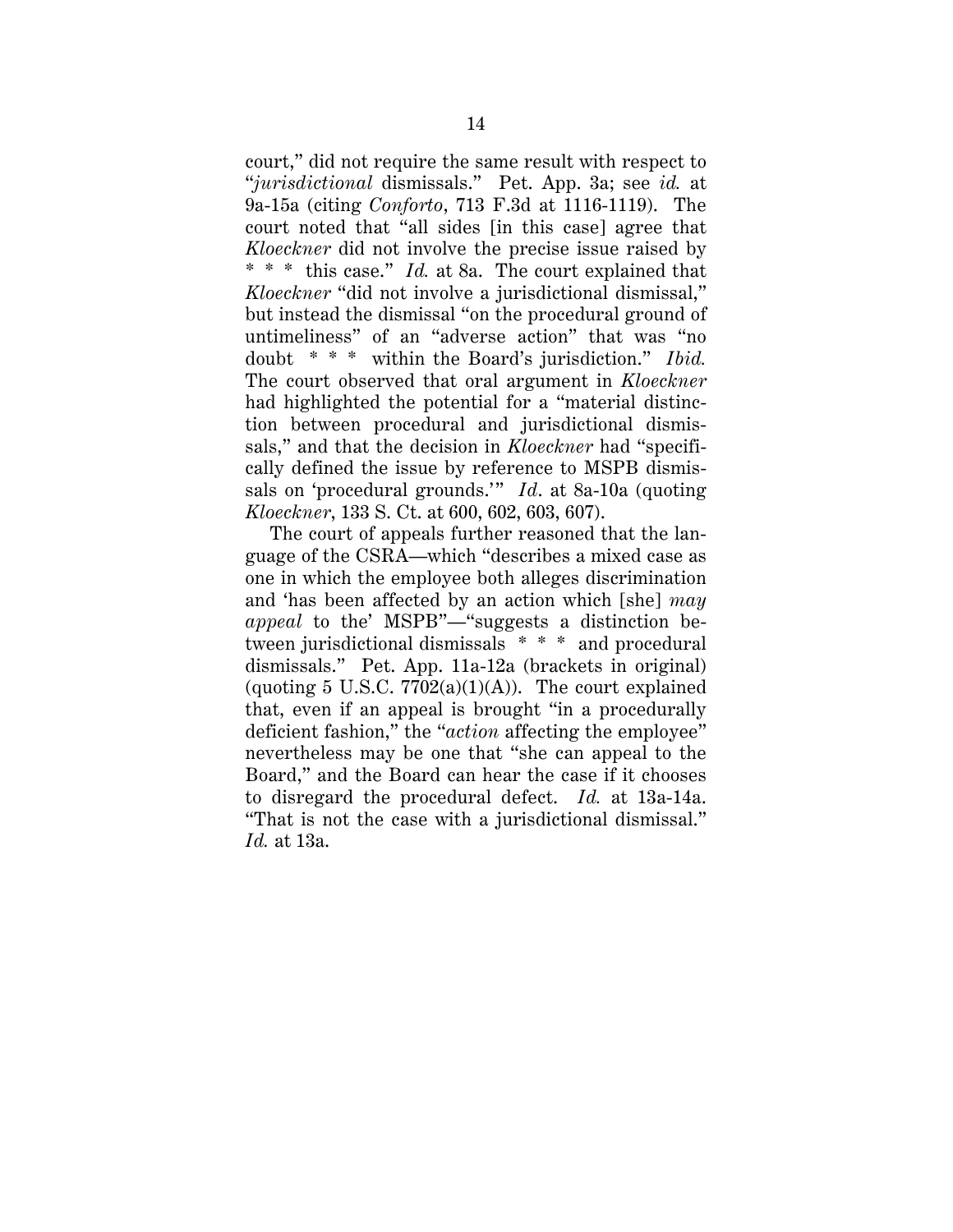court," did not require the same result with respect to "*jurisdictional* dismissals." Pet. App. 3a; see *id.* at 9a-15a (citing *Conforto*, 713 F.3d at 1116-1119). The court noted that "all sides [in this case] agree that *Kloeckner* did not involve the precise issue raised by * * * this case." *Id.* at 8a. The court explained that *Kloeckner* "did not involve a jurisdictional dismissal," but instead the dismissal "on the procedural ground of untimeliness" of an "adverse action" that was "no doubt * * * within the Board's jurisdiction." *Ibid.* The court observed that oral argument in *Kloeckner* had highlighted the potential for a "material distinction between procedural and jurisdictional dismissals," and that the decision in *Kloeckner* had "specifically defined the issue by reference to MSPB dismissals on 'procedural grounds.'" *Id*. at 8a-10a (quoting *Kloeckner*, 133 S. Ct. at 600, 602, 603, 607).

The court of appeals further reasoned that the language of the CSRA—which "describes a mixed case as one in which the employee both alleges discrimination and 'has been affected by an action which [she] *may appeal* to the' MSPB"—"suggests a distinction between jurisdictional dismissals * * * and procedural dismissals." Pet. App. 11a-12a (brackets in original) (quoting 5 U.S.C. 7702(a)(1)(A)). The court explained that, even if an appeal is brought "in a procedurally deficient fashion," the "*action* affecting the employee" nevertheless may be one that "she can appeal to the Board," and the Board can hear the case if it chooses to disregard the procedural defect. *Id.* at 13a-14a. "That is not the case with a jurisdictional dismissal." *Id.* at 13a.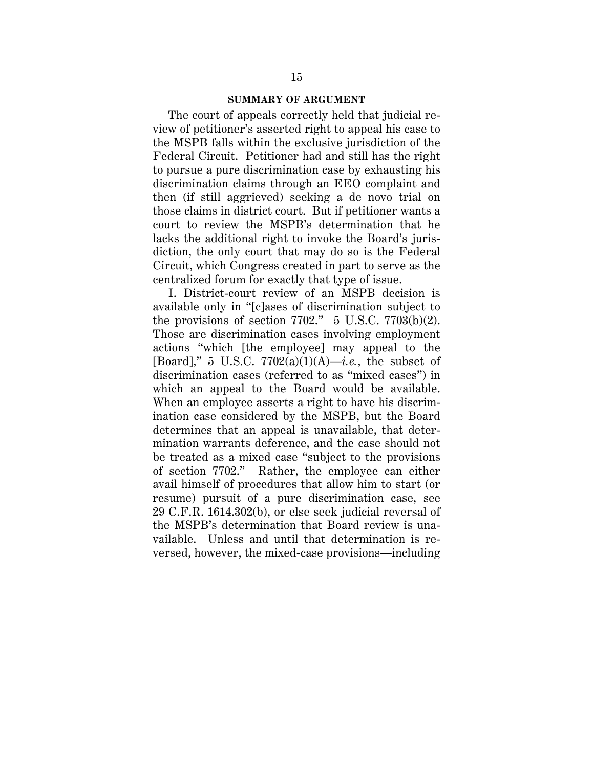## SUMMARY OF ARGUMENT

The court of appeals correctly held that judicial review of petitioner's asserted right to appeal his case to the MSPB falls within the exclusive jurisdiction of the Federal Circuit. Petitioner had and still has the right to pursue a pure discrimination case by exhausting his discrimination claims through an EEO complaint and then (if still aggrieved) seeking a de novo trial on those claims in district court. But if petitioner wants a court to review the MSPB's determination that he lacks the additional right to invoke the Board's jurisdiction, the only court that may do so is the Federal Circuit, which Congress created in part to serve as the centralized forum for exactly that type of issue.

I. District-court review of an MSPB decision is available only in "[c]ases of discrimination subject to the provisions of section 7702." 5 U.S.C. 7703(b)(2). Those are discrimination cases involving employment actions "which [the employee] may appeal to the [Board]," 5 U.S.C. 7702(a)(1)(A)—*i.e.*, the subset of discrimination cases (referred to as "mixed cases") in which an appeal to the Board would be available. When an employee asserts a right to have his discrimination case considered by the MSPB, but the Board determines that an appeal is unavailable, that determination warrants deference, and the case should not be treated as a mixed case "subject to the provisions of section 7702." Rather, the employee can either avail himself of procedures that allow him to start (or resume) pursuit of a pure discrimination case, see 29 C.F.R. 1614.302(b), or else seek judicial reversal of the MSPB's determination that Board review is unavailable. Unless and until that determination is reversed, however, the mixed-case provisions—including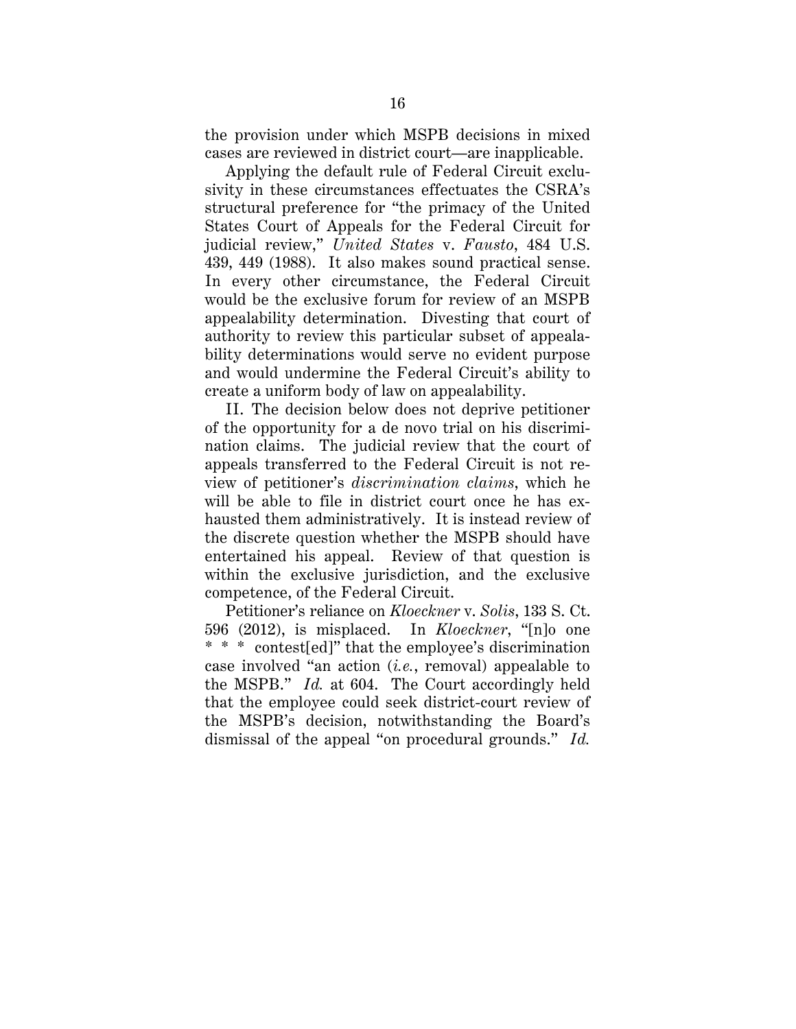the provision under which MSPB decisions in mixed cases are reviewed in district court—are inapplicable.

Applying the default rule of Federal Circuit exclusivity in these circumstances effectuates the CSRA's structural preference for "the primacy of the United States Court of Appeals for the Federal Circuit for judicial review," *United States* v. *Fausto*, 484 U.S. 439, 449 (1988). It also makes sound practical sense. In every other circumstance, the Federal Circuit would be the exclusive forum for review of an MSPB appealability determination. Divesting that court of authority to review this particular subset of appealability determinations would serve no evident purpose and would undermine the Federal Circuit's ability to create a uniform body of law on appealability.

II. The decision below does not deprive petitioner of the opportunity for a de novo trial on his discrimination claims. The judicial review that the court of appeals transferred to the Federal Circuit is not review of petitioner's *discrimination claims*, which he will be able to file in district court once he has exhausted them administratively. It is instead review of the discrete question whether the MSPB should have entertained his appeal. Review of that question is within the exclusive jurisdiction, and the exclusive competence, of the Federal Circuit.

Petitioner's reliance on *Kloeckner* v. *Solis*, 133 S. Ct. 596 (2012), is misplaced. In *Kloeckner*, "[n]o one * * * contest[ed]" that the employee's discrimination case involved "an action (*i.e.*, removal) appealable to the MSPB." *Id.* at 604. The Court accordingly held that the employee could seek district-court review of the MSPB's decision, notwithstanding the Board's dismissal of the appeal "on procedural grounds." *Id.*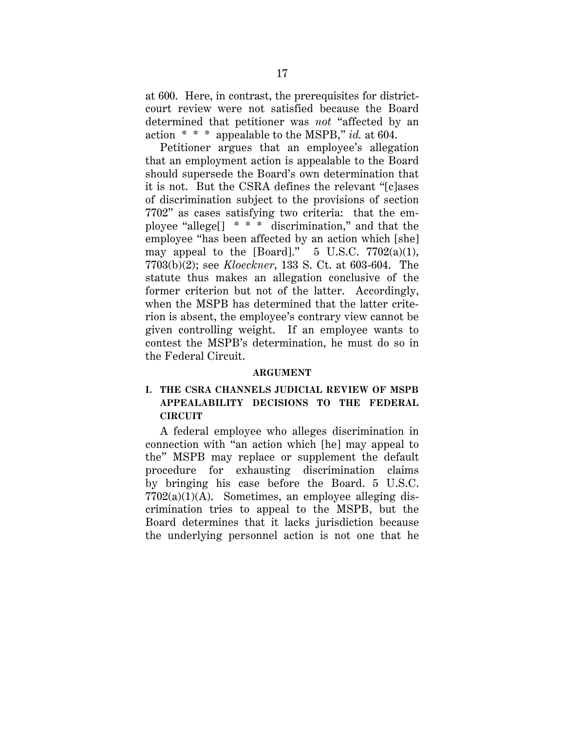at 600. Here, in contrast, the prerequisites for district-court review were not satisfied because the Board determined that petitioner was *not* "affected by an action * * * appealable to the MSPB," *id.* at 604.

Petitioner argues that an employee's allegation that an employment action is appealable to the Board should supersede the Board's own determination that it is not. But the CSRA defines the relevant "[c]ases of discrimination subject to the provisions of section 7702" as cases satisfying two criteria: that the employee "allege[] * * * discrimination," and that the employee "has been affected by an action which [she] may appeal to the [Board]." 5 U.S.C. 7702(a)(1), 7703(b)(2); see *Kloeckner*, 133 S. Ct. at 603-604. The statute thus makes an allegation conclusive of the former criterion but not of the latter. Accordingly, when the MSPB has determined that the latter criterion is absent, the employee's contrary view cannot be given controlling weight. If an employee wants to contest the MSPB's determination, he must do so in the Federal Circuit.

## ARGUMENT

### I. THE CSRA CHANNELS JUDICIAL REVIEW OF MSPB APPEALABILITY DECISIONS TO THE FEDERAL CIRCUIT

A federal employee who alleges discrimination in connection with "an action which [he] may appeal to the" MSPB may replace or supplement the default procedure for exhausting discrimination claims by bringing his case before the Board. 5 U.S.C. 7702(a)(1)(A). Sometimes, an employee alleging discrimination tries to appeal to the MSPB, but the Board determines that it lacks jurisdiction because the underlying personnel action is not one that he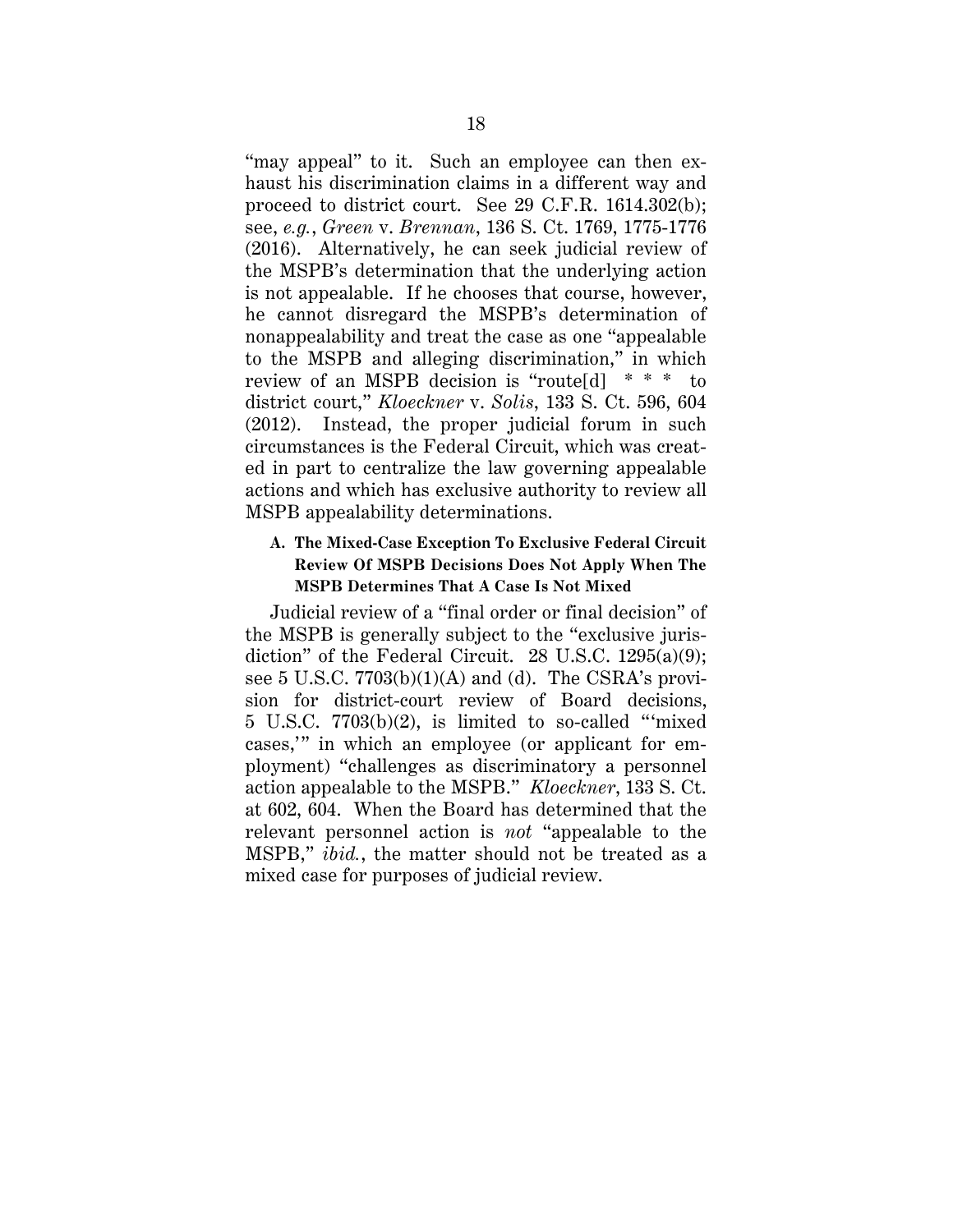"may appeal" to it. Such an employee can then exhaust his discrimination claims in a different way and proceed to district court. See 29 C.F.R. 1614.302(b); see, *e.g.*, *Green* v. *Brennan*, 136 S. Ct. 1769, 1775-1776 (2016). Alternatively, he can seek judicial review of the MSPB's determination that the underlying action is not appealable. If he chooses that course, however, he cannot disregard the MSPB's determination of nonappealability and treat the case as one "appealable to the MSPB and alleging discrimination," in which review of an MSPB decision is "route[d] * * * to district court," *Kloeckner* v. *Solis*, 133 S. Ct. 596, 604 (2012). Instead, the proper judicial forum in such circumstances is the Federal Circuit, which was created in part to centralize the law governing appealable actions and which has exclusive authority to review all MSPB appealability determinations.

### A. The Mixed-Case Exception To Exclusive Federal Circuit Review Of MSPB Decisions Does Not Apply When The MSPB Determines That A Case Is Not Mixed

Judicial review of a "final order or final decision" of the MSPB is generally subject to the "exclusive jurisdiction" of the Federal Circuit. 28 U.S.C. 1295(a)(9); see 5 U.S.C. 7703(b)(1)(A) and (d). The CSRA's provision for district-court review of Board decisions, 5 U.S.C. 7703(b)(2), is limited to so-called "'mixed cases,'" in which an employee (or applicant for employment) "challenges as discriminatory a personnel action appealable to the MSPB." *Kloeckner*, 133 S. Ct. at 602, 604. When the Board has determined that the relevant personnel action is *not* "appealable to the MSPB," *ibid.*, the matter should not be treated as a mixed case for purposes of judicial review.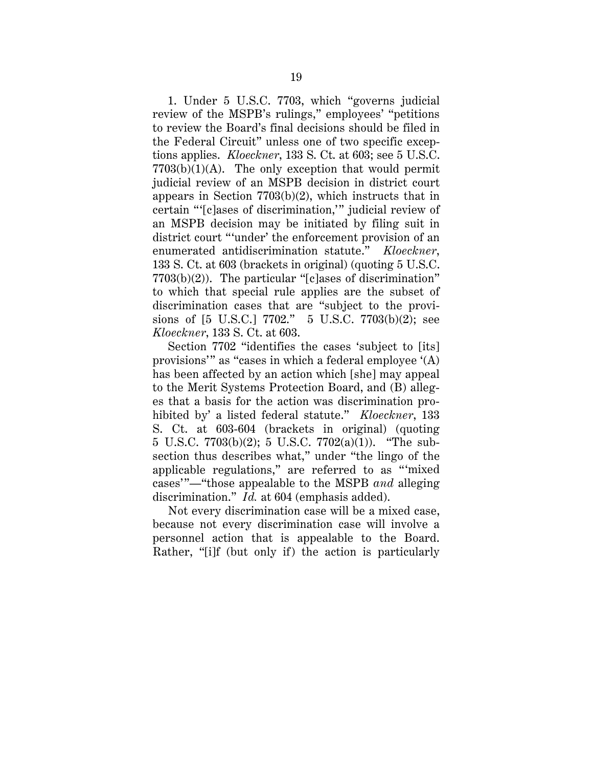1. Under 5 U.S.C. 7703, which "governs judicial review of the MSPB's rulings," employees' "petitions to review the Board's final decisions should be filed in the Federal Circuit" unless one of two specific exceptions applies. *Kloeckner*, 133 S. Ct. at 603; see 5 U.S.C. 7703(b)(1)(A). The only exception that would permit judicial review of an MSPB decision in district court appears in Section 7703(b)(2), which instructs that in certain "'[c]ases of discrimination,'" judicial review of an MSPB decision may be initiated by filing suit in district court "'under' the enforcement provision of an enumerated antidiscrimination statute." *Kloeckner*, 133 S. Ct. at 603 (brackets in original) (quoting 5 U.S.C. 7703(b)(2)). The particular "[c]ases of discrimination" to which that special rule applies are the subset of discrimination cases that are "subject to the provisions of [5 U.S.C.] 7702." 5 U.S.C. 7703(b)(2); see *Kloeckner*, 133 S. Ct. at 603.

Section 7702 "identifies the cases 'subject to [its] provisions'" as "cases in which a federal employee '(A) has been affected by an action which [she] may appeal to the Merit Systems Protection Board, and (B) alleges that a basis for the action was discrimination prohibited by' a listed federal statute." *Kloeckner*, 133 S. Ct. at 603-604 (brackets in original) (quoting 5 U.S.C. 7703(b)(2); 5 U.S.C. 7702(a)(1)). "The subsection thus describes what," under "the lingo of the applicable regulations," are referred to as "'mixed cases'"—"those appealable to the MSPB *and* alleging discrimination." *Id.* at 604 (emphasis added).

Not every discrimination case will be a mixed case, because not every discrimination case will involve a personnel action that is appealable to the Board. Rather, "[i]f (but only if) the action is particularly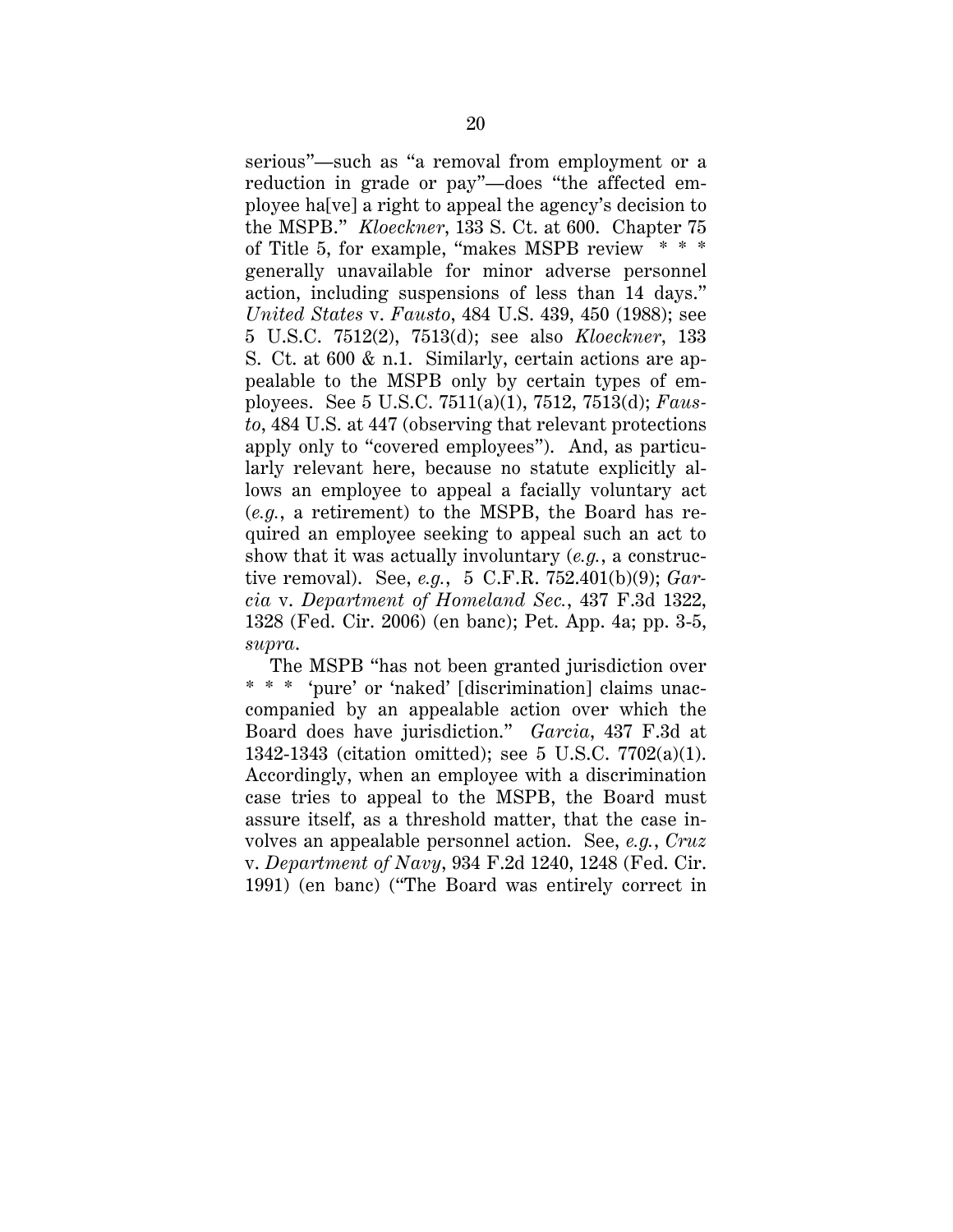serious"—such as "a removal from employment or a reduction in grade or pay"—does "the affected employee ha[ve] a right to appeal the agency's decision to the MSPB." *Kloeckner*, 133 S. Ct. at 600. Chapter 75 of Title 5, for example, "makes MSPB review * * * generally unavailable for minor adverse personnel action, including suspensions of less than 14 days." *United States* v. *Fausto*, 484 U.S. 439, 450 (1988); see 5 U.S.C. 7512(2), 7513(d); see also *Kloeckner*, 133 S. Ct. at 600 & n.1. Similarly, certain actions are appealable to the MSPB only by certain types of employees. See 5 U.S.C. 7511(a)(1), 7512, 7513(d); *Fausto*, 484 U.S. at 447 (observing that relevant protections apply only to "covered employees"). And, as particularly relevant here, because no statute explicitly allows an employee to appeal a facially voluntary act (*e.g.*, a retirement) to the MSPB, the Board has required an employee seeking to appeal such an act to show that it was actually involuntary (*e.g.*, a constructive removal). See, *e.g.*, 5 C.F.R. 752.401(b)(9); *Garcia* v. *Department of Homeland Sec.*, 437 F.3d 1322, 1328 (Fed. Cir. 2006) (en banc); Pet. App. 4a; pp. 3-5, *supra*.

The MSPB "has not been granted jurisdiction over * * * 'pure' or 'naked' [discrimination] claims unaccompanied by an appealable action over which the Board does have jurisdiction." *Garcia*, 437 F.3d at 1342-1343 (citation omitted); see 5 U.S.C. 7702(a)(1). Accordingly, when an employee with a discrimination case tries to appeal to the MSPB, the Board must assure itself, as a threshold matter, that the case involves an appealable personnel action. See, *e.g.*, *Cruz* v. *Department of Navy*, 934 F.2d 1240, 1248 (Fed. Cir. 1991) (en banc) ("The Board was entirely correct in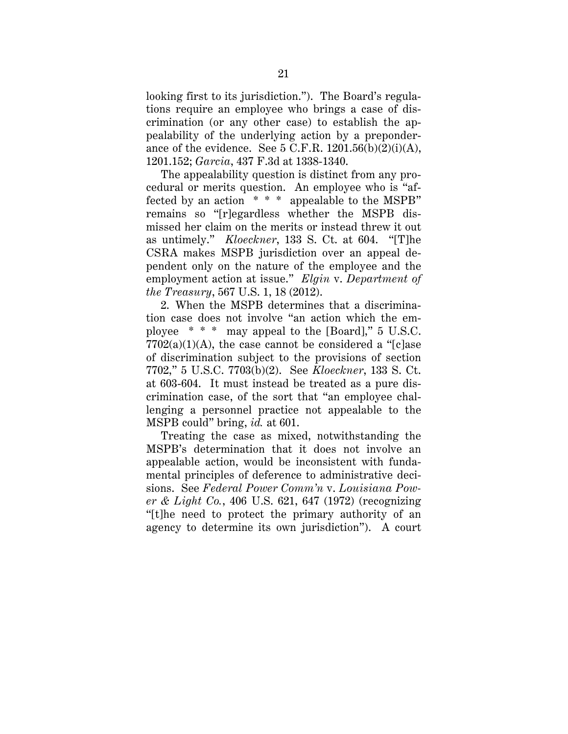looking first to its jurisdiction."). The Board's regulations require an employee who brings a case of discrimination (or any other case) to establish the appealability of the underlying action by a preponderance of the evidence. See 5 C.F.R. 1201.56(b)(2)(i)(A), 1201.152; *Garcia*, 437 F.3d at 1338-1340.

The appealability question is distinct from any procedural or merits question. An employee who is "affected by an action * * * appealable to the MSPB" remains so "[r]egardless whether the MSPB dismissed her claim on the merits or instead threw it out as untimely." *Kloeckner*, 133 S. Ct. at 604. "[T]he CSRA makes MSPB jurisdiction over an appeal dependent only on the nature of the employee and the employment action at issue." *Elgin* v. *Department of the Treasury*, 567 U.S. 1, 18 (2012).

2. When the MSPB determines that a discrimination case does not involve "an action which the employee * * * may appeal to the [Board]," 5 U.S.C. 7702(a)(1)(A), the case cannot be considered a "[c]ase of discrimination subject to the provisions of section 7702," 5 U.S.C. 7703(b)(2). See *Kloeckner*, 133 S. Ct. at 603-604. It must instead be treated as a pure discrimination case, of the sort that "an employee challenging a personnel practice not appealable to the MSPB could" bring, *id.* at 601.

Treating the case as mixed, notwithstanding the MSPB's determination that it does not involve an appealable action, would be inconsistent with fundamental principles of deference to administrative decisions. See *Federal Power Comm'n* v. *Louisiana Power & Light Co.*, 406 U.S. 621, 647 (1972) (recognizing "[t]he need to protect the primary authority of an agency to determine its own jurisdiction"). A court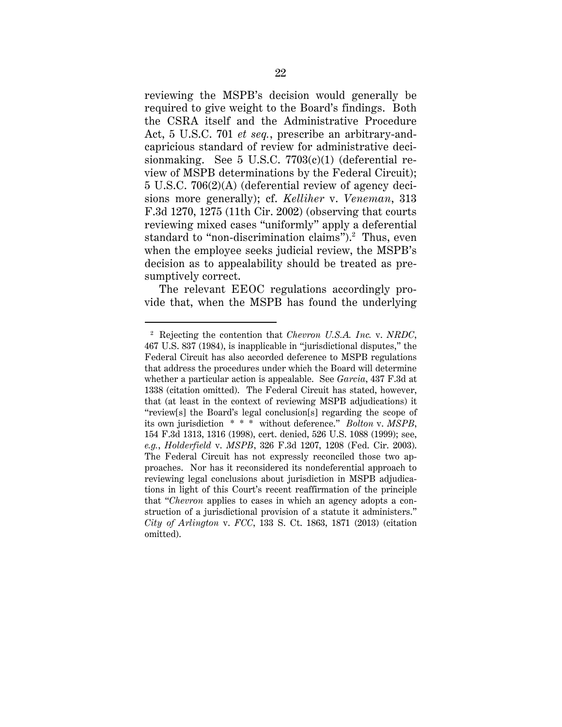reviewing the MSPB's decision would generally be required to give weight to the Board's findings. Both the CSRA itself and the Administrative Procedure Act, 5 U.S.C. 701 *et seq.*, prescribe an arbitrary-and-capricious standard of review for administrative decisionmaking. See 5 U.S.C. 7703(c)(1) (deferential review of MSPB determinations by the Federal Circuit); 5 U.S.C. 706(2)(A) (deferential review of agency decisions more generally); cf. *Kelliher* v. *Veneman*, 313 F.3d 1270, 1275 (11th Cir. 2002) (observing that courts reviewing mixed cases "uniformly" apply a deferential standard to "non-discrimination claims").[2] Thus, even when the employee seeks judicial review, the MSPB's decision as to appealability should be treated as presumptively correct.

The relevant EEOC regulations accordingly provide that, when the MSPB has found the underlying

---

[2] Rejecting the contention that *Chevron U.S.A. Inc.* v. *NRDC*, 467 U.S. 837 (1984), is inapplicable in "jurisdictional disputes," the Federal Circuit has also accorded deference to MSPB regulations that address the procedures under which the Board will determine whether a particular action is appealable. See *Garcia*, 437 F.3d at 1338 (citation omitted). The Federal Circuit has stated, however, that (at least in the context of reviewing MSPB adjudications) it "review[s] the Board's legal conclusion[s] regarding the scope of its own jurisdiction * * * without deference." *Bolton* v. *MSPB*, 154 F.3d 1313, 1316 (1998), cert. denied, 526 U.S. 1088 (1999); see, *e.g.*, *Holderfield* v. *MSPB*, 326 F.3d 1207, 1208 (Fed. Cir. 2003). The Federal Circuit has not expressly reconciled those two approaches. Nor has it reconsidered its nondeferential approach to reviewing legal conclusions about jurisdiction in MSPB adjudications in light of this Court's recent reaffirmation of the principle that "*Chevron* applies to cases in which an agency adopts a construction of a jurisdictional provision of a statute it administers." *City of Arlington* v. *FCC*, 133 S. Ct. 1863, 1871 (2013) (citation omitted).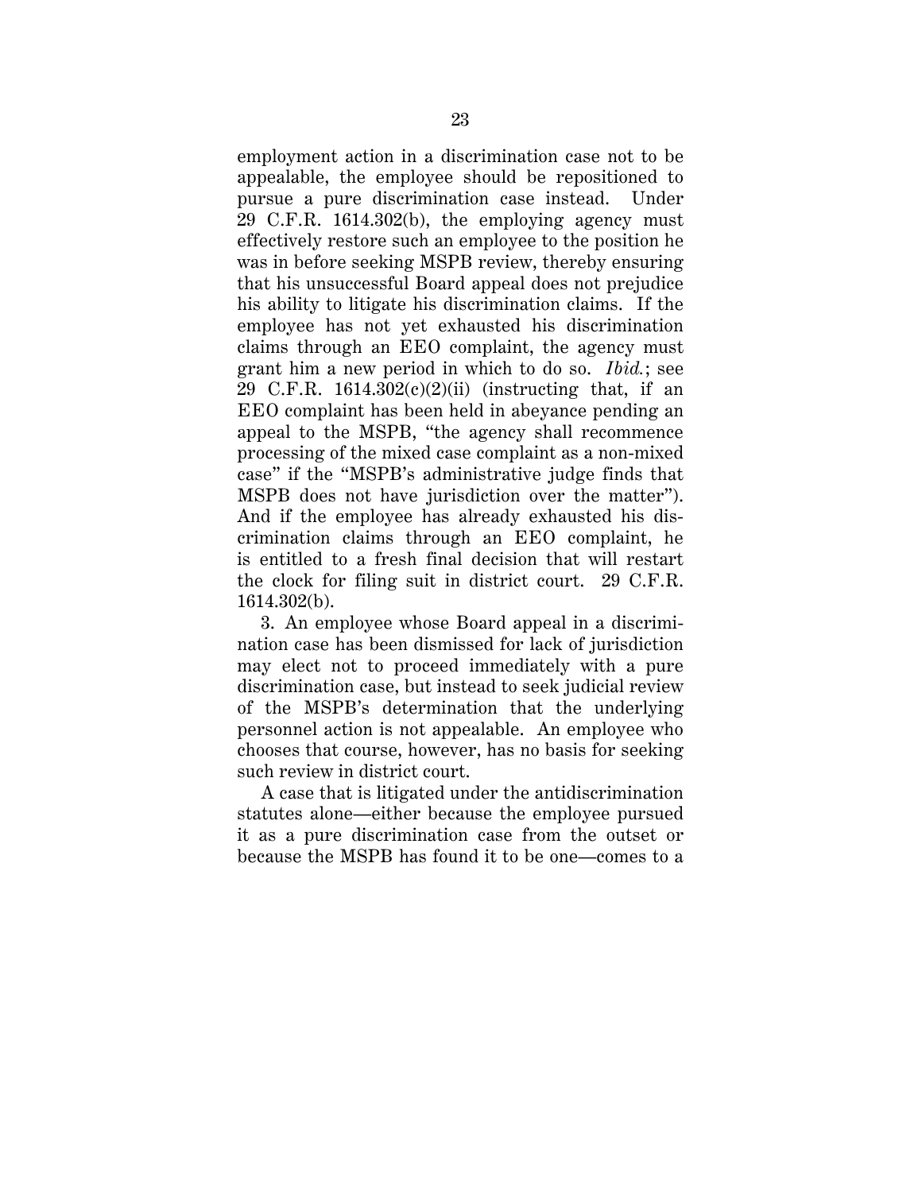employment action in a discrimination case not to be appealable, the employee should be repositioned to pursue a pure discrimination case instead. Under 29 C.F.R. 1614.302(b), the employing agency must effectively restore such an employee to the position he was in before seeking MSPB review, thereby ensuring that his unsuccessful Board appeal does not prejudice his ability to litigate his discrimination claims. If the employee has not yet exhausted his discrimination claims through an EEO complaint, the agency must grant him a new period in which to do so. *Ibid.*; see 29 C.F.R. 1614.302(c)(2)(ii) (instructing that, if an EEO complaint has been held in abeyance pending an appeal to the MSPB, "the agency shall recommence processing of the mixed case complaint as a non-mixed case" if the "MSPB's administrative judge finds that MSPB does not have jurisdiction over the matter"). And if the employee has already exhausted his discrimination claims through an EEO complaint, he is entitled to a fresh final decision that will restart the clock for filing suit in district court. 29 C.F.R. 1614.302(b).

3. An employee whose Board appeal in a discrimination case has been dismissed for lack of jurisdiction may elect not to proceed immediately with a pure discrimination case, but instead to seek judicial review of the MSPB's determination that the underlying personnel action is not appealable. An employee who chooses that course, however, has no basis for seeking such review in district court.

A case that is litigated under the antidiscrimination statutes alone—either because the employee pursued it as a pure discrimination case from the outset or because the MSPB has found it to be one—comes to a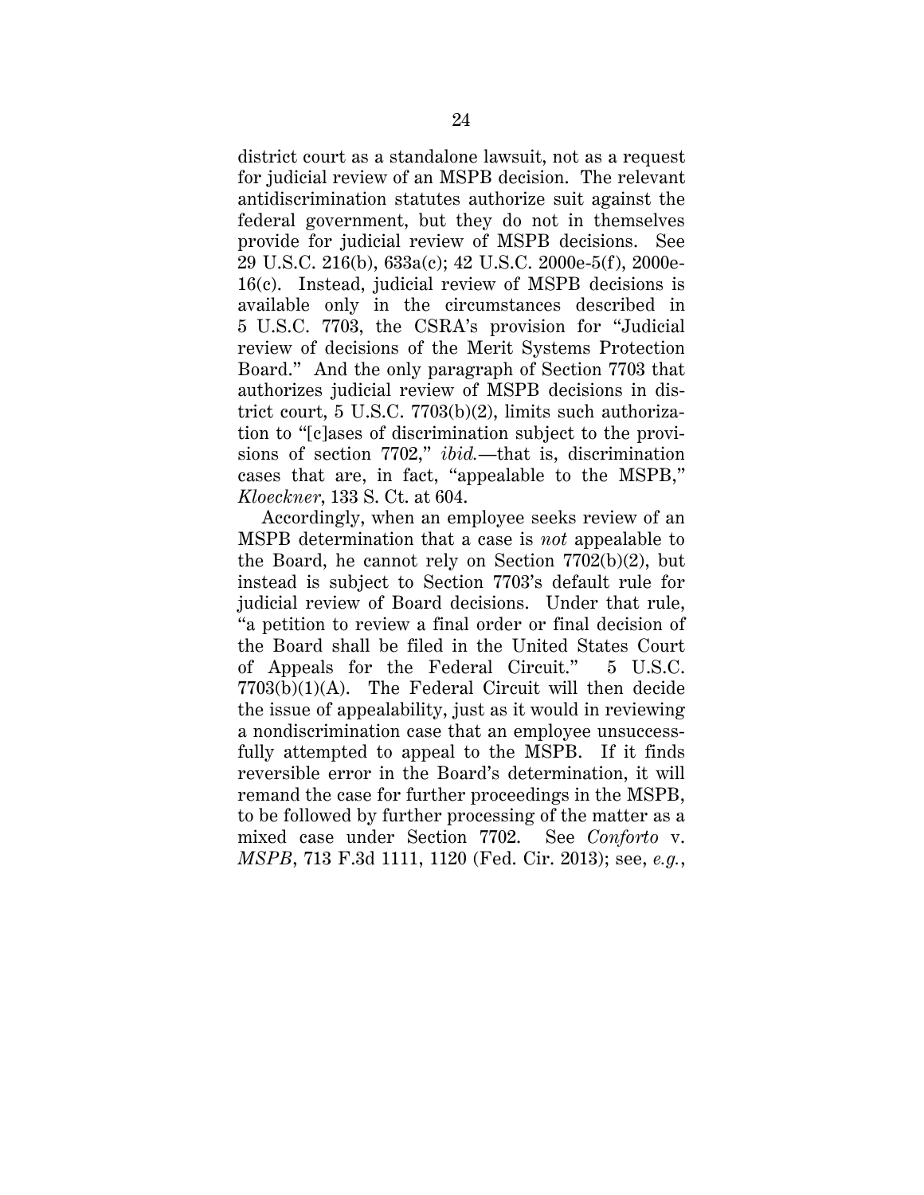district court as a standalone lawsuit, not as a request for judicial review of an MSPB decision. The relevant antidiscrimination statutes authorize suit against the federal government, but they do not in themselves provide for judicial review of MSPB decisions. See 29 U.S.C. 216(b), 633a(c); 42 U.S.C. 2000e-5(f), 2000e-16(c). Instead, judicial review of MSPB decisions is available only in the circumstances described in 5 U.S.C. 7703, the CSRA's provision for "Judicial review of decisions of the Merit Systems Protection Board." And the only paragraph of Section 7703 that authorizes judicial review of MSPB decisions in district court, 5 U.S.C. 7703(b)(2), limits such authorization to "[c]ases of discrimination subject to the provisions of section 7702," *ibid.*—that is, discrimination cases that are, in fact, "appealable to the MSPB," *Kloeckner*, 133 S. Ct. at 604.

Accordingly, when an employee seeks review of an MSPB determination that a case is *not* appealable to the Board, he cannot rely on Section 7702(b)(2), but instead is subject to Section 7703's default rule for judicial review of Board decisions. Under that rule, "a petition to review a final order or final decision of the Board shall be filed in the United States Court of Appeals for the Federal Circuit." 5 U.S.C. 7703(b)(1)(A). The Federal Circuit will then decide the issue of appealability, just as it would in reviewing a nondiscrimination case that an employee unsuccessfully attempted to appeal to the MSPB. If it finds reversible error in the Board's determination, it will remand the case for further proceedings in the MSPB, to be followed by further processing of the matter as a mixed case under Section 7702. See *Conforto* v. *MSPB*, 713 F.3d 1111, 1120 (Fed. Cir. 2013); see, *e.g.*,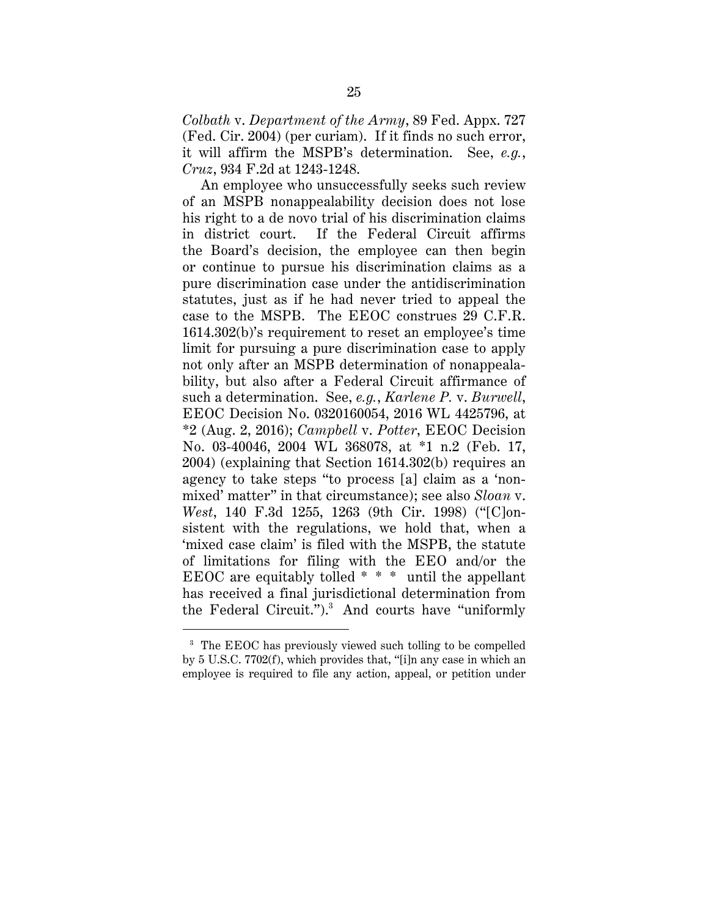*Colbath* v. *Department of the Army*, 89 Fed. Appx. 727 (Fed. Cir. 2004) (per curiam). If it finds no such error, it will affirm the MSPB's determination. See, *e.g.*, *Cruz*, 934 F.2d at 1243-1248.

An employee who unsuccessfully seeks such review of an MSPB nonappealability decision does not lose his right to a de novo trial of his discrimination claims in district court. If the Federal Circuit affirms the Board's decision, the employee can then begin or continue to pursue his discrimination claims as a pure discrimination case under the antidiscrimination statutes, just as if he had never tried to appeal the case to the MSPB. The EEOC construes 29 C.F.R. 1614.302(b)'s requirement to reset an employee's time limit for pursuing a pure discrimination case to apply not only after an MSPB determination of nonappealability, but also after a Federal Circuit affirmance of such a determination. See, *e.g.*, *Karlene P.* v. *Burwell*, EEOC Decision No. 0320160054, 2016 WL 4425796, at *2 (Aug. 2, 2016); *Campbell* v. *Potter*, EEOC Decision No. 03-40046, 2004 WL 368078, at *1 n.2 (Feb. 17, 2004) (explaining that Section 1614.302(b) requires an agency to take steps "to process [a] claim as a 'non-mixed' matter" in that circumstance); see also *Sloan* v. *West*, 140 F.3d 1255, 1263 (9th Cir. 1998) ("[C]onsistent with the regulations, we hold that, when a 'mixed case claim' is filed with the MSPB, the statute of limitations for filing with the EEO and/or the EEOC are equitably tolled * * * until the appellant has received a final jurisdictional determination from the Federal Circuit.").[3] And courts have "uniformly

---

[3] The EEOC has previously viewed such tolling to be compelled by 5 U.S.C. 7702(f), which provides that, "[i]n any case in which an employee is required to file any action, appeal, or petition under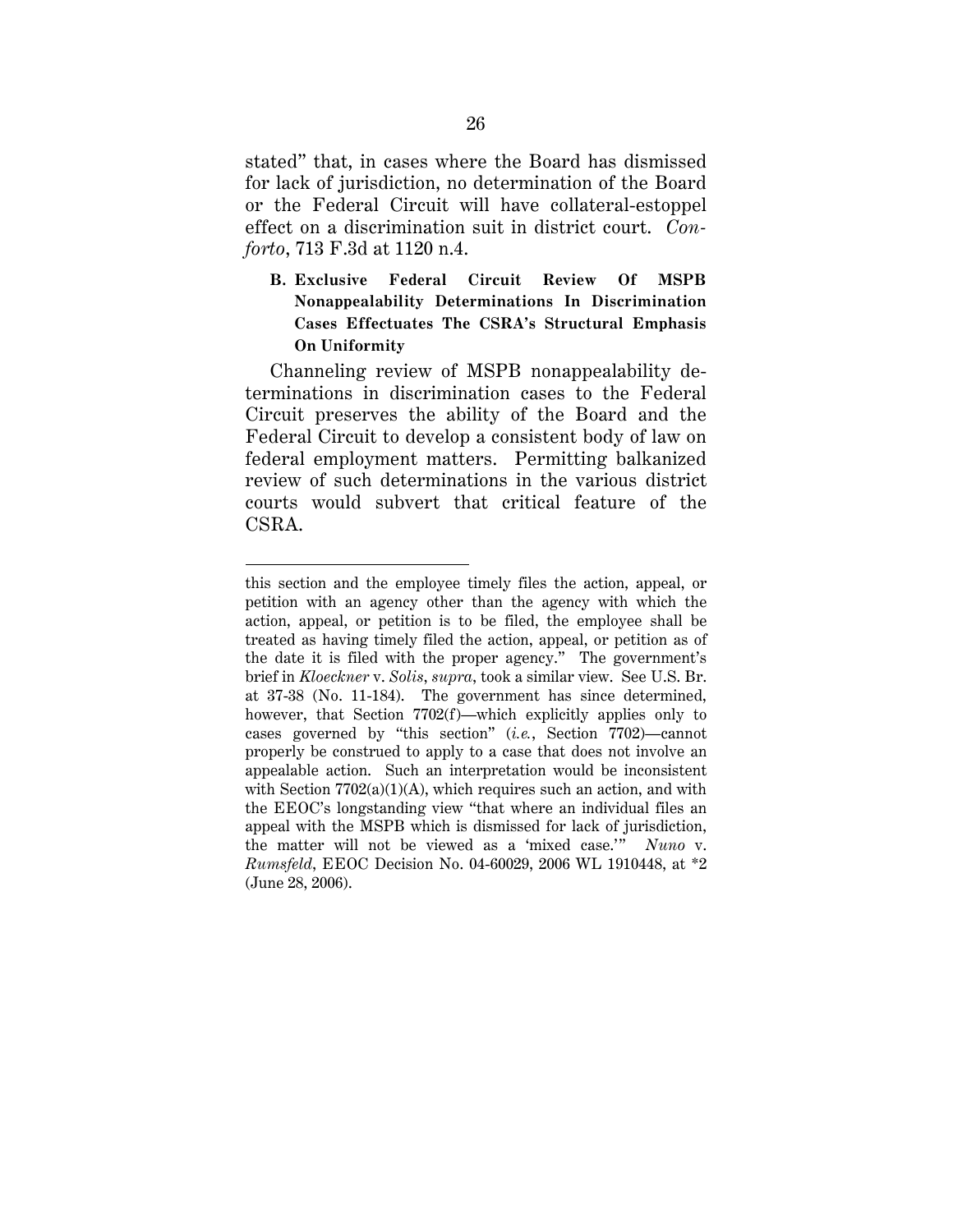stated" that, in cases where the Board has dismissed for lack of jurisdiction, no determination of the Board or the Federal Circuit will have collateral-estoppel effect on a discrimination suit in district court. *Conforto*, 713 F.3d at 1120 n.4.

### B. Exclusive Federal Circuit Review Of MSPB Nonappealability Determinations In Discrimination Cases Effectuates The CSRA's Structural Emphasis On Uniformity

Channeling review of MSPB nonappealability determinations in discrimination cases to the Federal Circuit preserves the ability of the Board and the Federal Circuit to develop a consistent body of law on federal employment matters. Permitting balkanized review of such determinations in the various district courts would subvert that critical feature of the CSRA.

---

this section and the employee timely files the action, appeal, or petition with an agency other than the agency with which the action, appeal, or petition is to be filed, the employee shall be treated as having timely filed the action, appeal, or petition as of the date it is filed with the proper agency." The government's brief in *Kloeckner* v. *Solis*, *supra*, took a similar view. See U.S. Br. at 37-38 (No. 11-184). The government has since determined, however, that Section 7702(f)—which explicitly applies only to cases governed by "this section" (*i.e.*, Section 7702)—cannot properly be construed to apply to a case that does not involve an appealable action. Such an interpretation would be inconsistent with Section 7702(a)(1)(A), which requires such an action, and with the EEOC's longstanding view "that where an individual files an appeal with the MSPB which is dismissed for lack of jurisdiction, the matter will not be viewed as a 'mixed case.'" *Nuno* v. *Rumsfeld*, EEOC Decision No. 04-60029, 2006 WL 1910448, at *2 (June 28, 2006).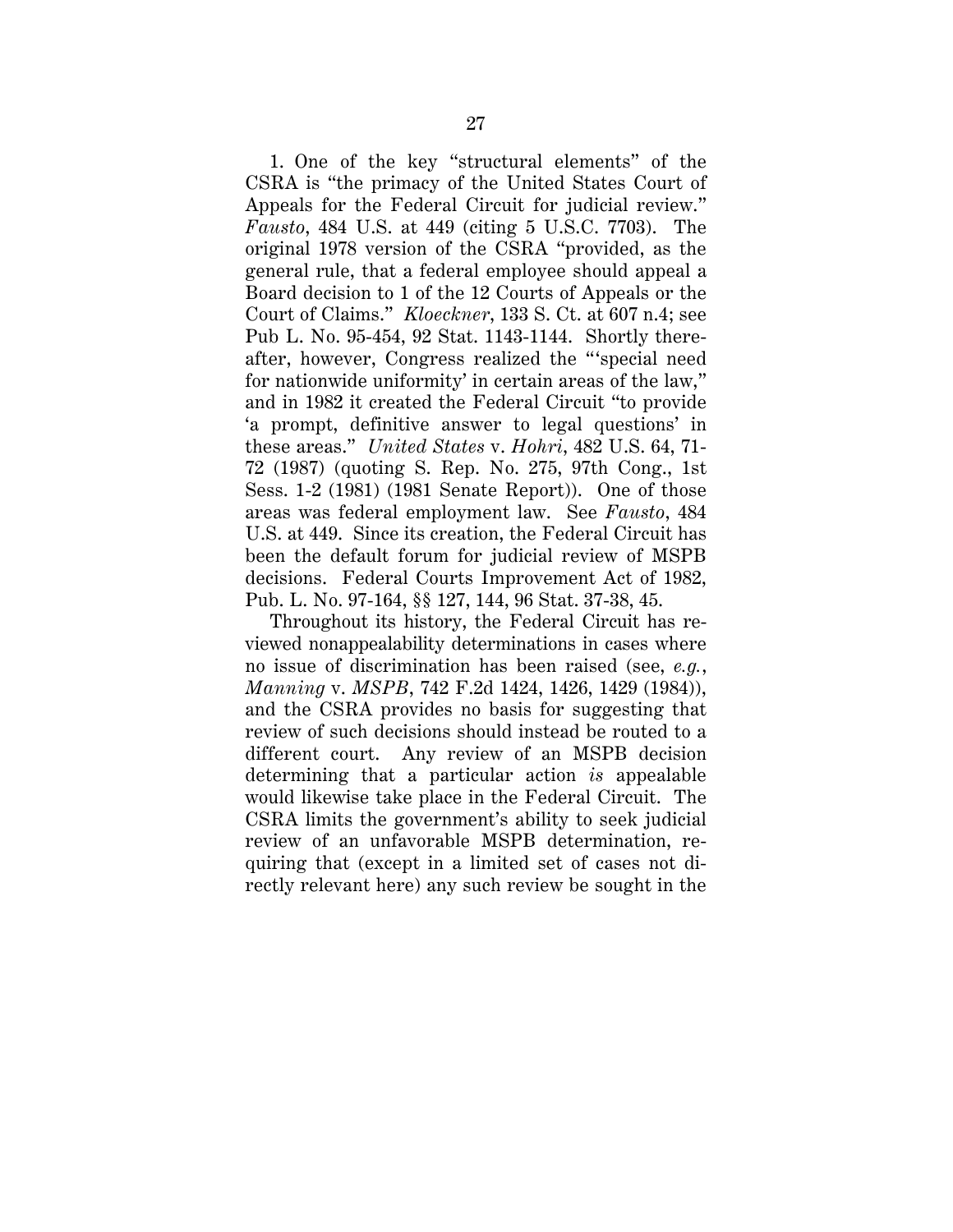1. One of the key "structural elements" of the CSRA is "the primacy of the United States Court of Appeals for the Federal Circuit for judicial review." *Fausto*, 484 U.S. at 449 (citing 5 U.S.C. 7703). The original 1978 version of the CSRA "provided, as the general rule, that a federal employee should appeal a Board decision to 1 of the 12 Courts of Appeals or the Court of Claims." *Kloeckner*, 133 S. Ct. at 607 n.4; see Pub L. No. 95-454, 92 Stat. 1143-1144. Shortly thereafter, however, Congress realized the "'special need for nationwide uniformity' in certain areas of the law," and in 1982 it created the Federal Circuit "to provide 'a prompt, definitive answer to legal questions' in these areas." *United States* v. *Hohri*, 482 U.S. 64, 71-72 (1987) (quoting S. Rep. No. 275, 97th Cong., 1st Sess. 1-2 (1981) (1981 Senate Report)). One of those areas was federal employment law. See *Fausto*, 484 U.S. at 449. Since its creation, the Federal Circuit has been the default forum for judicial review of MSPB decisions. Federal Courts Improvement Act of 1982, Pub. L. No. 97-164, §§ 127, 144, 96 Stat. 37-38, 45.

Throughout its history, the Federal Circuit has reviewed nonappealability determinations in cases where no issue of discrimination has been raised (see, *e.g.*, *Manning* v. *MSPB*, 742 F.2d 1424, 1426, 1429 (1984)), and the CSRA provides no basis for suggesting that review of such decisions should instead be routed to a different court. Any review of an MSPB decision determining that a particular action *is* appealable would likewise take place in the Federal Circuit. The CSRA limits the government's ability to seek judicial review of an unfavorable MSPB determination, requiring that (except in a limited set of cases not directly relevant here) any such review be sought in the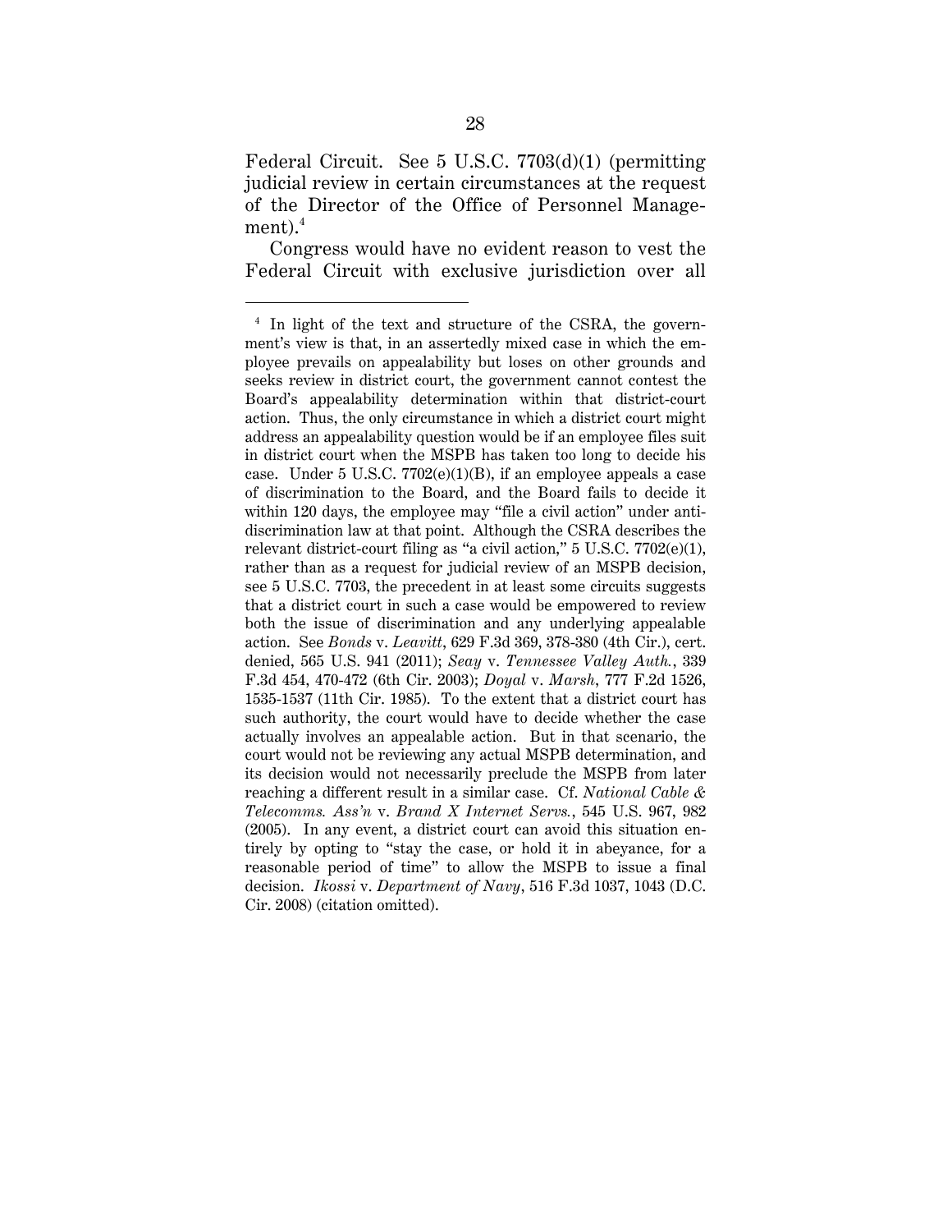Federal Circuit. See 5 U.S.C. 7703(d)(1) (permitting judicial review in certain circumstances at the request of the Director of the Office of Personnel Management).[4]

Congress would have no evident reason to vest the Federal Circuit with exclusive jurisdiction over all

---

[4] In light of the text and structure of the CSRA, the government's view is that, in an assertedly mixed case in which the employee prevails on appealability but loses on other grounds and seeks review in district court, the government cannot contest the Board's appealability determination within that district-court action. Thus, the only circumstance in which a district court might address an appealability question would be if an employee files suit in district court when the MSPB has taken too long to decide his case. Under 5 U.S.C. 7702(e)(1)(B), if an employee appeals a case of discrimination to the Board, and the Board fails to decide it within 120 days, the employee may "file a civil action" under antidiscrimination law at that point. Although the CSRA describes the relevant district-court filing as "a civil action," 5 U.S.C. 7702(e)(1), rather than as a request for judicial review of an MSPB decision, see 5 U.S.C. 7703, the precedent in at least some circuits suggests that a district court in such a case would be empowered to review both the issue of discrimination and any underlying appealable action. See *Bonds* v. *Leavitt*, 629 F.3d 369, 378-380 (4th Cir.), cert. denied, 565 U.S. 941 (2011); *Seay* v. *Tennessee Valley Auth.*, 339 F.3d 454, 470-472 (6th Cir. 2003); *Doyal* v. *Marsh*, 777 F.2d 1526, 1535-1537 (11th Cir. 1985). To the extent that a district court has such authority, the court would have to decide whether the case actually involves an appealable action. But in that scenario, the court would not be reviewing any actual MSPB determination, and its decision would not necessarily preclude the MSPB from later reaching a different result in a similar case. Cf. *National Cable & Telecomms. Ass'n* v. *Brand X Internet Servs.*, 545 U.S. 967, 982 (2005). In any event, a district court can avoid this situation entirely by opting to "stay the case, or hold it in abeyance, for a reasonable period of time" to allow the MSPB to issue a final decision. *Ikossi* v. *Department of Navy*, 516 F.3d 1037, 1043 (D.C. Cir. 2008) (citation omitted).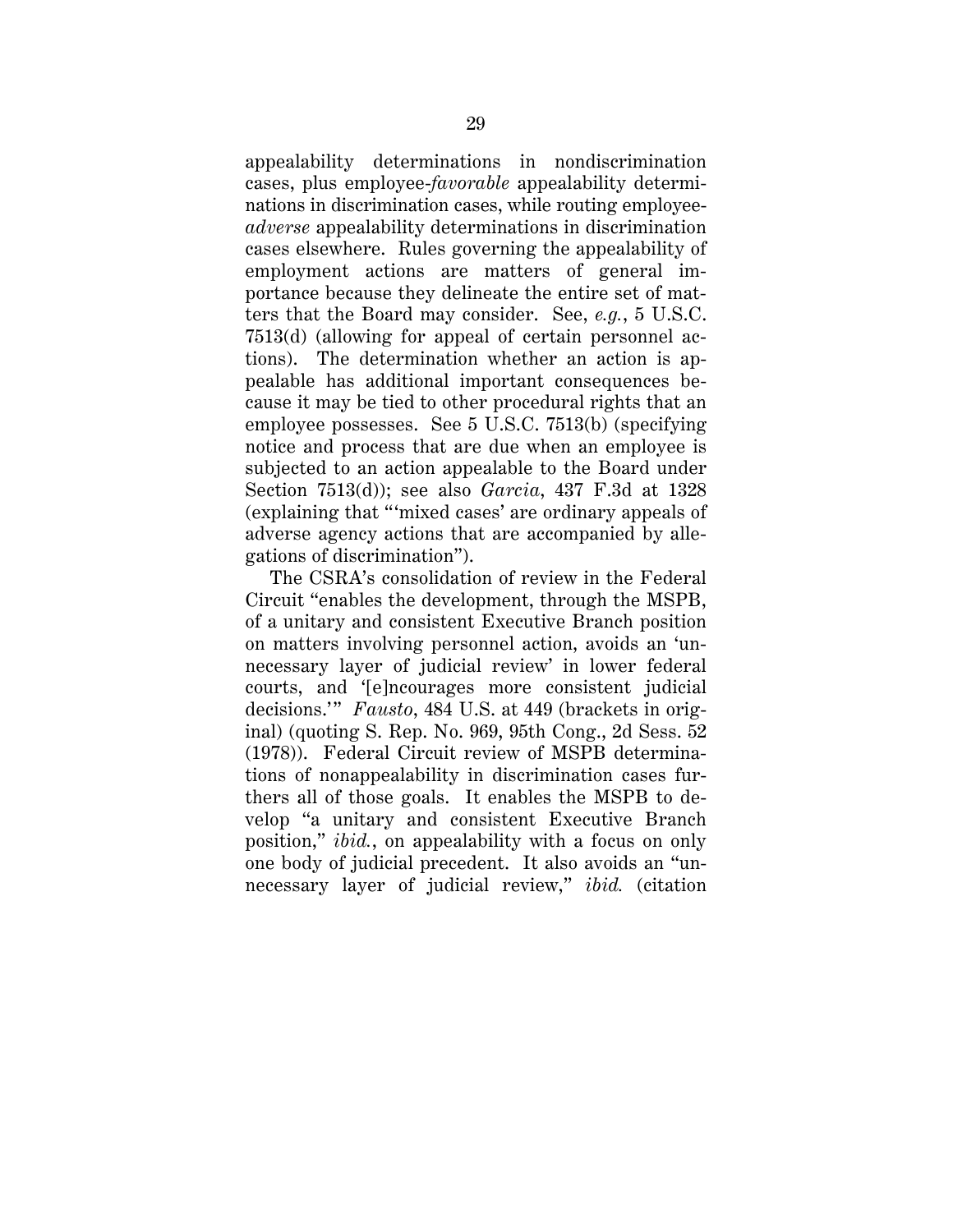appealability determinations in nondiscrimination cases, plus employee-*favorable* appealability determinations in discrimination cases, while routing employee-*adverse* appealability determinations in discrimination cases elsewhere. Rules governing the appealability of employment actions are matters of general importance because they delineate the entire set of matters that the Board may consider. See, *e.g.*, 5 U.S.C. 7513(d) (allowing for appeal of certain personnel actions). The determination whether an action is appealable has additional important consequences because it may be tied to other procedural rights that an employee possesses. See 5 U.S.C. 7513(b) (specifying notice and process that are due when an employee is subjected to an action appealable to the Board under Section 7513(d)); see also *Garcia*, 437 F.3d at 1328 (explaining that "'mixed cases' are ordinary appeals of adverse agency actions that are accompanied by allegations of discrimination").

The CSRA's consolidation of review in the Federal Circuit "enables the development, through the MSPB, of a unitary and consistent Executive Branch position on matters involving personnel action, avoids an 'unnecessary layer of judicial review' in lower federal courts, and '[e]ncourages more consistent judicial decisions.'" *Fausto*, 484 U.S. at 449 (brackets in original) (quoting S. Rep. No. 969, 95th Cong., 2d Sess. 52 (1978)). Federal Circuit review of MSPB determinations of nonappealability in discrimination cases furthers all of those goals. It enables the MSPB to develop "a unitary and consistent Executive Branch position," *ibid.*, on appealability with a focus on only one body of judicial precedent. It also avoids an "unnecessary layer of judicial review," *ibid.* (citation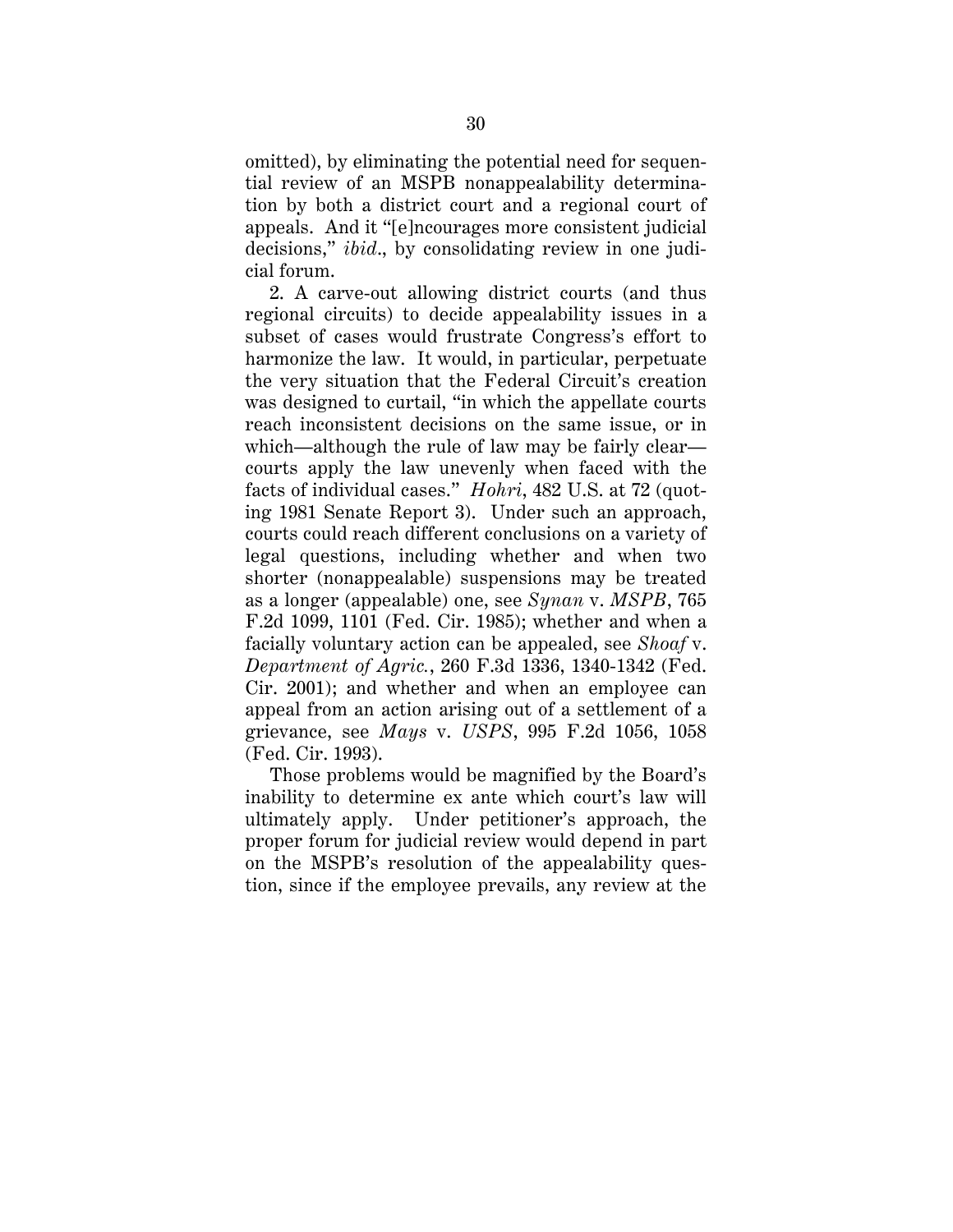omitted), by eliminating the potential need for sequential review of an MSPB nonappealability determination by both a district court and a regional court of appeals. And it "[e]ncourages more consistent judicial decisions," *ibid*., by consolidating review in one judicial forum.

2. A carve-out allowing district courts (and thus regional circuits) to decide appealability issues in a subset of cases would frustrate Congress's effort to harmonize the law. It would, in particular, perpetuate the very situation that the Federal Circuit's creation was designed to curtail, "in which the appellate courts reach inconsistent decisions on the same issue, or in which—although the rule of law may be fairly clear—courts apply the law unevenly when faced with the facts of individual cases." *Hohri*, 482 U.S. at 72 (quoting 1981 Senate Report 3). Under such an approach, courts could reach different conclusions on a variety of legal questions, including whether and when two shorter (nonappealable) suspensions may be treated as a longer (appealable) one, see *Synan* v. *MSPB*, 765 F.2d 1099, 1101 (Fed. Cir. 1985); whether and when a facially voluntary action can be appealed, see *Shoaf* v. *Department of Agric.*, 260 F.3d 1336, 1340-1342 (Fed. Cir. 2001); and whether and when an employee can appeal from an action arising out of a settlement of a grievance, see *Mays* v. *USPS*, 995 F.2d 1056, 1058 (Fed. Cir. 1993).

Those problems would be magnified by the Board's inability to determine ex ante which court's law will ultimately apply. Under petitioner's approach, the proper forum for judicial review would depend in part on the MSPB's resolution of the appealability question, since if the employee prevails, any review at the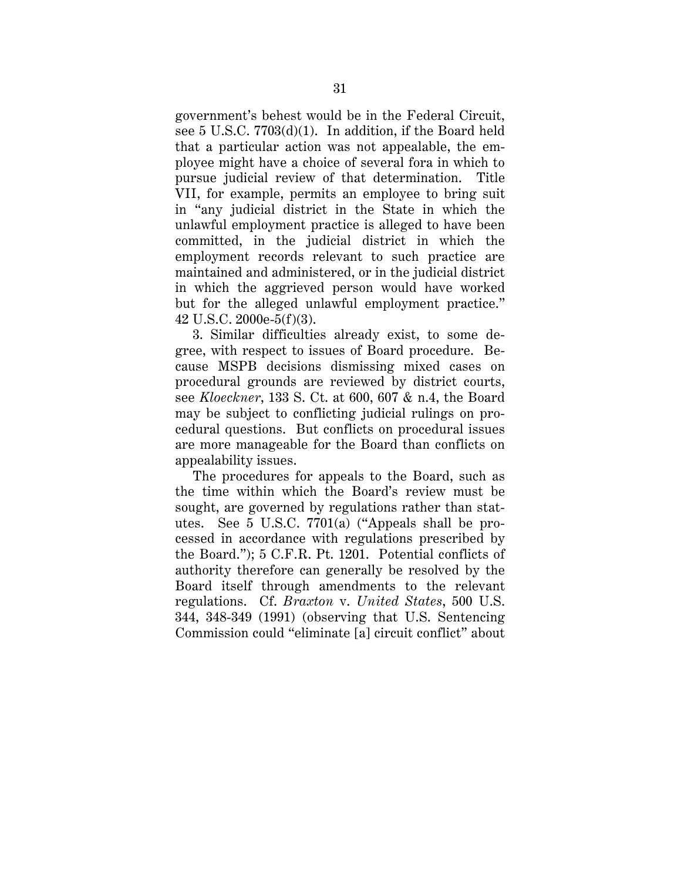government's behest would be in the Federal Circuit, see 5 U.S.C. 7703(d)(1). In addition, if the Board held that a particular action was not appealable, the employee might have a choice of several fora in which to pursue judicial review of that determination. Title VII, for example, permits an employee to bring suit in "any judicial district in the State in which the unlawful employment practice is alleged to have been committed, in the judicial district in which the employment records relevant to such practice are maintained and administered, or in the judicial district in which the aggrieved person would have worked but for the alleged unlawful employment practice." 42 U.S.C. 2000e-5(f)(3).

3. Similar difficulties already exist, to some degree, with respect to issues of Board procedure. Because MSPB decisions dismissing mixed cases on procedural grounds are reviewed by district courts, see *Kloeckner*, 133 S. Ct. at 600, 607 & n.4, the Board may be subject to conflicting judicial rulings on procedural questions. But conflicts on procedural issues are more manageable for the Board than conflicts on appealability issues.

The procedures for appeals to the Board, such as the time within which the Board's review must be sought, are governed by regulations rather than statutes. See 5 U.S.C. 7701(a) ("Appeals shall be processed in accordance with regulations prescribed by the Board."); 5 C.F.R. Pt. 1201. Potential conflicts of authority therefore can generally be resolved by the Board itself through amendments to the relevant regulations. Cf. *Braxton* v. *United States*, 500 U.S. 344, 348-349 (1991) (observing that U.S. Sentencing Commission could "eliminate [a] circuit conflict" about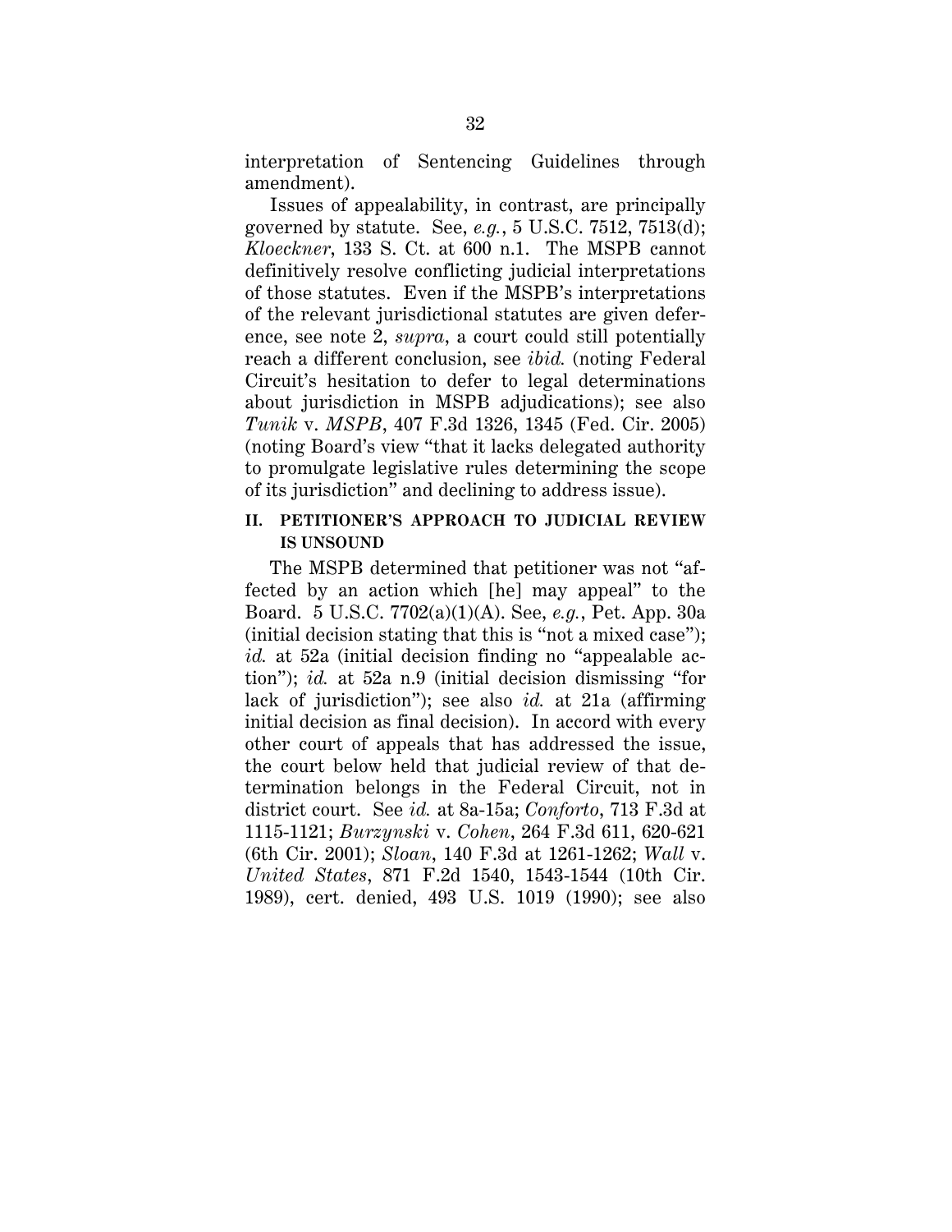interpretation of Sentencing Guidelines through amendment).

Issues of appealability, in contrast, are principally governed by statute. See, *e.g.*, 5 U.S.C. 7512, 7513(d); *Kloeckner*, 133 S. Ct. at 600 n.1. The MSPB cannot definitively resolve conflicting judicial interpretations of those statutes. Even if the MSPB's interpretations of the relevant jurisdictional statutes are given deference, see note 2, *supra*, a court could still potentially reach a different conclusion, see *ibid.* (noting Federal Circuit's hesitation to defer to legal determinations about jurisdiction in MSPB adjudications); see also *Tunik* v. *MSPB*, 407 F.3d 1326, 1345 (Fed. Cir. 2005) (noting Board's view "that it lacks delegated authority to promulgate legislative rules determining the scope of its jurisdiction" and declining to address issue).

## II. PETITIONER'S APPROACH TO JUDICIAL REVIEW IS UNSOUND

The MSPB determined that petitioner was not "affected by an action which [he] may appeal" to the Board. 5 U.S.C. 7702(a)(1)(A). See, *e.g.*, Pet. App. 30a (initial decision stating that this is "not a mixed case"); *id.* at 52a (initial decision finding no "appealable action"); *id.* at 52a n.9 (initial decision dismissing "for lack of jurisdiction"); see also *id.* at 21a (affirming initial decision as final decision). In accord with every other court of appeals that has addressed the issue, the court below held that judicial review of that determination belongs in the Federal Circuit, not in district court. See *id.* at 8a-15a; *Conforto*, 713 F.3d at 1115-1121; *Burzynski* v. *Cohen*, 264 F.3d 611, 620-621 (6th Cir. 2001); *Sloan*, 140 F.3d at 1261-1262; *Wall* v. *United States*, 871 F.2d 1540, 1543-1544 (10th Cir. 1989), cert. denied, 493 U.S. 1019 (1990); see also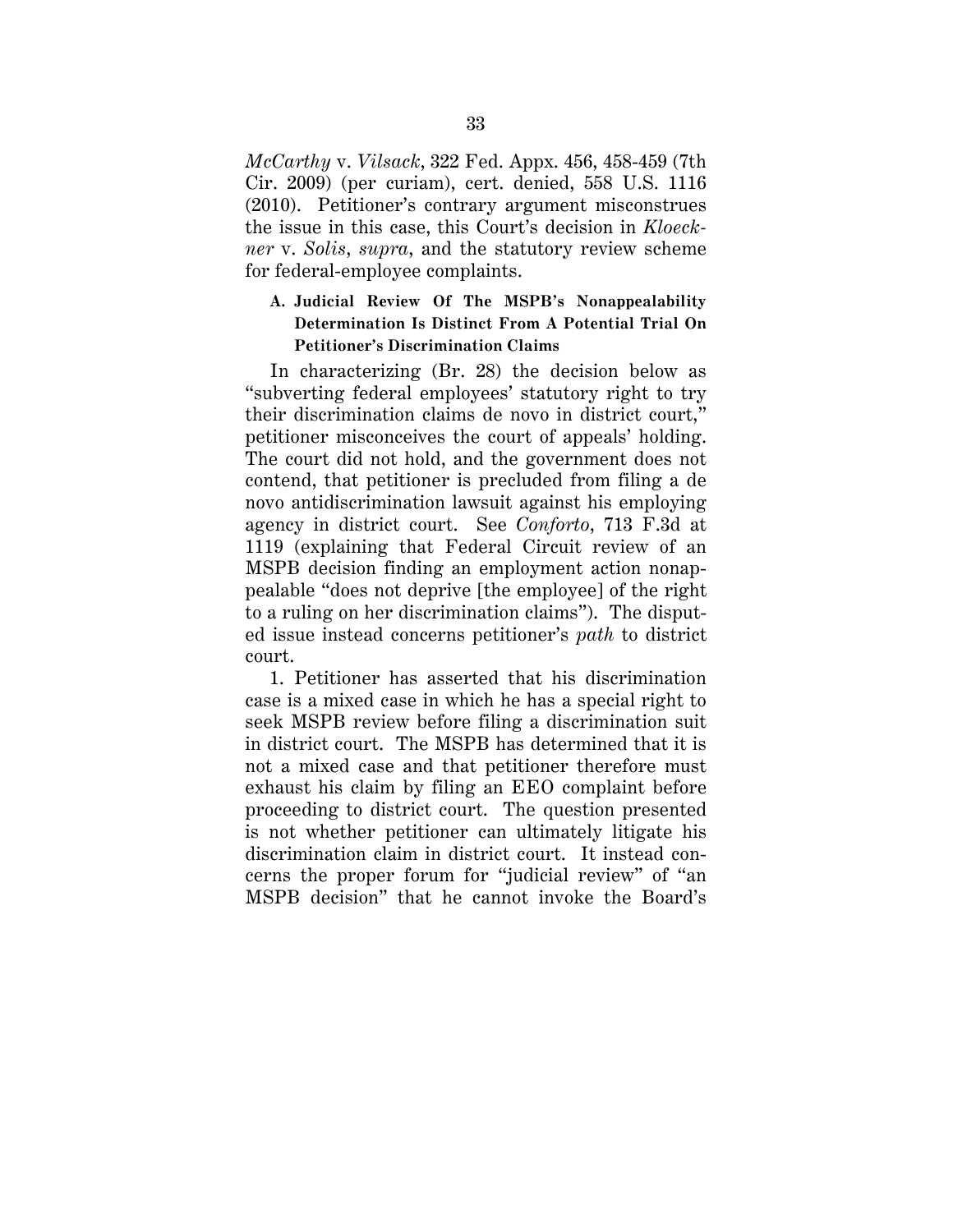*McCarthy* v. *Vilsack*, 322 Fed. Appx. 456, 458-459 (7th Cir. 2009) (per curiam), cert. denied, 558 U.S. 1116 (2010). Petitioner's contrary argument misconstrues the issue in this case, this Court's decision in *Kloeckner* v. *Solis*, *supra*, and the statutory review scheme for federal-employee complaints.

### A. Judicial Review Of The MSPB's Nonappealability Determination Is Distinct From A Potential Trial On Petitioner's Discrimination Claims

In characterizing (Br. 28) the decision below as "subverting federal employees' statutory right to try their discrimination claims de novo in district court," petitioner misconceives the court of appeals' holding. The court did not hold, and the government does not contend, that petitioner is precluded from filing a de novo antidiscrimination lawsuit against his employing agency in district court. See *Conforto*, 713 F.3d at 1119 (explaining that Federal Circuit review of an MSPB decision finding an employment action nonappealable "does not deprive [the employee] of the right to a ruling on her discrimination claims"). The disputed issue instead concerns petitioner's *path* to district court.

1. Petitioner has asserted that his discrimination case is a mixed case in which he has a special right to seek MSPB review before filing a discrimination suit in district court. The MSPB has determined that it is not a mixed case and that petitioner therefore must exhaust his claim by filing an EEO complaint before proceeding to district court. The question presented is not whether petitioner can ultimately litigate his discrimination claim in district court. It instead concerns the proper forum for "judicial review" of "an MSPB decision" that he cannot invoke the Board's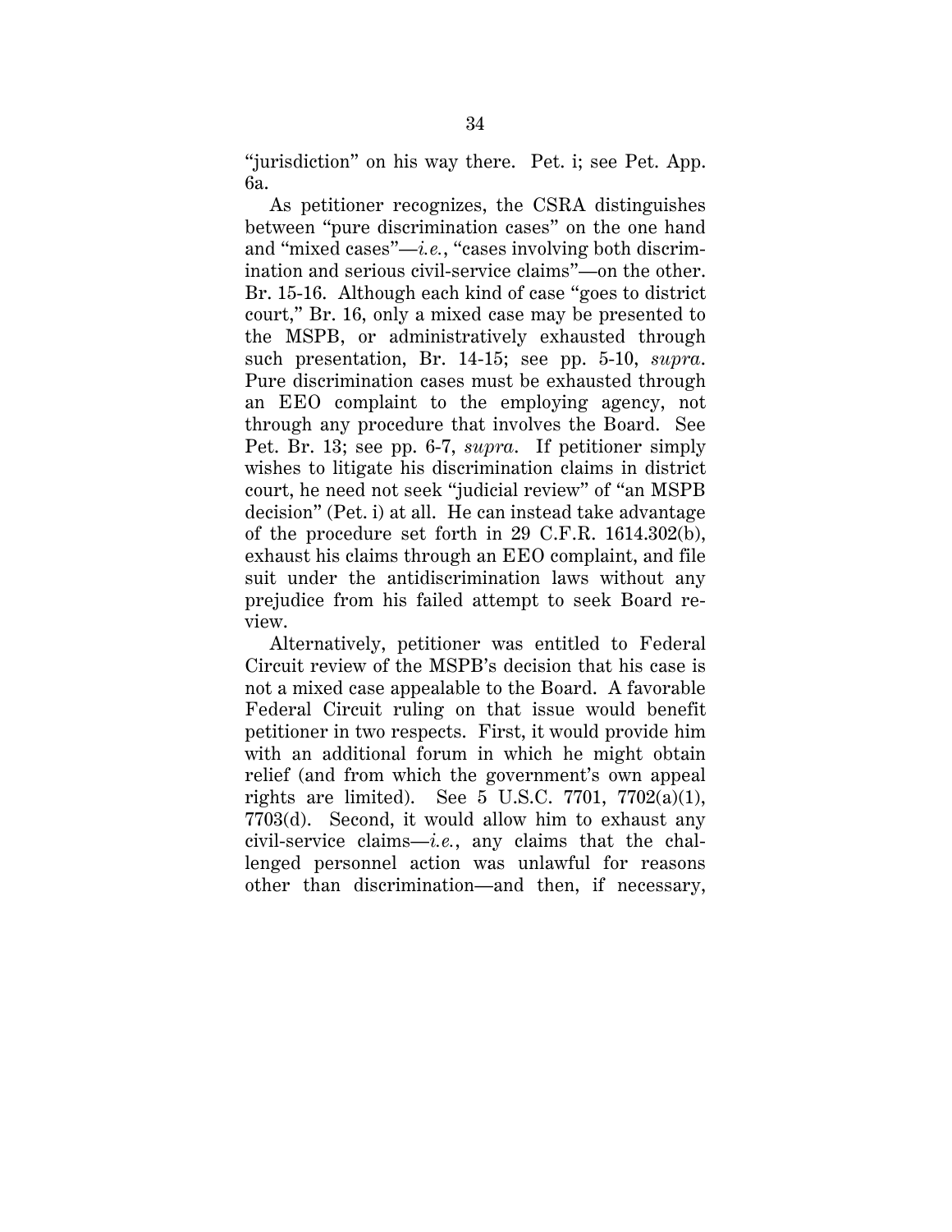"jurisdiction" on his way there. Pet. i; see Pet. App. 6a.

As petitioner recognizes, the CSRA distinguishes between "pure discrimination cases" on the one hand and "mixed cases"—*i.e.*, "cases involving both discrimination and serious civil-service claims"—on the other. Br. 15-16. Although each kind of case "goes to district court," Br. 16, only a mixed case may be presented to the MSPB, or administratively exhausted through such presentation, Br. 14-15; see pp. 5-10, *supra*. Pure discrimination cases must be exhausted through an EEO complaint to the employing agency, not through any procedure that involves the Board. See Pet. Br. 13; see pp. 6-7, *supra*. If petitioner simply wishes to litigate his discrimination claims in district court, he need not seek "judicial review" of "an MSPB decision" (Pet. i) at all. He can instead take advantage of the procedure set forth in 29 C.F.R. 1614.302(b), exhaust his claims through an EEO complaint, and file suit under the antidiscrimination laws without any prejudice from his failed attempt to seek Board review.

Alternatively, petitioner was entitled to Federal Circuit review of the MSPB's decision that his case is not a mixed case appealable to the Board. A favorable Federal Circuit ruling on that issue would benefit petitioner in two respects. First, it would provide him with an additional forum in which he might obtain relief (and from which the government's own appeal rights are limited). See 5 U.S.C. 7701, 7702(a)(1), 7703(d). Second, it would allow him to exhaust any civil-service claims—*i.e.*, any claims that the challenged personnel action was unlawful for reasons other than discrimination—and then, if necessary,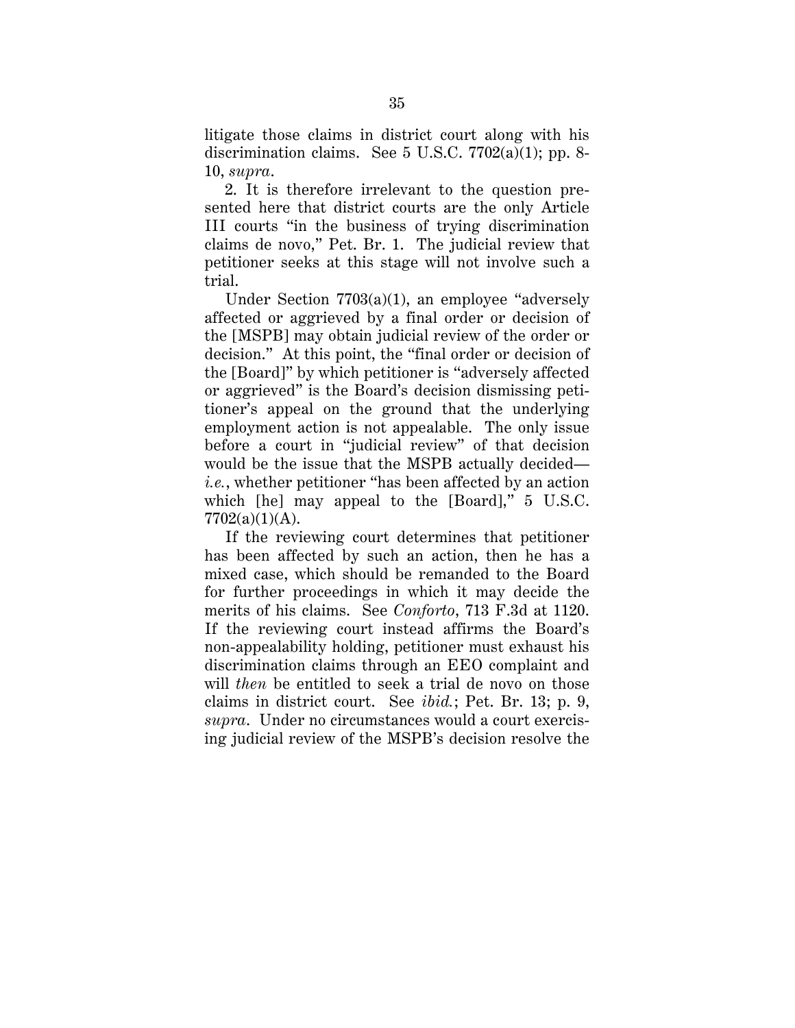litigate those claims in district court along with his discrimination claims. See 5 U.S.C. 7702(a)(1); pp. 8-10, *supra*.

2. It is therefore irrelevant to the question presented here that district courts are the only Article III courts "in the business of trying discrimination claims de novo," Pet. Br. 1. The judicial review that petitioner seeks at this stage will not involve such a trial.

Under Section 7703(a)(1), an employee "adversely affected or aggrieved by a final order or decision of the [MSPB] may obtain judicial review of the order or decision." At this point, the "final order or decision of the [Board]" by which petitioner is "adversely affected or aggrieved" is the Board's decision dismissing petitioner's appeal on the ground that the underlying employment action is not appealable. The only issue before a court in "judicial review" of that decision would be the issue that the MSPB actually decided—*i.e.*, whether petitioner "has been affected by an action which [he] may appeal to the [Board]," 5 U.S.C. 7702(a)(1)(A).

If the reviewing court determines that petitioner has been affected by such an action, then he has a mixed case, which should be remanded to the Board for further proceedings in which it may decide the merits of his claims. See *Conforto*, 713 F.3d at 1120. If the reviewing court instead affirms the Board's non-appealability holding, petitioner must exhaust his discrimination claims through an EEO complaint and will *then* be entitled to seek a trial de novo on those claims in district court. See *ibid.*; Pet. Br. 13; p. 9, *supra*. Under no circumstances would a court exercising judicial review of the MSPB's decision resolve the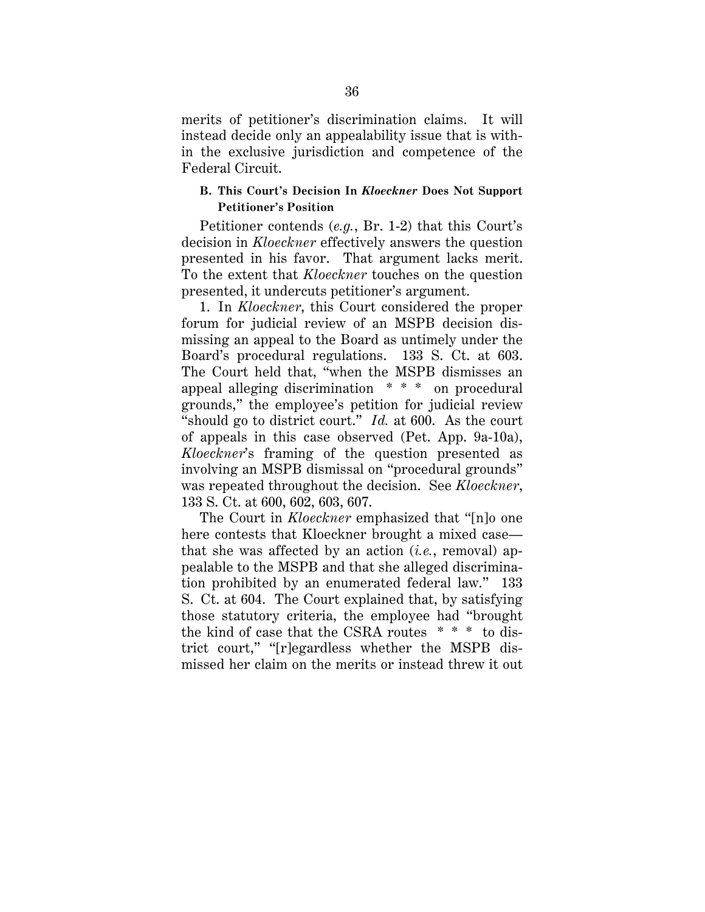merits of petitioner's discrimination claims. It will instead decide only an appealability issue that is within the exclusive jurisdiction and competence of the Federal Circuit.

### B. This Court's Decision In *Kloeckner* Does Not Support Petitioner's Position

Petitioner contends (*e.g.*, Br. 1-2) that this Court's decision in *Kloeckner* effectively answers the question presented in his favor. That argument lacks merit. To the extent that *Kloeckner* touches on the question presented, it undercuts petitioner's argument.

1. In *Kloeckner*, this Court considered the proper forum for judicial review of an MSPB decision dismissing an appeal to the Board as untimely under the Board's procedural regulations. 133 S. Ct. at 603. The Court held that, "when the MSPB dismisses an appeal alleging discrimination * * * on procedural grounds," the employee's petition for judicial review "should go to district court." *Id.* at 600. As the court of appeals in this case observed (Pet. App. 9a-10a), *Kloeckner*'s framing of the question presented as involving an MSPB dismissal on "procedural grounds" was repeated throughout the decision. See *Kloeckner*, 133 S. Ct. at 600, 602, 603, 607.

The Court in *Kloeckner* emphasized that "[n]o one here contests that Kloeckner brought a mixed case—that she was affected by an action (*i.e.*, removal) appealable to the MSPB and that she alleged discrimination prohibited by an enumerated federal law." 133 S. Ct. at 604. The Court explained that, by satisfying those statutory criteria, the employee had "brought the kind of case that the CSRA routes * * * to district court," "[r]egardless whether the MSPB dismissed her claim on the merits or instead threw it out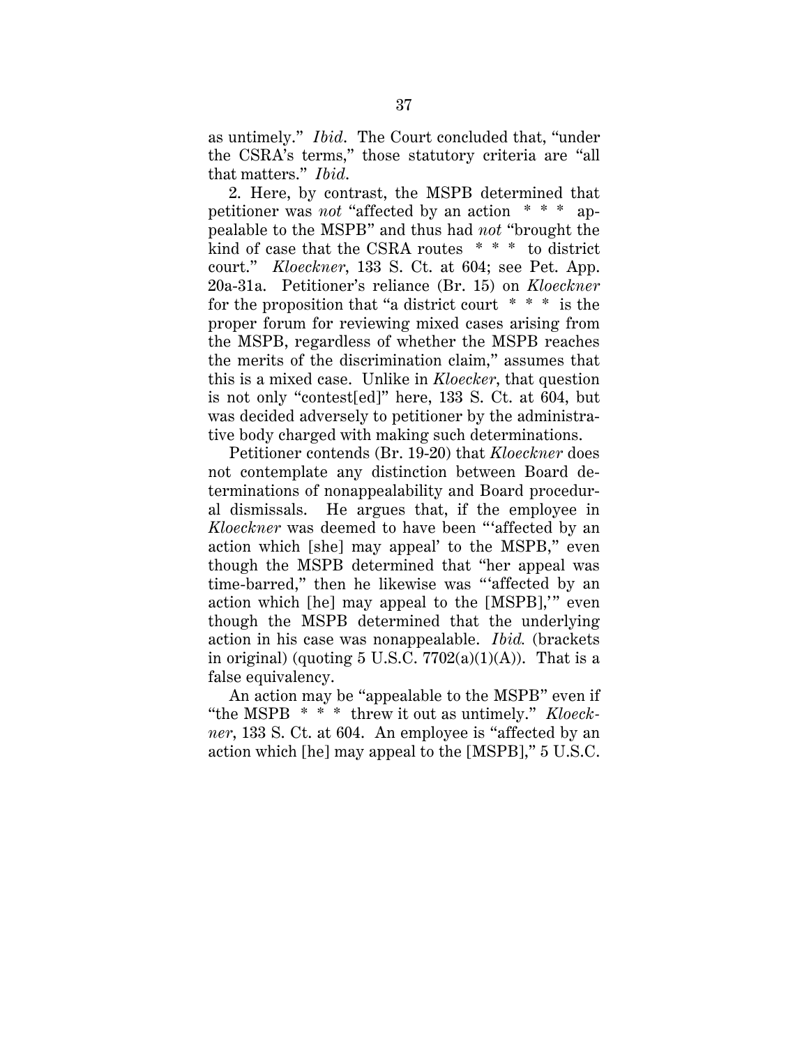as untimely." *Ibid*. The Court concluded that, "under the CSRA's terms," those statutory criteria are "all that matters." *Ibid*.

2. Here, by contrast, the MSPB determined that petitioner was *not* "affected by an action * * * appealable to the MSPB" and thus had *not* "brought the kind of case that the CSRA routes * * * to district court." *Kloeckner*, 133 S. Ct. at 604; see Pet. App. 20a-31a. Petitioner's reliance (Br. 15) on *Kloeckner* for the proposition that "a district court * * * is the proper forum for reviewing mixed cases arising from the MSPB, regardless of whether the MSPB reaches the merits of the discrimination claim," assumes that this is a mixed case. Unlike in *Kloecker*, that question is not only "contest[ed]" here, 133 S. Ct. at 604, but was decided adversely to petitioner by the administrative body charged with making such determinations.

Petitioner contends (Br. 19-20) that *Kloeckner* does not contemplate any distinction between Board determinations of nonappealability and Board procedural dismissals. He argues that, if the employee in *Kloeckner* was deemed to have been "'affected by an action which [she] may appeal' to the MSPB," even though the MSPB determined that "her appeal was time-barred," then he likewise was "'affected by an action which [he] may appeal to the [MSPB],'" even though the MSPB determined that the underlying action in his case was nonappealable. *Ibid.* (brackets in original) (quoting 5 U.S.C. 7702(a)(1)(A)). That is a false equivalency.

An action may be "appealable to the MSPB" even if "the MSPB * * * threw it out as untimely." *Kloeckner*, 133 S. Ct. at 604. An employee is "affected by an action which [he] may appeal to the [MSPB]," 5 U.S.C.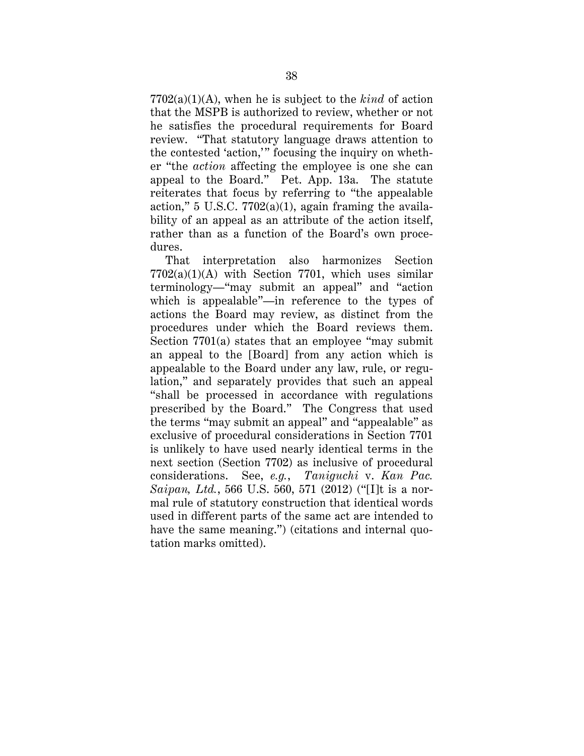7702(a)(1)(A), when he is subject to the *kind* of action that the MSPB is authorized to review, whether or not he satisfies the procedural requirements for Board review. "That statutory language draws attention to the contested 'action,'" focusing the inquiry on whether "the *action* affecting the employee is one she can appeal to the Board." Pet. App. 13a. The statute reiterates that focus by referring to "the appealable action," 5 U.S.C. 7702(a)(1), again framing the availability of an appeal as an attribute of the action itself, rather than as a function of the Board's own procedures.

That interpretation also harmonizes Section 7702(a)(1)(A) with Section 7701, which uses similar terminology—"may submit an appeal" and "action which is appealable"—in reference to the types of actions the Board may review, as distinct from the procedures under which the Board reviews them. Section 7701(a) states that an employee "may submit an appeal to the [Board] from any action which is appealable to the Board under any law, rule, or regulation," and separately provides that such an appeal "shall be processed in accordance with regulations prescribed by the Board." The Congress that used the terms "may submit an appeal" and "appealable" as exclusive of procedural considerations in Section 7701 is unlikely to have used nearly identical terms in the next section (Section 7702) as inclusive of procedural considerations. See, *e.g.*, *Taniguchi* v. *Kan Pac. Saipan, Ltd.*, 566 U.S. 560, 571 (2012) ("[I]t is a normal rule of statutory construction that identical words used in different parts of the same act are intended to have the same meaning.") (citations and internal quotation marks omitted).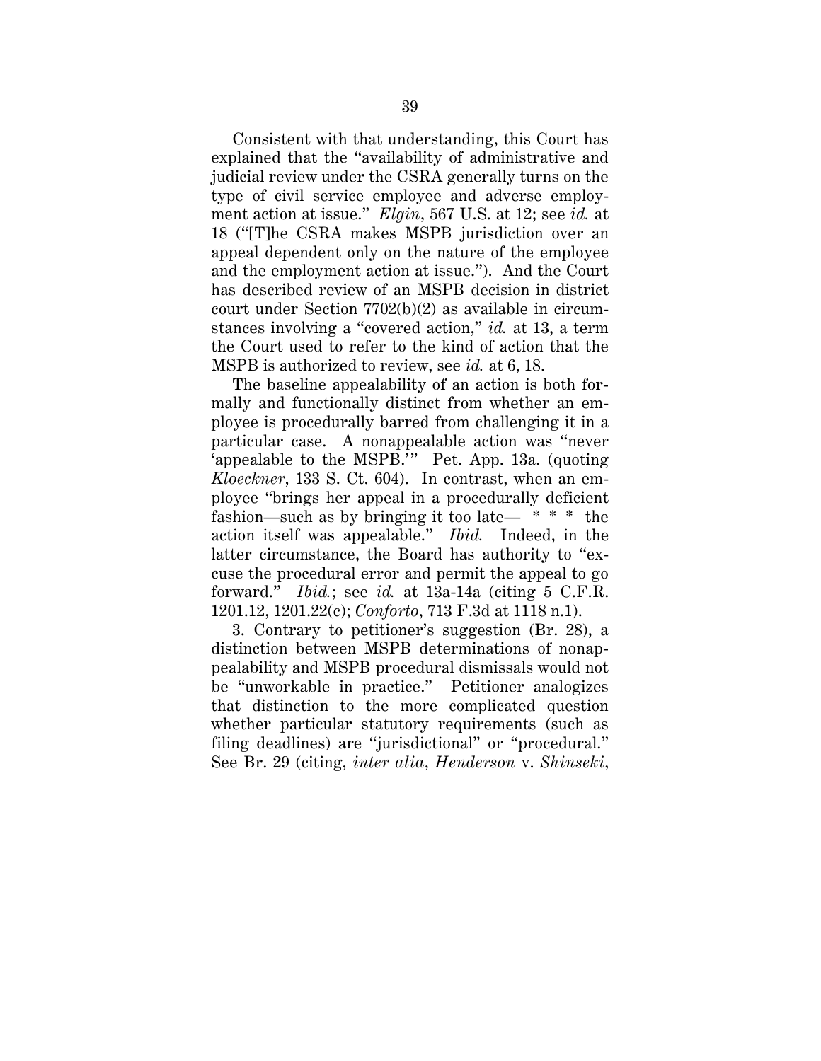Consistent with that understanding, this Court has explained that the "availability of administrative and judicial review under the CSRA generally turns on the type of civil service employee and adverse employment action at issue." *Elgin*, 567 U.S. at 12; see *id.* at 18 ("[T]he CSRA makes MSPB jurisdiction over an appeal dependent only on the nature of the employee and the employment action at issue."). And the Court has described review of an MSPB decision in district court under Section 7702(b)(2) as available in circumstances involving a "covered action," *id.* at 13, a term the Court used to refer to the kind of action that the MSPB is authorized to review, see *id.* at 6, 18.

The baseline appealability of an action is both formally and functionally distinct from whether an employee is procedurally barred from challenging it in a particular case. A nonappealable action was "never 'appealable to the MSPB.'" Pet. App. 13a. (quoting *Kloeckner*, 133 S. Ct. 604). In contrast, when an employee "brings her appeal in a procedurally deficient fashion—such as by bringing it too late— * * * the action itself was appealable." *Ibid.* Indeed, in the latter circumstance, the Board has authority to "excuse the procedural error and permit the appeal to go forward." *Ibid.*; see *id.* at 13a-14a (citing 5 C.F.R. 1201.12, 1201.22(c); *Conforto*, 713 F.3d at 1118 n.1).

3. Contrary to petitioner's suggestion (Br. 28), a distinction between MSPB determinations of nonappealability and MSPB procedural dismissals would not be "unworkable in practice." Petitioner analogizes that distinction to the more complicated question whether particular statutory requirements (such as filing deadlines) are "jurisdictional" or "procedural." See Br. 29 (citing, *inter alia*, *Henderson* v. *Shinseki*,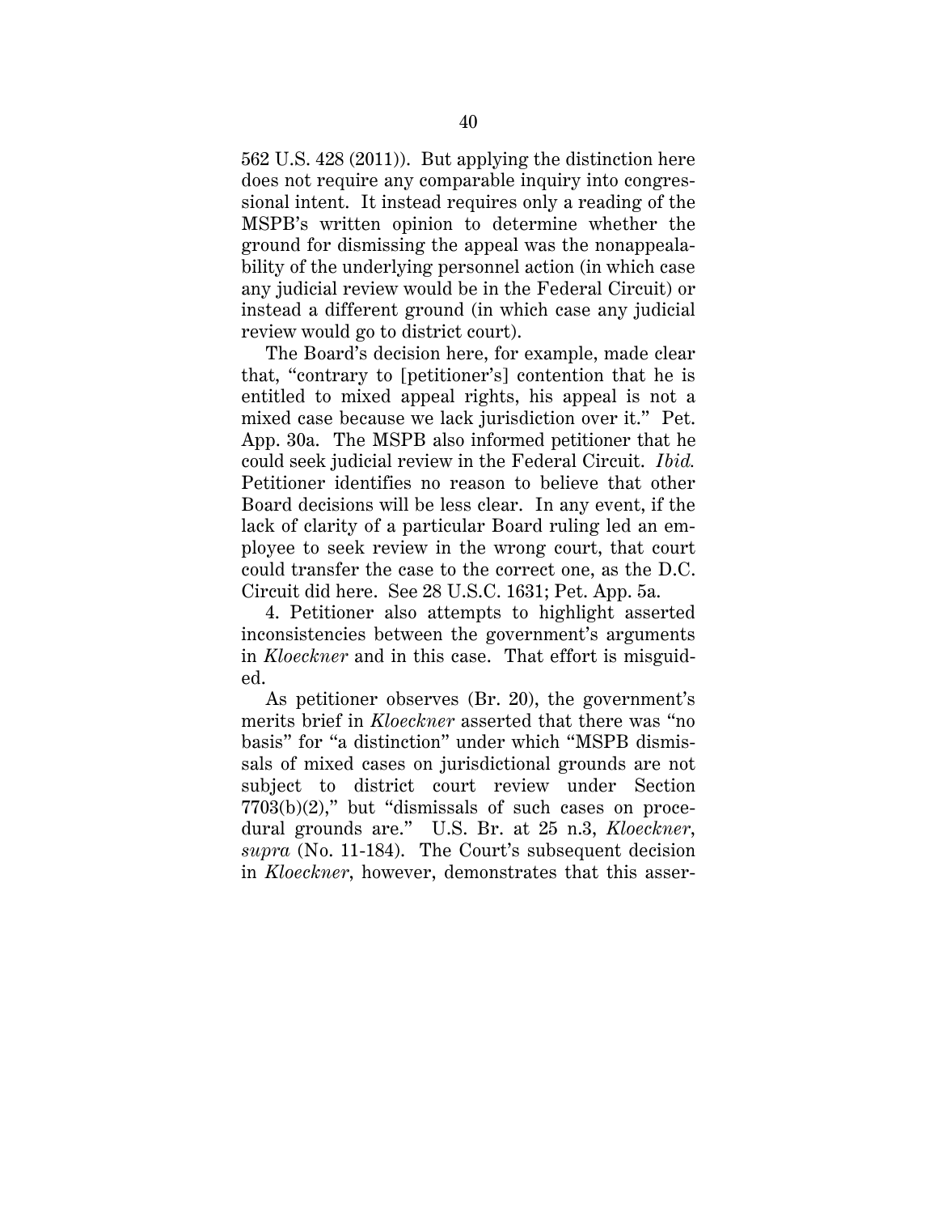562 U.S. 428 (2011)). But applying the distinction here does not require any comparable inquiry into congressional intent. It instead requires only a reading of the MSPB's written opinion to determine whether the ground for dismissing the appeal was the nonappealability of the underlying personnel action (in which case any judicial review would be in the Federal Circuit) or instead a different ground (in which case any judicial review would go to district court).

The Board's decision here, for example, made clear that, "contrary to [petitioner's] contention that he is entitled to mixed appeal rights, his appeal is not a mixed case because we lack jurisdiction over it." Pet. App. 30a. The MSPB also informed petitioner that he could seek judicial review in the Federal Circuit. *Ibid.* Petitioner identifies no reason to believe that other Board decisions will be less clear. In any event, if the lack of clarity of a particular Board ruling led an employee to seek review in the wrong court, that court could transfer the case to the correct one, as the D.C. Circuit did here. See 28 U.S.C. 1631; Pet. App. 5a.

4. Petitioner also attempts to highlight asserted inconsistencies between the government's arguments in *Kloeckner* and in this case. That effort is misguided.

As petitioner observes (Br. 20), the government's merits brief in *Kloeckner* asserted that there was "no basis" for "a distinction" under which "MSPB dismissals of mixed cases on jurisdictional grounds are not subject to district court review under Section 7703(b)(2)," but "dismissals of such cases on procedural grounds are." U.S. Br. at 25 n.3, *Kloeckner*, *supra* (No. 11-184). The Court's subsequent decision in *Kloeckner*, however, demonstrates that this asser-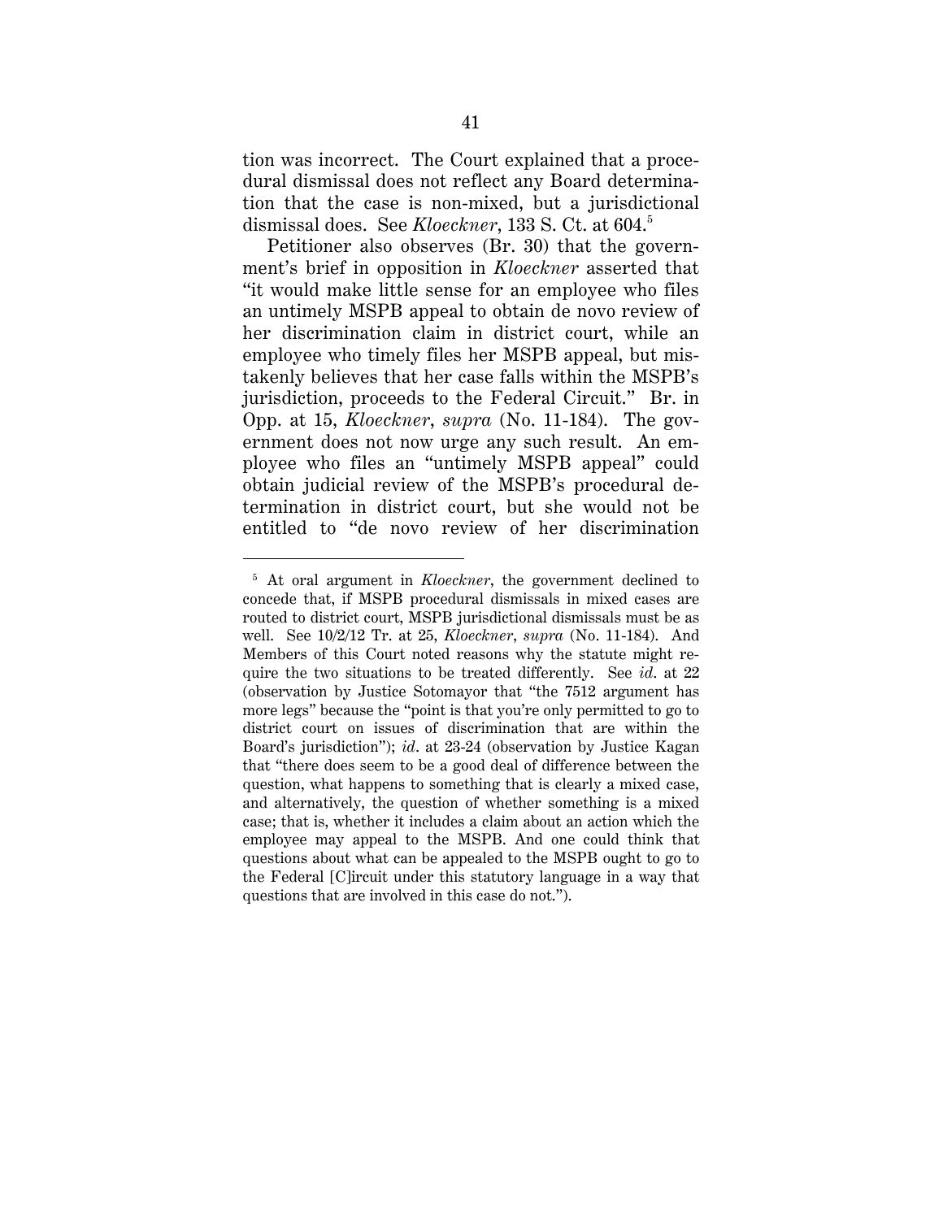tion was incorrect. The Court explained that a procedural dismissal does not reflect any Board determination that the case is non-mixed, but a jurisdictional dismissal does. See *Kloeckner*, 133 S. Ct. at 604.[5]

Petitioner also observes (Br. 30) that the government's brief in opposition in *Kloeckner* asserted that "it would make little sense for an employee who files an untimely MSPB appeal to obtain de novo review of her discrimination claim in district court, while an employee who timely files her MSPB appeal, but mistakenly believes that her case falls within the MSPB's jurisdiction, proceeds to the Federal Circuit." Br. in Opp. at 15, *Kloeckner*, *supra* (No. 11-184). The government does not now urge any such result. An employee who files an "untimely MSPB appeal" could obtain judicial review of the MSPB's procedural determination in district court, but she would not be entitled to "de novo review of her discrimination

---

[5] At oral argument in *Kloeckner*, the government declined to concede that, if MSPB procedural dismissals in mixed cases are routed to district court, MSPB jurisdictional dismissals must be as well. See 10/2/12 Tr. at 25, *Kloeckner*, *supra* (No. 11-184). And Members of this Court noted reasons why the statute might require the two situations to be treated differently. See *id*. at 22 (observation by Justice Sotomayor that "the 7512 argument has more legs" because the "point is that you're only permitted to go to district court on issues of discrimination that are within the Board's jurisdiction"); *id*. at 23-24 (observation by Justice Kagan that "there does seem to be a good deal of difference between the question, what happens to something that is clearly a mixed case, and alternatively, the question of whether something is a mixed case; that is, whether it includes a claim about an action which the employee may appeal to the MSPB. And one could think that questions about what can be appealed to the MSPB ought to go to the Federal [C]ircuit under this statutory language in a way that questions that are involved in this case do not.").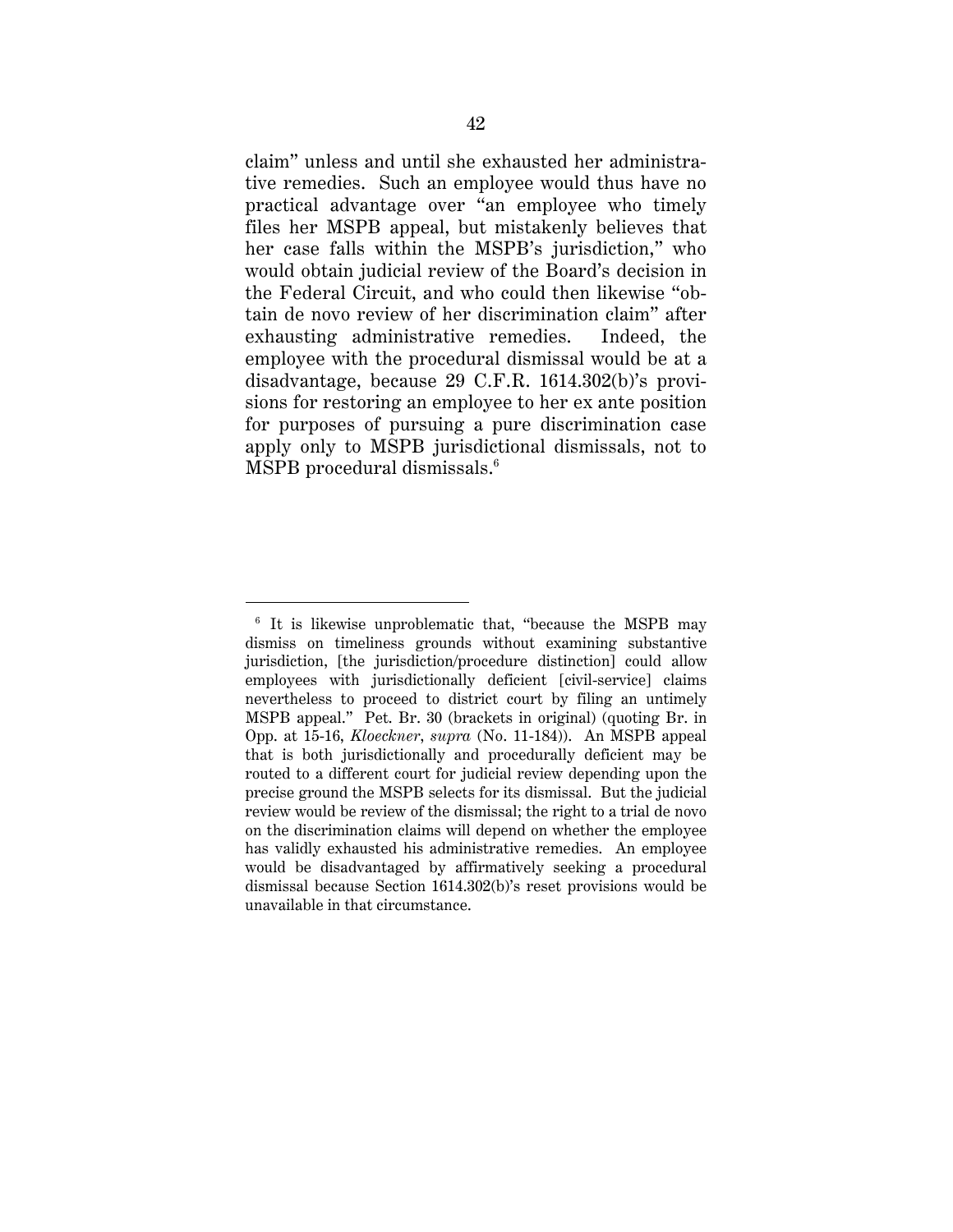claim" unless and until she exhausted her administrative remedies. Such an employee would thus have no practical advantage over "an employee who timely files her MSPB appeal, but mistakenly believes that her case falls within the MSPB's jurisdiction," who would obtain judicial review of the Board's decision in the Federal Circuit, and who could then likewise "obtain de novo review of her discrimination claim" after exhausting administrative remedies. Indeed, the employee with the procedural dismissal would be at a disadvantage, because 29 C.F.R. 1614.302(b)'s provisions for restoring an employee to her ex ante position for purposes of pursuing a pure discrimination case apply only to MSPB jurisdictional dismissals, not to MSPB procedural dismissals.[6]

---

[6] It is likewise unproblematic that, "because the MSPB may dismiss on timeliness grounds without examining substantive jurisdiction, [the jurisdiction/procedure distinction] could allow employees with jurisdictionally deficient [civil-service] claims nevertheless to proceed to district court by filing an untimely MSPB appeal." Pet. Br. 30 (brackets in original) (quoting Br. in Opp. at 15-16, *Kloeckner*, *supra* (No. 11-184)). An MSPB appeal that is both jurisdictionally and procedurally deficient may be routed to a different court for judicial review depending upon the precise ground the MSPB selects for its dismissal. But the judicial review would be review of the dismissal; the right to a trial de novo on the discrimination claims will depend on whether the employee has validly exhausted his administrative remedies. An employee would be disadvantaged by affirmatively seeking a procedural dismissal because Section 1614.302(b)'s reset provisions would be unavailable in that circumstance.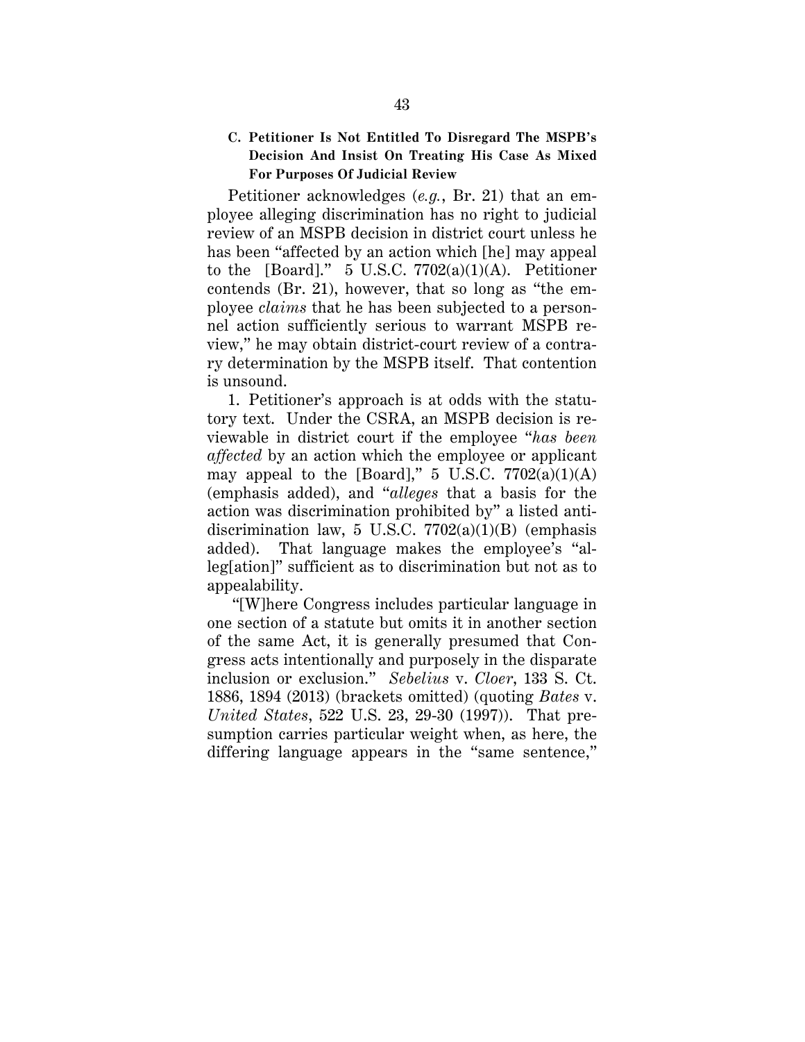### C. Petitioner Is Not Entitled To Disregard The MSPB's Decision And Insist On Treating His Case As Mixed For Purposes Of Judicial Review

Petitioner acknowledges (*e.g.*, Br. 21) that an employee alleging discrimination has no right to judicial review of an MSPB decision in district court unless he has been "affected by an action which [he] may appeal to the [Board]." 5 U.S.C. 7702(a)(1)(A). Petitioner contends (Br. 21), however, that so long as "the employee *claims* that he has been subjected to a personnel action sufficiently serious to warrant MSPB review," he may obtain district-court review of a contrary determination by the MSPB itself. That contention is unsound.

1. Petitioner's approach is at odds with the statutory text. Under the CSRA, an MSPB decision is reviewable in district court if the employee "*has been affected* by an action which the employee or applicant may appeal to the [Board]," 5 U.S.C. 7702(a)(1)(A) (emphasis added), and "*alleges* that a basis for the action was discrimination prohibited by" a listed anti-discrimination law, 5 U.S.C. 7702(a)(1)(B) (emphasis added). That language makes the employee's "allег[ation]" sufficient as to discrimination but not as to appealability.

"[W]here Congress includes particular language in one section of a statute but omits it in another section of the same Act, it is generally presumed that Congress acts intentionally and purposely in the disparate inclusion or exclusion." *Sebelius* v. *Cloer*, 133 S. Ct. 1886, 1894 (2013) (brackets omitted) (quoting *Bates* v. *United States*, 522 U.S. 23, 29-30 (1997)). That presumption carries particular weight when, as here, the differing language appears in the "same sentence,"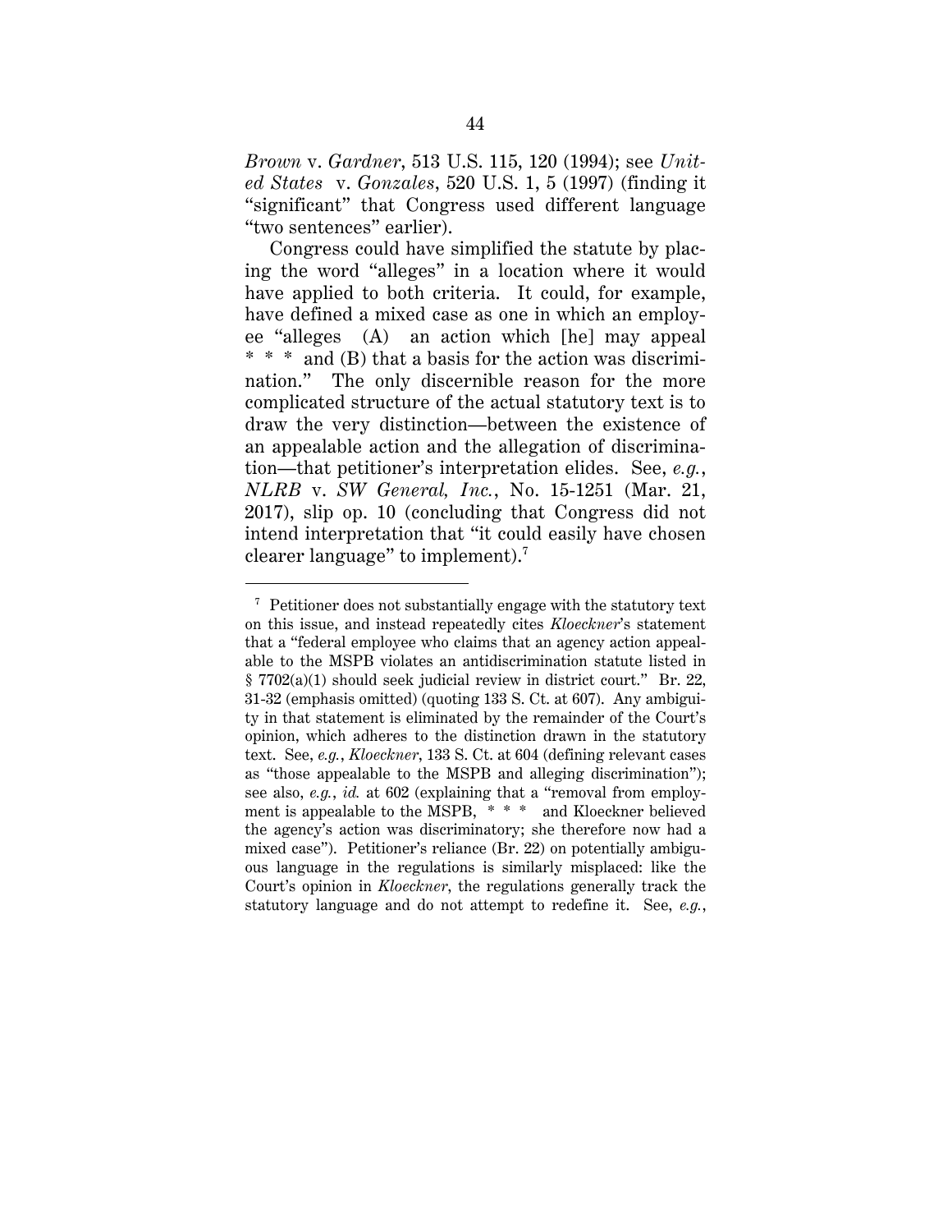*Brown* v. *Gardner*, 513 U.S. 115, 120 (1994); see *United States* v. *Gonzales*, 520 U.S. 1, 5 (1997) (finding it "significant" that Congress used different language "two sentences" earlier).

Congress could have simplified the statute by placing the word "alleges" in a location where it would have applied to both criteria. It could, for example, have defined a mixed case as one in which an employee "alleges (A) an action which [he] may appeal * * * and (B) that a basis for the action was discrimination." The only discernible reason for the more complicated structure of the actual statutory text is to draw the very distinction—between the existence of an appealable action and the allegation of discrimination—that petitioner's interpretation elides. See, *e.g.*, *NLRB* v. *SW General, Inc.*, No. 15-1251 (Mar. 21, 2017), slip op. 10 (concluding that Congress did not intend interpretation that "it could easily have chosen clearer language" to implement).[7]

---

[7] Petitioner does not substantially engage with the statutory text on this issue, and instead repeatedly cites *Kloeckner*'s statement that a "federal employee who claims that an agency action appealable to the MSPB violates an antidiscrimination statute listed in § 7702(a)(1) should seek judicial review in district court." Br. 22, 31-32 (emphasis omitted) (quoting 133 S. Ct. at 607). Any ambiguity in that statement is eliminated by the remainder of the Court's opinion, which adheres to the distinction drawn in the statutory text. See, *e.g.*, *Kloeckner*, 133 S. Ct. at 604 (defining relevant cases as "those appealable to the MSPB and alleging discrimination"); see also, *e.g.*, *id.* at 602 (explaining that a "removal from employment is appealable to the MSPB, * * * and Kloeckner believed the agency's action was discriminatory; she therefore now had a mixed case"). Petitioner's reliance (Br. 22) on potentially ambiguous language in the regulations is similarly misplaced: like the Court's opinion in *Kloeckner*, the regulations generally track the statutory language and do not attempt to redefine it. See, *e.g.*,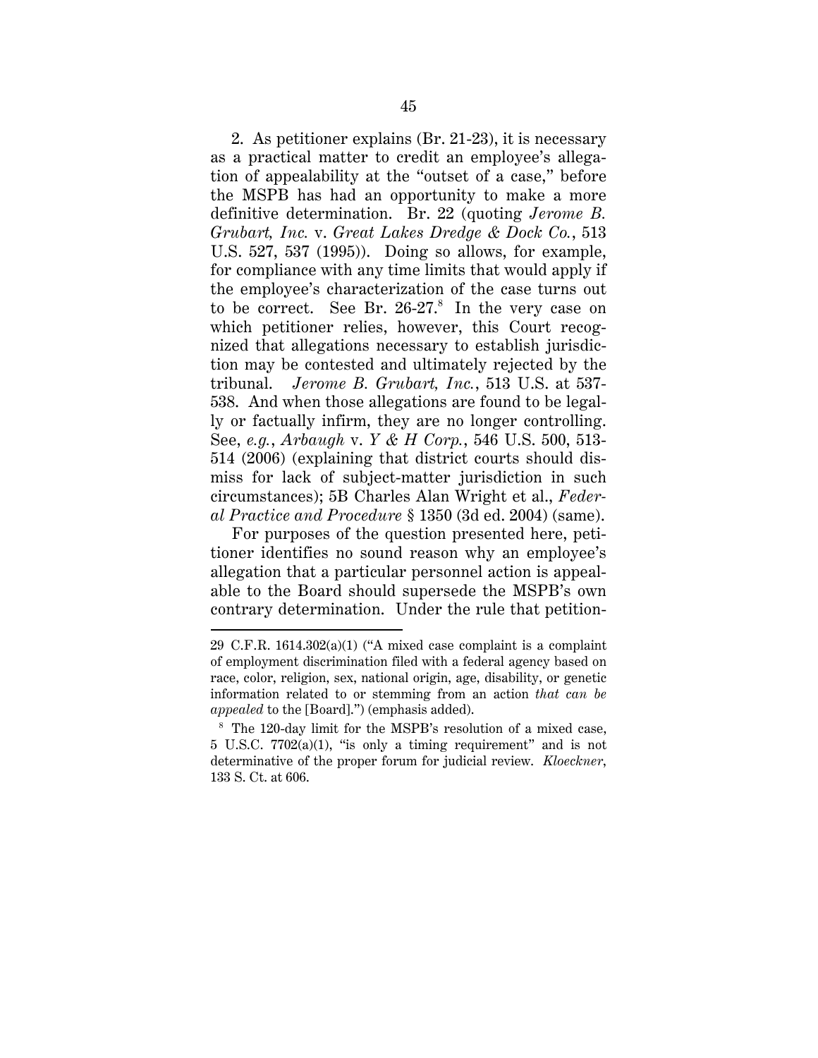2. As petitioner explains (Br. 21-23), it is necessary as a practical matter to credit an employee's allegation of appealability at the "outset of a case," before the MSPB has had an opportunity to make a more definitive determination. Br. 22 (quoting *Jerome B. Grubart, Inc.* v. *Great Lakes Dredge & Dock Co.*, 513 U.S. 527, 537 (1995)). Doing so allows, for example, for compliance with any time limits that would apply if the employee's characterization of the case turns out to be correct. See Br. 26-27.[8] In the very case on which petitioner relies, however, this Court recognized that allegations necessary to establish jurisdiction may be contested and ultimately rejected by the tribunal. *Jerome B. Grubart, Inc.*, 513 U.S. at 537-538. And when those allegations are found to be legally or factually infirm, they are no longer controlling. See, *e.g.*, *Arbaugh* v. *Y & H Corp.*, 546 U.S. 500, 513-514 (2006) (explaining that district courts should dismiss for lack of subject-matter jurisdiction in such circumstances); 5B Charles Alan Wright et al., *Federal Practice and Procedure* § 1350 (3d ed. 2004) (same).

For purposes of the question presented here, petitioner identifies no sound reason why an employee's allegation that a particular personnel action is appealable to the Board should supersede the MSPB's own contrary determination. Under the rule that petition-

---

29 C.F.R. 1614.302(a)(1) ("A mixed case complaint is a complaint of employment discrimination filed with a federal agency based on race, color, religion, sex, national origin, age, disability, or genetic information related to or stemming from an action *that can be appealed* to the [Board].") (emphasis added).

[8] The 120-day limit for the MSPB's resolution of a mixed case, 5 U.S.C. 7702(a)(1), "is only a timing requirement" and is not determinative of the proper forum for judicial review. *Kloeckner*, 133 S. Ct. at 606.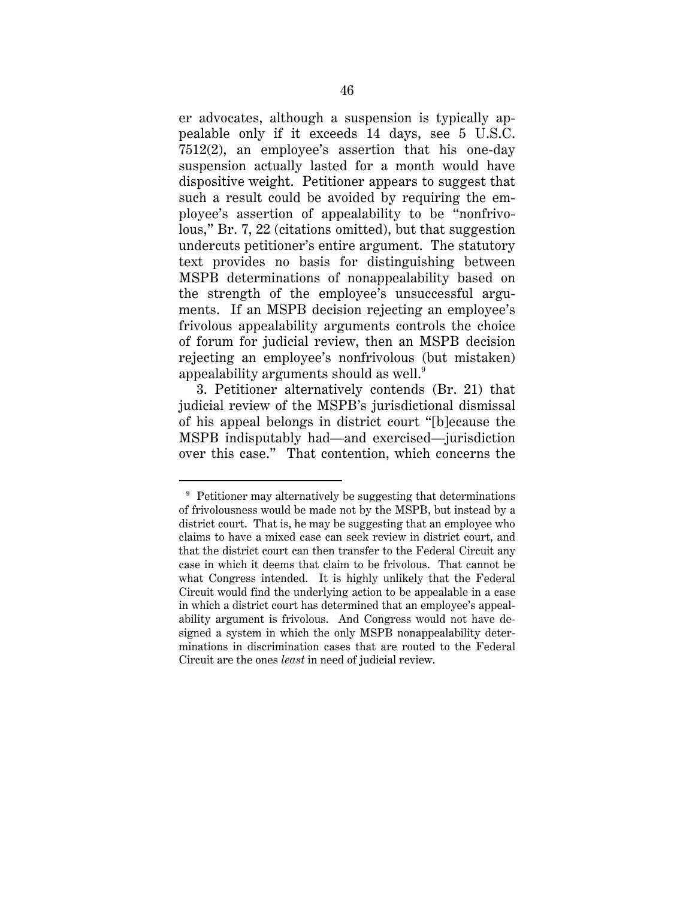er advocates, although a suspension is typically appealable only if it exceeds 14 days, see 5 U.S.C. 7512(2), an employee's assertion that his one-day suspension actually lasted for a month would have dispositive weight. Petitioner appears to suggest that such a result could be avoided by requiring the employee's assertion of appealability to be "nonfrivolous," Br. 7, 22 (citations omitted), but that suggestion undercuts petitioner's entire argument. The statutory text provides no basis for distinguishing between MSPB determinations of nonappealability based on the strength of the employee's unsuccessful arguments. If an MSPB decision rejecting an employee's frivolous appealability arguments controls the choice of forum for judicial review, then an MSPB decision rejecting an employee's nonfrivolous (but mistaken) appealability arguments should as well.[9]

3. Petitioner alternatively contends (Br. 21) that judicial review of the MSPB's jurisdictional dismissal of his appeal belongs in district court "[b]ecause the MSPB indisputably had—and exercised—jurisdiction over this case." That contention, which concerns the

---

[9] Petitioner may alternatively be suggesting that determinations of frivolousness would be made not by the MSPB, but instead by a district court. That is, he may be suggesting that an employee who claims to have a mixed case can seek review in district court, and that the district court can then transfer to the Federal Circuit any case in which it deems that claim to be frivolous. That cannot be what Congress intended. It is highly unlikely that the Federal Circuit would find the underlying action to be appealable in a case in which a district court has determined that an employee's appealability argument is frivolous. And Congress would not have designed a system in which the only MSPB nonappealability determinations in discrimination cases that are routed to the Federal Circuit are the ones *least* in need of judicial review.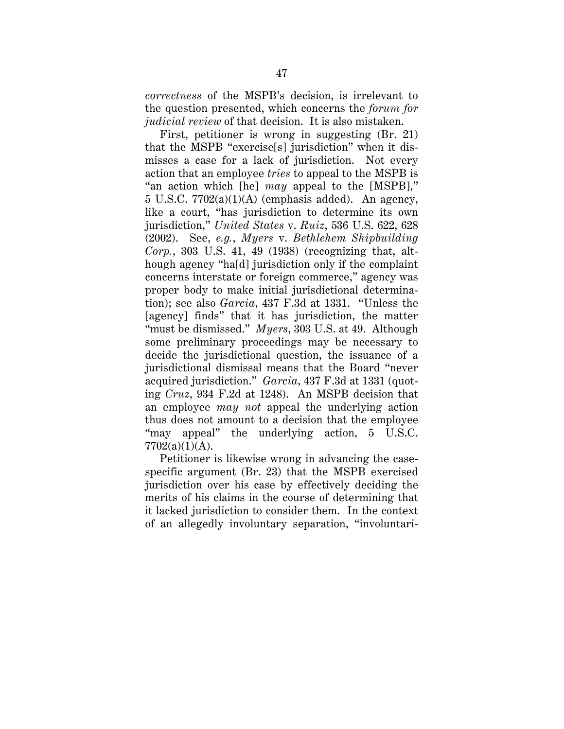*correctness* of the MSPB's decision, is irrelevant to the question presented, which concerns the *forum for judicial review* of that decision. It is also mistaken.

First, petitioner is wrong in suggesting (Br. 21) that the MSPB "exercise[s] jurisdiction" when it dismisses a case for a lack of jurisdiction. Not every action that an employee *tries* to appeal to the MSPB is "an action which [he] *may* appeal to the [MSPB]," 5 U.S.C. 7702(a)(1)(A) (emphasis added). An agency, like a court, "has jurisdiction to determine its own jurisdiction," *United States* v. *Ruiz*, 536 U.S. 622, 628 (2002). See, *e.g.*, *Myers* v. *Bethlehem Shipbuilding Corp.*, 303 U.S. 41, 49 (1938) (recognizing that, although agency "ha[d] jurisdiction only if the complaint concerns interstate or foreign commerce," agency was proper body to make initial jurisdictional determination); see also *Garcia*, 437 F.3d at 1331. "Unless the [agency] finds" that it has jurisdiction, the matter "must be dismissed." *Myers*, 303 U.S. at 49. Although some preliminary proceedings may be necessary to decide the jurisdictional question, the issuance of a jurisdictional dismissal means that the Board "never acquired jurisdiction." *Garcia*, 437 F.3d at 1331 (quoting *Cruz*, 934 F.2d at 1248). An MSPB decision that an employee *may not* appeal the underlying action thus does not amount to a decision that the employee "may appeal" the underlying action, 5 U.S.C. 7702(a)(1)(A).

Petitioner is likewise wrong in advancing the case-specific argument (Br. 23) that the MSPB exercised jurisdiction over his case by effectively deciding the merits of his claims in the course of determining that it lacked jurisdiction to consider them. In the context of an allegedly involuntary separation, "involuntari-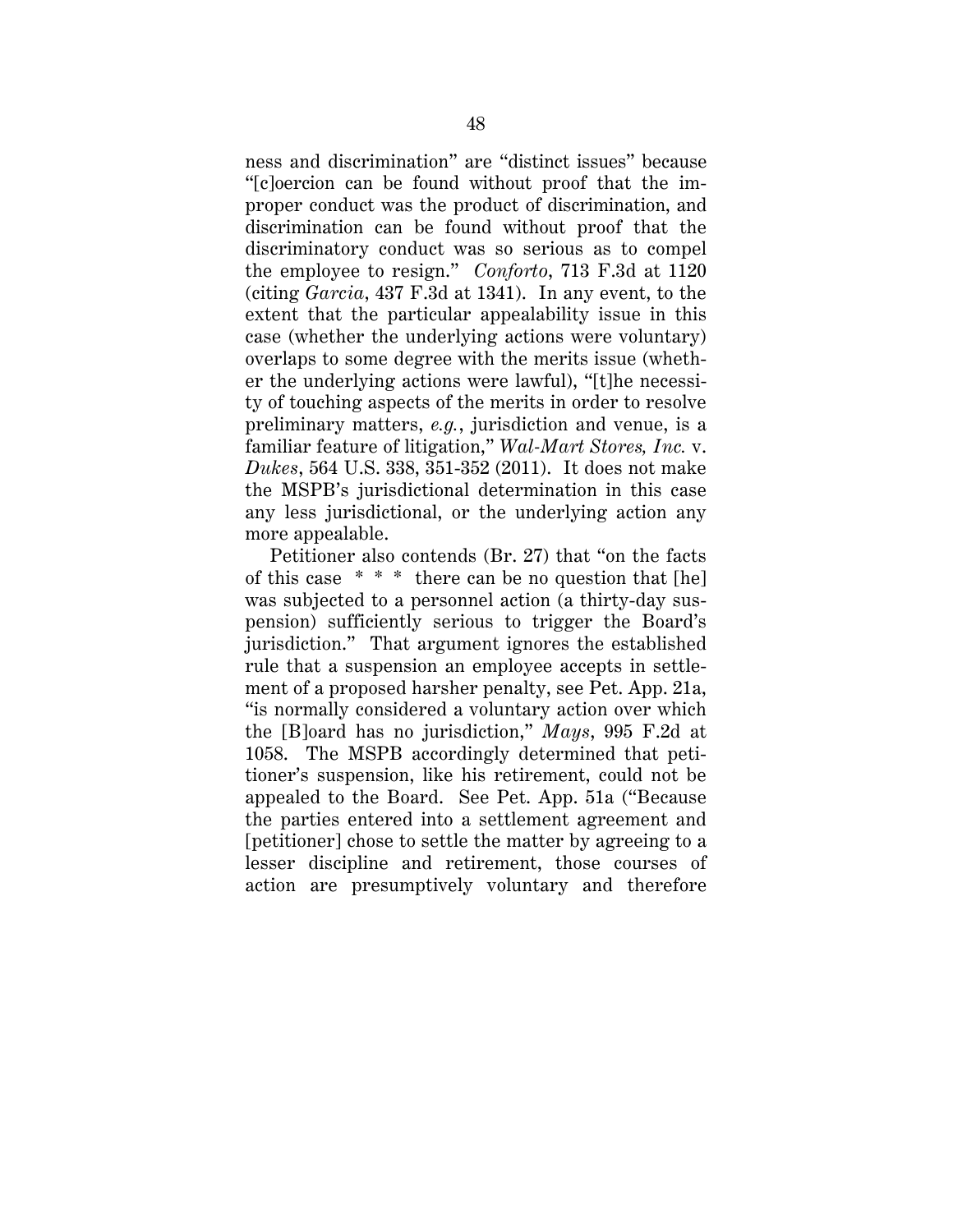ness and discrimination" are "distinct issues" because "[c]oercion can be found without proof that the improper conduct was the product of discrimination, and discrimination can be found without proof that the discriminatory conduct was so serious as to compel the employee to resign." *Conforto*, 713 F.3d at 1120 (citing *Garcia*, 437 F.3d at 1341). In any event, to the extent that the particular appealability issue in this case (whether the underlying actions were voluntary) overlaps to some degree with the merits issue (whether the underlying actions were lawful), "[t]he necessity of touching aspects of the merits in order to resolve preliminary matters, *e.g.*, jurisdiction and venue, is a familiar feature of litigation," *Wal-Mart Stores, Inc.* v. *Dukes*, 564 U.S. 338, 351-352 (2011). It does not make the MSPB's jurisdictional determination in this case any less jurisdictional, or the underlying action any more appealable.

Petitioner also contends (Br. 27) that "on the facts of this case * * * there can be no question that [he] was subjected to a personnel action (a thirty-day suspension) sufficiently serious to trigger the Board's jurisdiction." That argument ignores the established rule that a suspension an employee accepts in settlement of a proposed harsher penalty, see Pet. App. 21a, "is normally considered a voluntary action over which the [B]oard has no jurisdiction," *Mays*, 995 F.2d at 1058. The MSPB accordingly determined that petitioner's suspension, like his retirement, could not be appealed to the Board. See Pet. App. 51a ("Because the parties entered into a settlement agreement and [petitioner] chose to settle the matter by agreeing to a lesser discipline and retirement, those courses of action are presumptively voluntary and therefore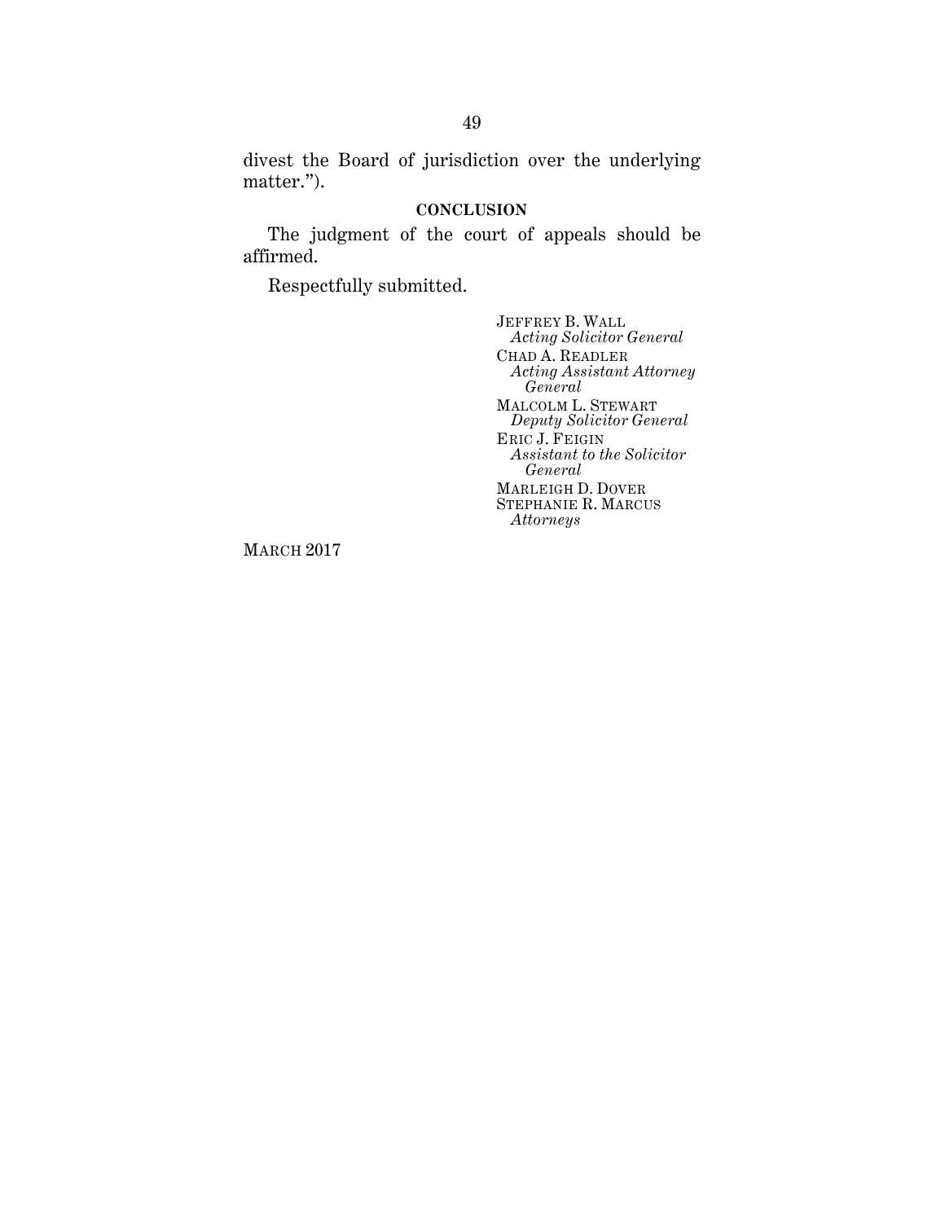divest the Board of jurisdiction over the underlying matter.").

## CONCLUSION

The judgment of the court of appeals should be affirmed.

Respectfully submitted.

JEFFREY B. WALL
*Acting Solicitor General*

CHAD A. READLER
*Acting Assistant Attorney General*

MALCOLM L. STEWART
*Deputy Solicitor General*

ERIC J. FEIGIN
*Assistant to the Solicitor General*

MARLEIGH D. DOVER
STEPHANIE R. MARCUS
*Attorneys*

MARCH 2017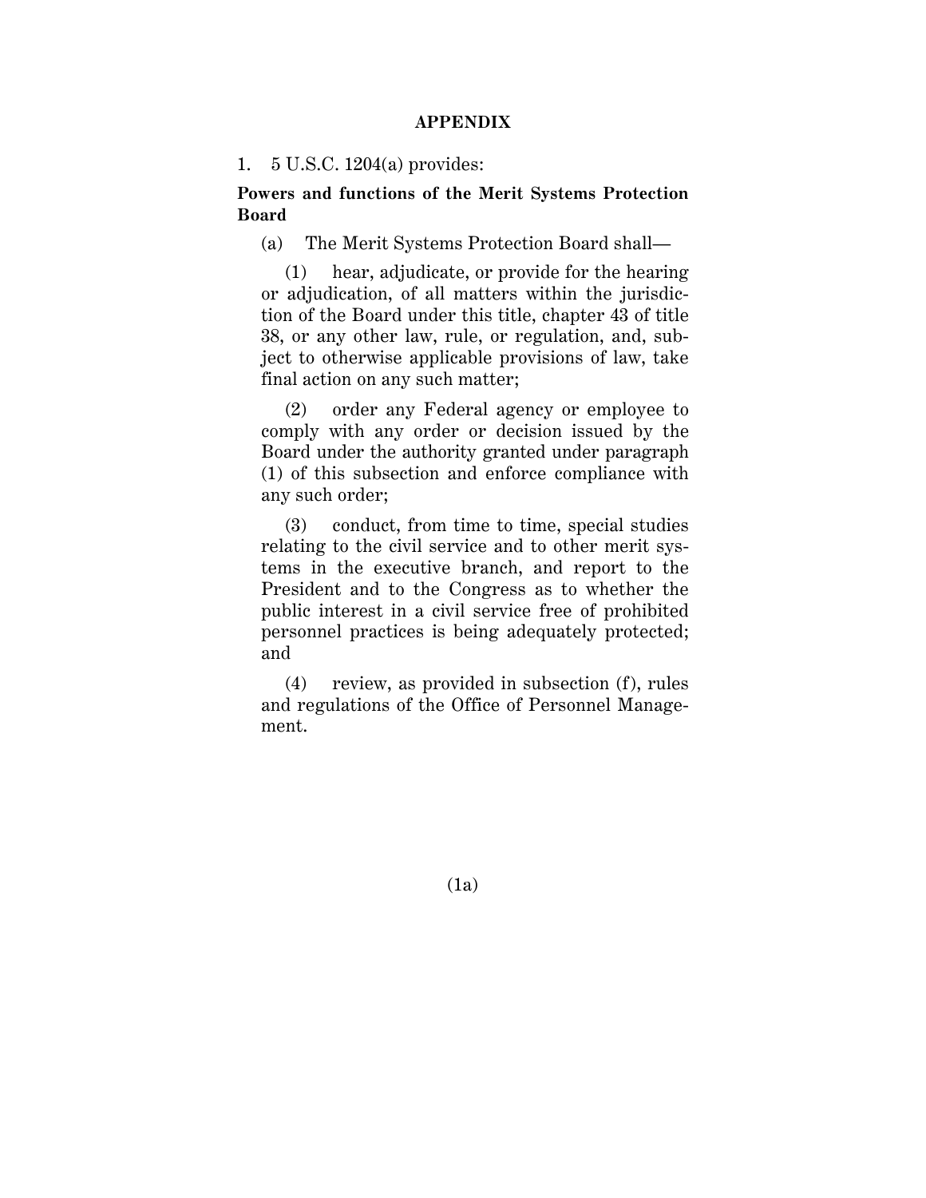# APPENDIX

1. 5 U.S.C. 1204(a) provides:

**Powers and functions of the Merit Systems Protection Board**

(a) The Merit Systems Protection Board shall—

(1) hear, adjudicate, or provide for the hearing or adjudication, of all matters within the jurisdiction of the Board under this title, chapter 43 of title 38, or any other law, rule, or regulation, and, subject to otherwise applicable provisions of law, take final action on any such matter;

(2) order any Federal agency or employee to comply with any order or decision issued by the Board under the authority granted under paragraph (1) of this subsection and enforce compliance with any such order;

(3) conduct, from time to time, special studies relating to the civil service and to other merit systems in the executive branch, and report to the President and to the Congress as to whether the public interest in a civil service free of prohibited personnel practices is being adequately protected; and

(4) review, as provided in subsection (f), rules and regulations of the Office of Personnel Management.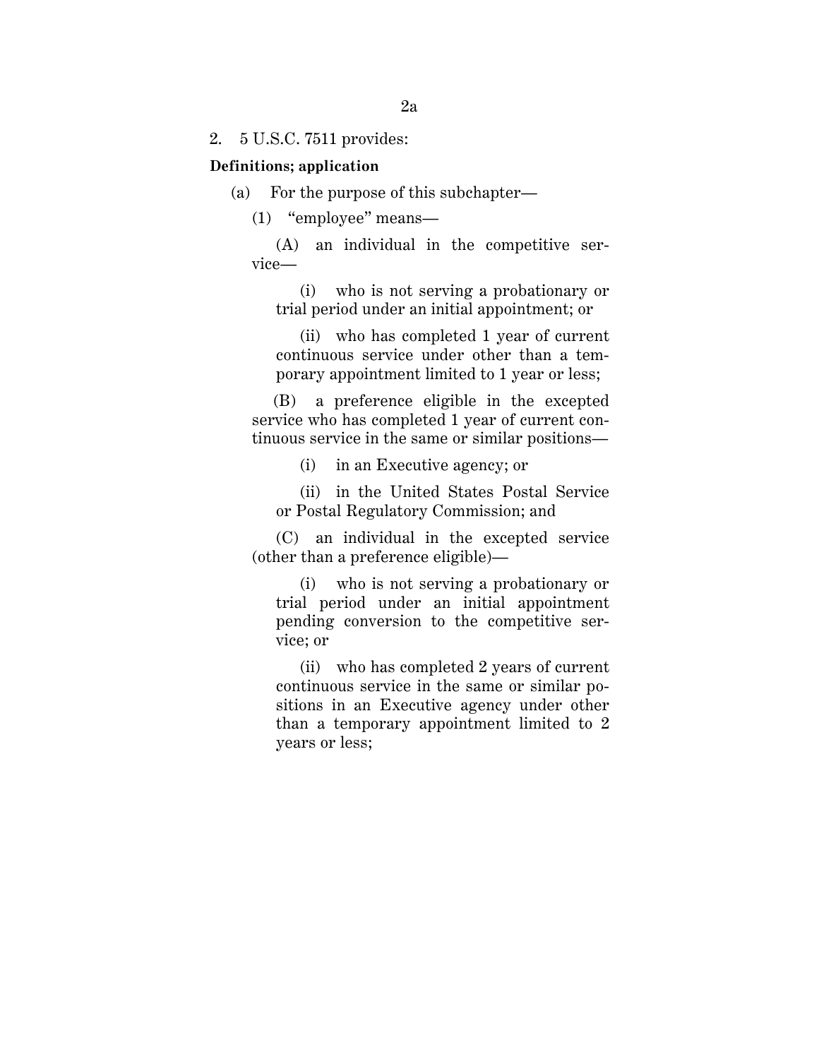2. 5 U.S.C. 7511 provides:

**Definitions; application**

(a) For the purpose of this subchapter—

(1) "employee" means—

(A) an individual in the competitive service—

(i) who is not serving a probationary or trial period under an initial appointment; or

(ii) who has completed 1 year of current continuous service under other than a temporary appointment limited to 1 year or less;

(B) a preference eligible in the excepted service who has completed 1 year of current continuous service in the same or similar positions—

(i) in an Executive agency; or

(ii) in the United States Postal Service or Postal Regulatory Commission; and

(C) an individual in the excepted service (other than a preference eligible)—

(i) who is not serving a probationary or trial period under an initial appointment pending conversion to the competitive service; or

(ii) who has completed 2 years of current continuous service in the same or similar positions in an Executive agency under other than a temporary appointment limited to 2 years or less;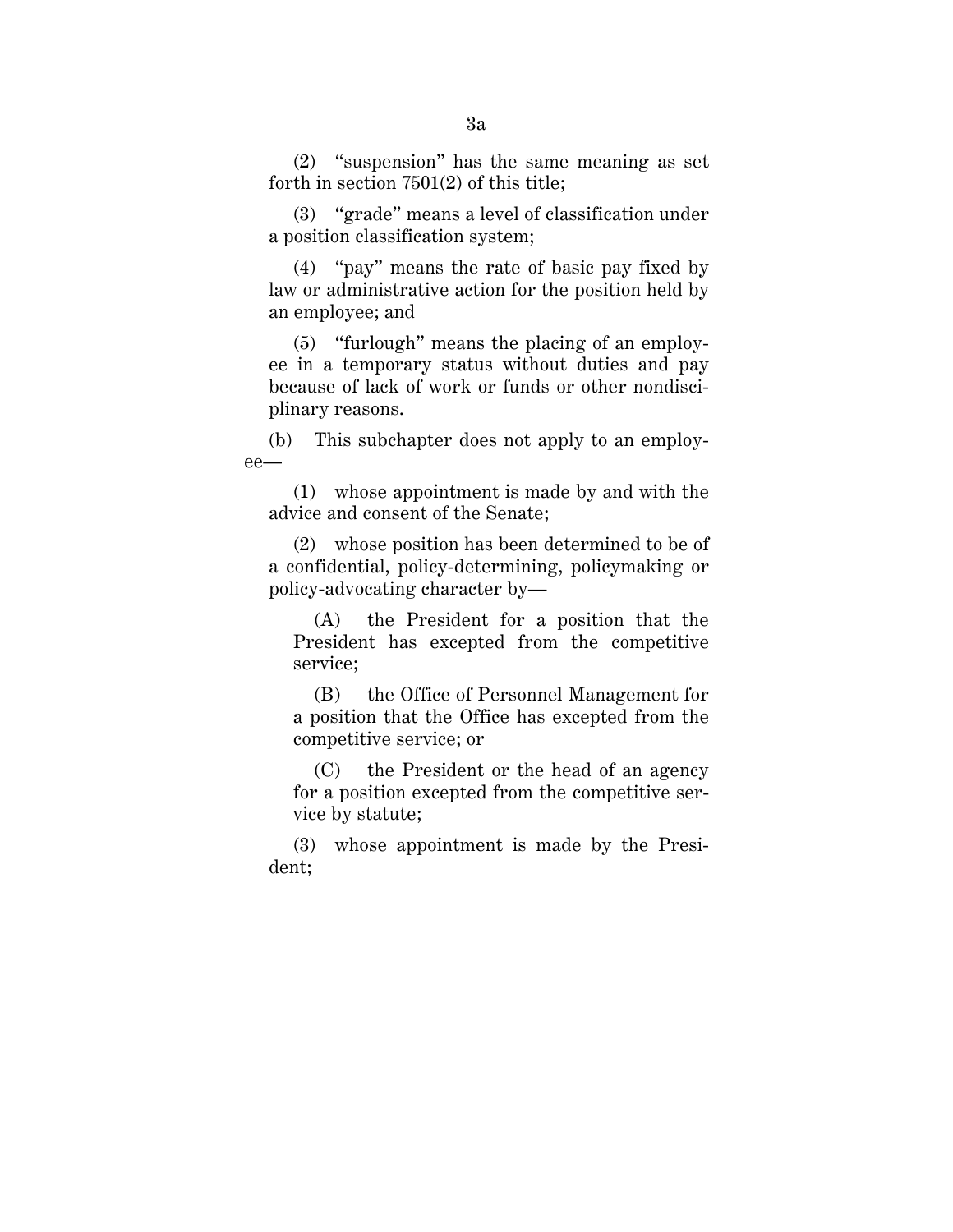(2) "suspension" has the same meaning as set forth in section 7501(2) of this title;

(3) "grade" means a level of classification under a position classification system;

(4) "pay" means the rate of basic pay fixed by law or administrative action for the position held by an employee; and

(5) "furlough" means the placing of an employee in a temporary status without duties and pay because of lack of work or funds or other nondisciplinary reasons.

(b) This subchapter does not apply to an employee—

(1) whose appointment is made by and with the advice and consent of the Senate;

(2) whose position has been determined to be of a confidential, policy-determining, policymaking or policy-advocating character by—

(A) the President for a position that the President has excepted from the competitive service;

(B) the Office of Personnel Management for a position that the Office has excepted from the competitive service; or

(C) the President or the head of an agency for a position excepted from the competitive service by statute;

(3) whose appointment is made by the President;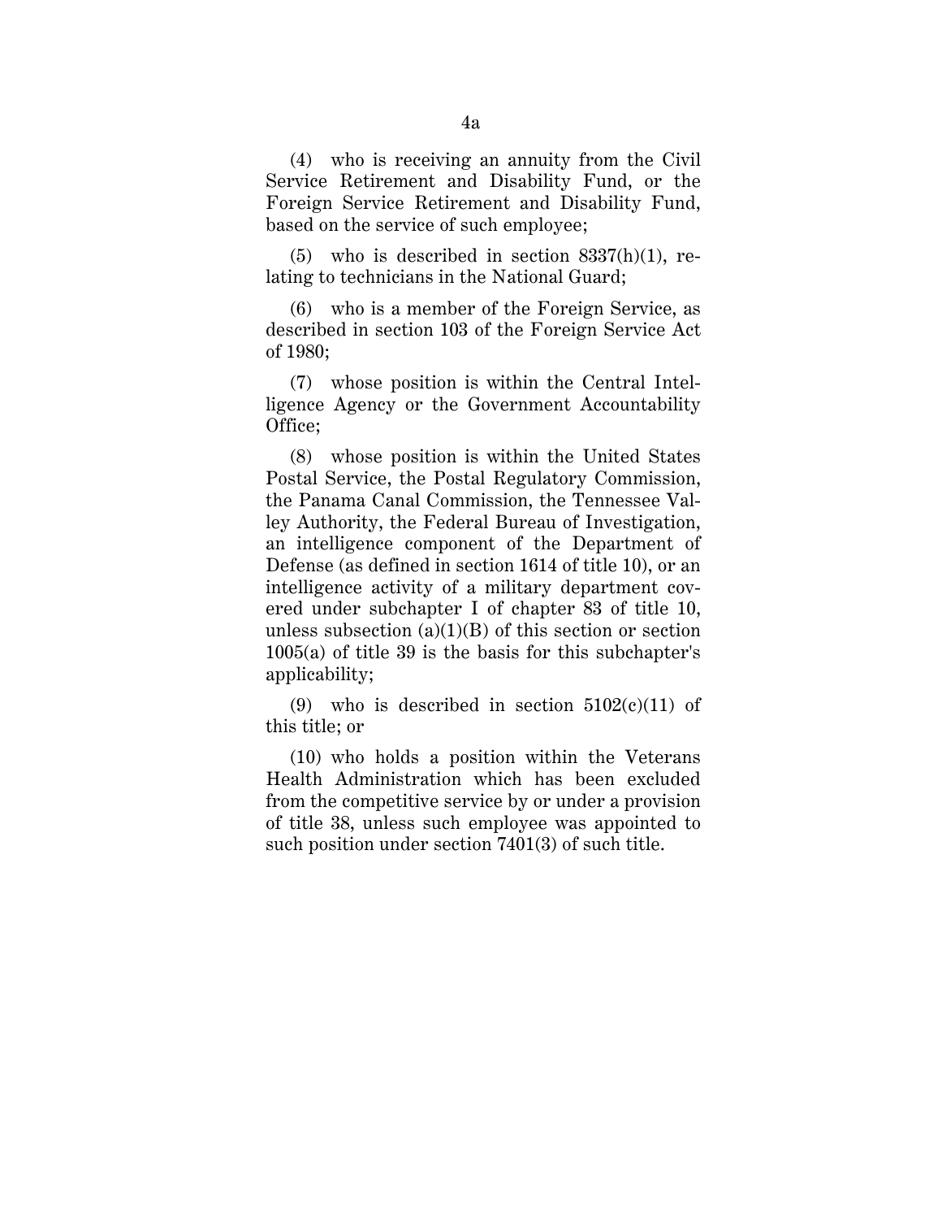(4) who is receiving an annuity from the Civil Service Retirement and Disability Fund, or the Foreign Service Retirement and Disability Fund, based on the service of such employee;

(5) who is described in section 8337(h)(1), relating to technicians in the National Guard;

(6) who is a member of the Foreign Service, as described in section 103 of the Foreign Service Act of 1980;

(7) whose position is within the Central Intelligence Agency or the Government Accountability Office;

(8) whose position is within the United States Postal Service, the Postal Regulatory Commission, the Panama Canal Commission, the Tennessee Valley Authority, the Federal Bureau of Investigation, an intelligence component of the Department of Defense (as defined in section 1614 of title 10), or an intelligence activity of a military department covered under subchapter I of chapter 83 of title 10, unless subsection (a)(1)(B) of this section or section 1005(a) of title 39 is the basis for this subchapter's applicability;

(9) who is described in section 5102(c)(11) of this title; or

(10) who holds a position within the Veterans Health Administration which has been excluded from the competitive service by or under a provision of title 38, unless such employee was appointed to such position under section 7401(3) of such title.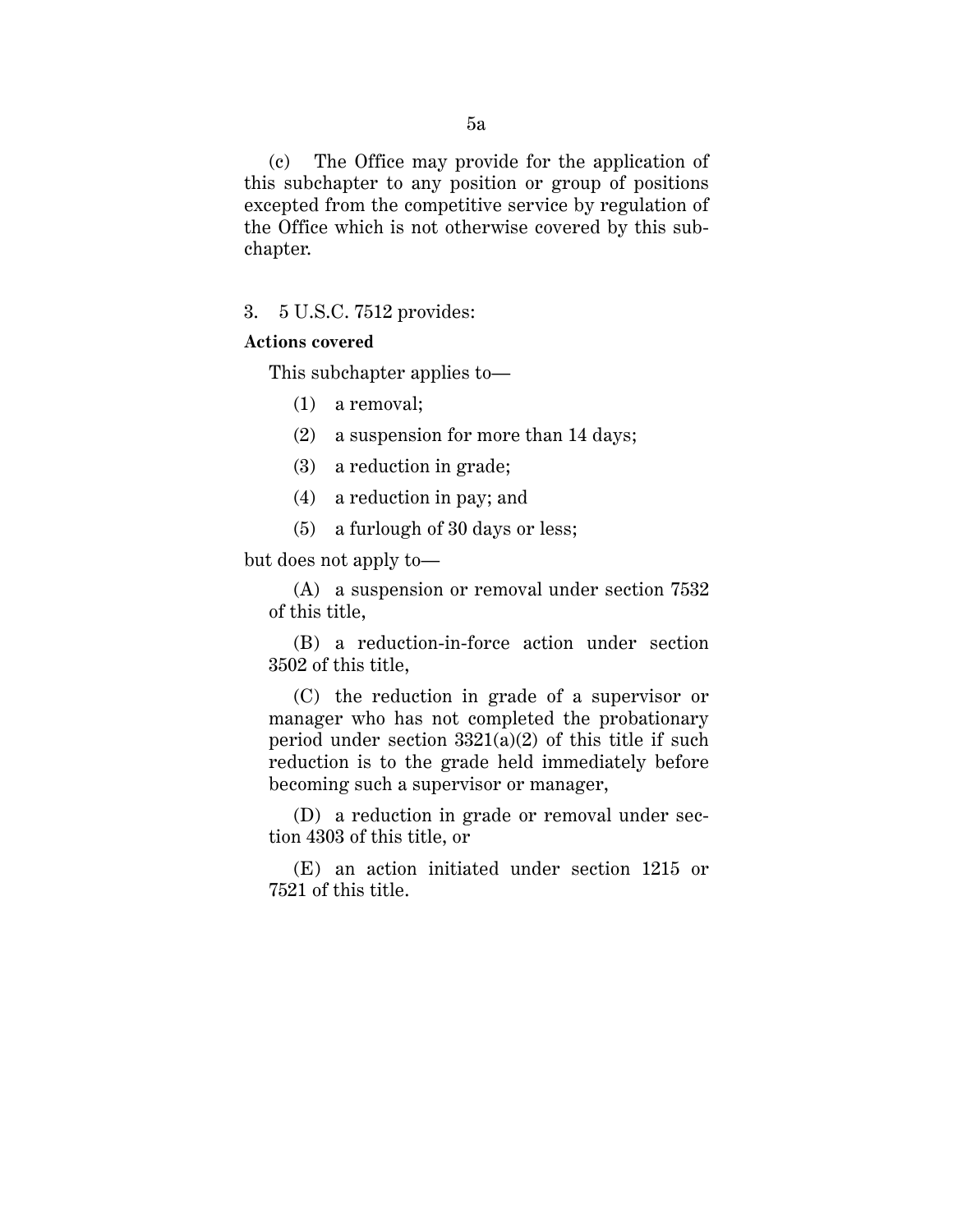(c) The Office may provide for the application of this subchapter to any position or group of positions excepted from the competitive service by regulation of the Office which is not otherwise covered by this subchapter.

3. 5 U.S.C. 7512 provides:

**Actions covered**

This subchapter applies to—

(1) a removal;

(2) a suspension for more than 14 days;

(3) a reduction in grade;

(4) a reduction in pay; and

(5) a furlough of 30 days or less;

but does not apply to—

(A) a suspension or removal under section 7532 of this title,

(B) a reduction-in-force action under section 3502 of this title,

(C) the reduction in grade of a supervisor or manager who has not completed the probationary period under section 3321(a)(2) of this title if such reduction is to the grade held immediately before becoming such a supervisor or manager,

(D) a reduction in grade or removal under section 4303 of this title, or

(E) an action initiated under section 1215 or 7521 of this title.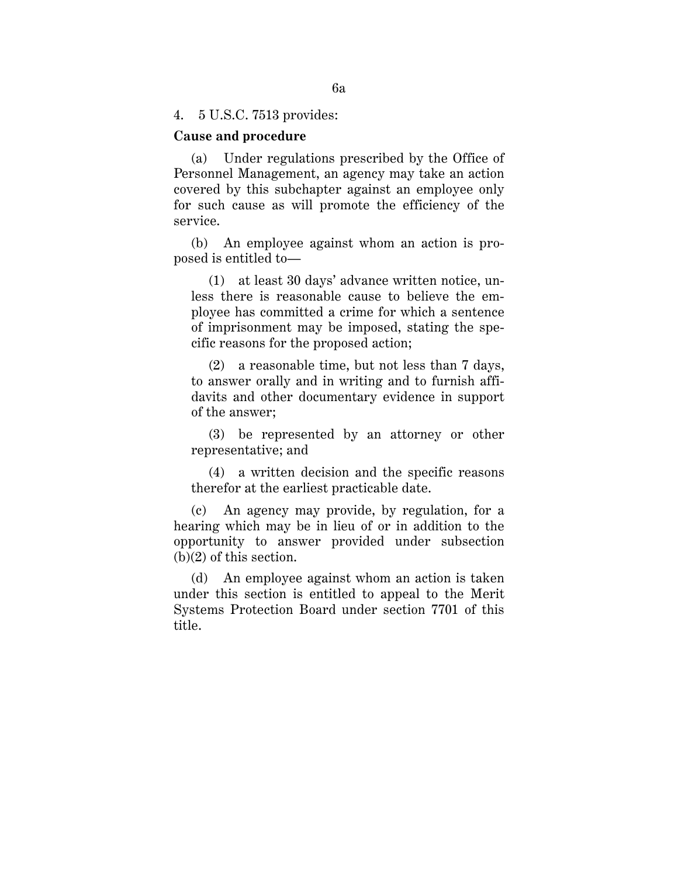4. 5 U.S.C. 7513 provides:

**Cause and procedure**

(a) Under regulations prescribed by the Office of Personnel Management, an agency may take an action covered by this subchapter against an employee only for such cause as will promote the efficiency of the service.

(b) An employee against whom an action is proposed is entitled to—

(1) at least 30 days' advance written notice, unless there is reasonable cause to believe the employee has committed a crime for which a sentence of imprisonment may be imposed, stating the specific reasons for the proposed action;

(2) a reasonable time, but not less than 7 days, to answer orally and in writing and to furnish affidavits and other documentary evidence in support of the answer;

(3) be represented by an attorney or other representative; and

(4) a written decision and the specific reasons therefor at the earliest practicable date.

(c) An agency may provide, by regulation, for a hearing which may be in lieu of or in addition to the opportunity to answer provided under subsection (b)(2) of this section.

(d) An employee against whom an action is taken under this section is entitled to appeal to the Merit Systems Protection Board under section 7701 of this title.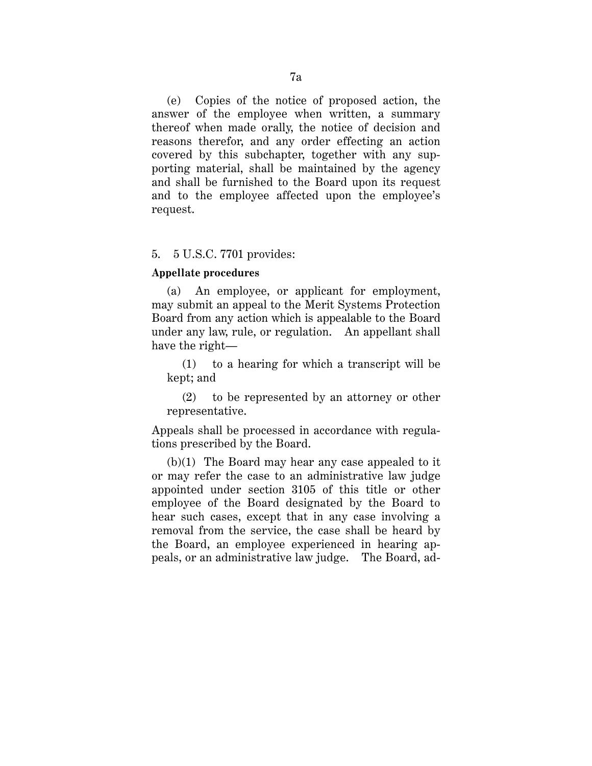(e) Copies of the notice of proposed action, the answer of the employee when written, a summary thereof when made orally, the notice of decision and reasons therefor, and any order effecting an action covered by this subchapter, together with any supporting material, shall be maintained by the agency and shall be furnished to the Board upon its request and to the employee affected upon the employee's request.

5. 5 U.S.C. 7701 provides:

**Appellate procedures**

(a) An employee, or applicant for employment, may submit an appeal to the Merit Systems Protection Board from any action which is appealable to the Board under any law, rule, or regulation. An appellant shall have the right—

(1) to a hearing for which a transcript will be kept; and

(2) to be represented by an attorney or other representative.

Appeals shall be processed in accordance with regulations prescribed by the Board.

(b)(1) The Board may hear any case appealed to it or may refer the case to an administrative law judge appointed under section 3105 of this title or other employee of the Board designated by the Board to hear such cases, except that in any case involving a removal from the service, the case shall be heard by the Board, an employee experienced in hearing appeals, or an administrative law judge. The Board, ad-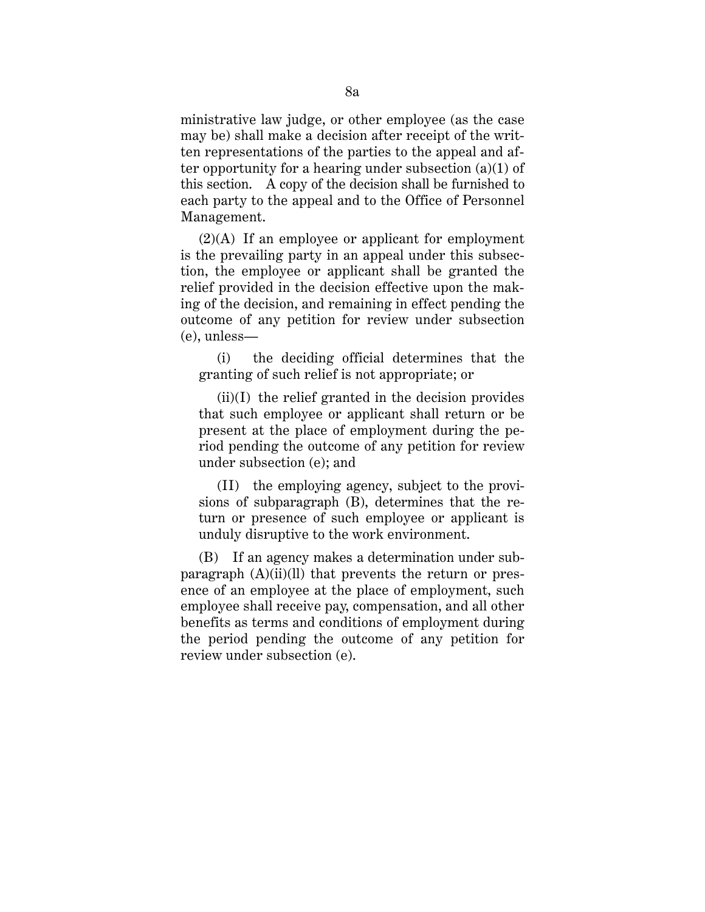ministrative law judge, or other employee (as the case may be) shall make a decision after receipt of the written representations of the parties to the appeal and after opportunity for a hearing under subsection (a)(1) of this section. A copy of the decision shall be furnished to each party to the appeal and to the Office of Personnel Management.

(2)(A) If an employee or applicant for employment is the prevailing party in an appeal under this subsection, the employee or applicant shall be granted the relief provided in the decision effective upon the making of the decision, and remaining in effect pending the outcome of any petition for review under subsection (e), unless—

(i) the deciding official determines that the granting of such relief is not appropriate; or

(ii)(I) the relief granted in the decision provides that such employee or applicant shall return or be present at the place of employment during the period pending the outcome of any petition for review under subsection (e); and

(II) the employing agency, subject to the provisions of subparagraph (B), determines that the return or presence of such employee or applicant is unduly disruptive to the work environment.

(B) If an agency makes a determination under subparagraph (A)(ii)(ll) that prevents the return or presence of an employee at the place of employment, such employee shall receive pay, compensation, and all other benefits as terms and conditions of employment during the period pending the outcome of any petition for review under subsection (e).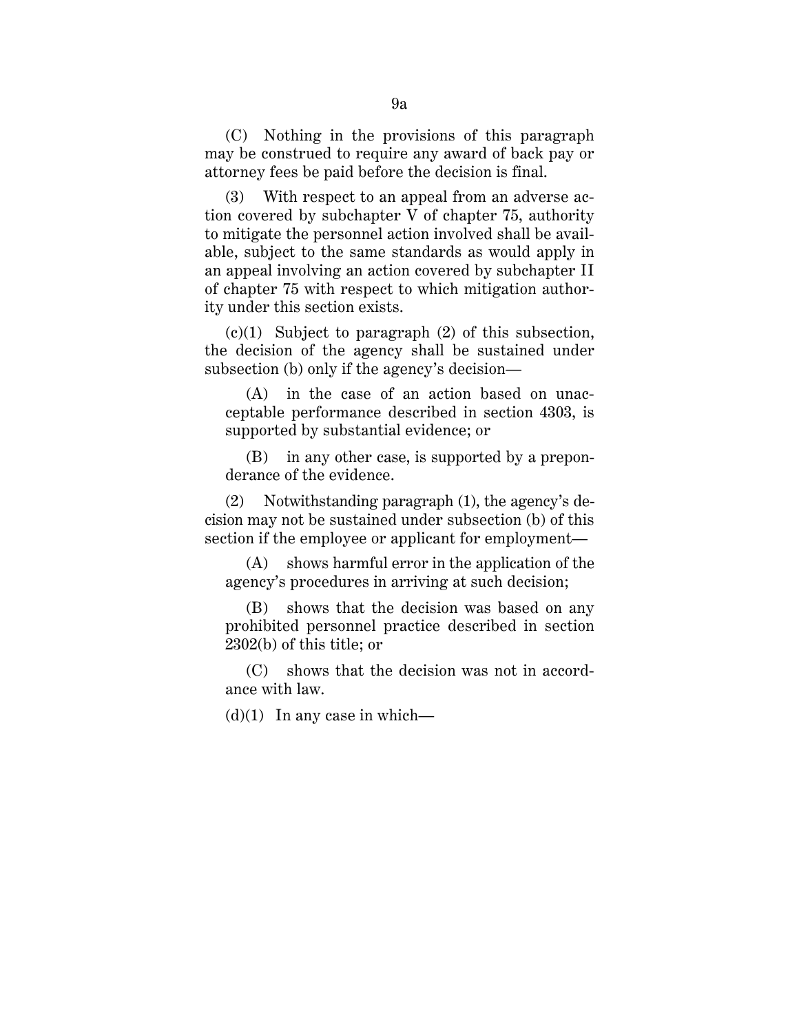(C) Nothing in the provisions of this paragraph may be construed to require any award of back pay or attorney fees be paid before the decision is final.

(3) With respect to an appeal from an adverse action covered by subchapter V of chapter 75, authority to mitigate the personnel action involved shall be available, subject to the same standards as would apply in an appeal involving an action covered by subchapter II of chapter 75 with respect to which mitigation authority under this section exists.

(c)(1) Subject to paragraph (2) of this subsection, the decision of the agency shall be sustained under subsection (b) only if the agency's decision—

(A) in the case of an action based on unacceptable performance described in section 4303, is supported by substantial evidence; or

(B) in any other case, is supported by a preponderance of the evidence.

(2) Notwithstanding paragraph (1), the agency's decision may not be sustained under subsection (b) of this section if the employee or applicant for employment—

(A) shows harmful error in the application of the agency's procedures in arriving at such decision;

(B) shows that the decision was based on any prohibited personnel practice described in section 2302(b) of this title; or

(C) shows that the decision was not in accordance with law.

(d)(1) In any case in which—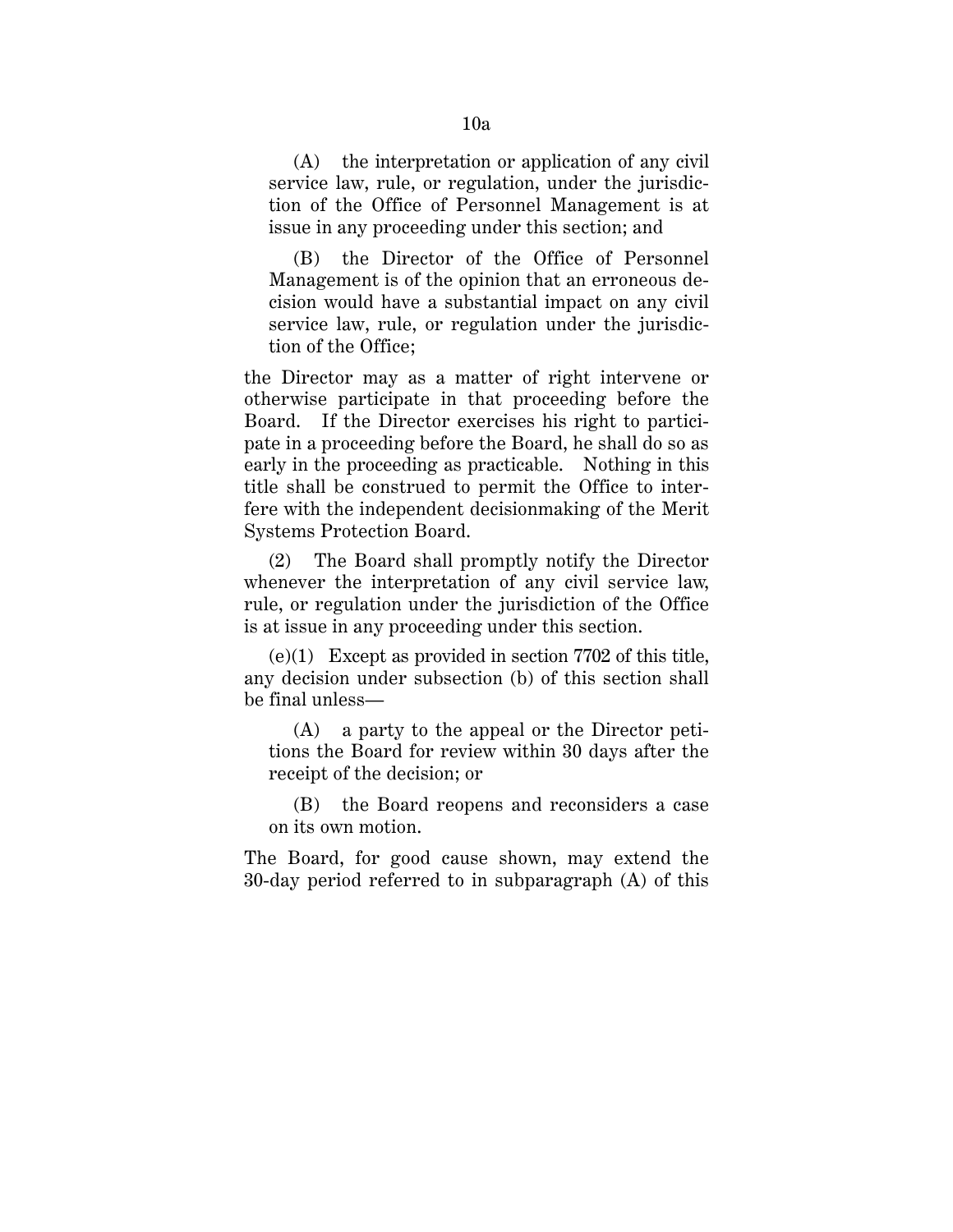(A) the interpretation or application of any civil service law, rule, or regulation, under the jurisdiction of the Office of Personnel Management is at issue in any proceeding under this section; and

(B) the Director of the Office of Personnel Management is of the opinion that an erroneous decision would have a substantial impact on any civil service law, rule, or regulation under the jurisdiction of the Office;

the Director may as a matter of right intervene or otherwise participate in that proceeding before the Board. If the Director exercises his right to participate in a proceeding before the Board, he shall do so as early in the proceeding as practicable. Nothing in this title shall be construed to permit the Office to interfere with the independent decisionmaking of the Merit Systems Protection Board.

(2) The Board shall promptly notify the Director whenever the interpretation of any civil service law, rule, or regulation under the jurisdiction of the Office is at issue in any proceeding under this section.

(e)(1) Except as provided in section 7702 of this title, any decision under subsection (b) of this section shall be final unless—

(A) a party to the appeal or the Director petitions the Board for review within 30 days after the receipt of the decision; or

(B) the Board reopens and reconsiders a case on its own motion.

The Board, for good cause shown, may extend the 30-day period referred to in subparagraph (A) of this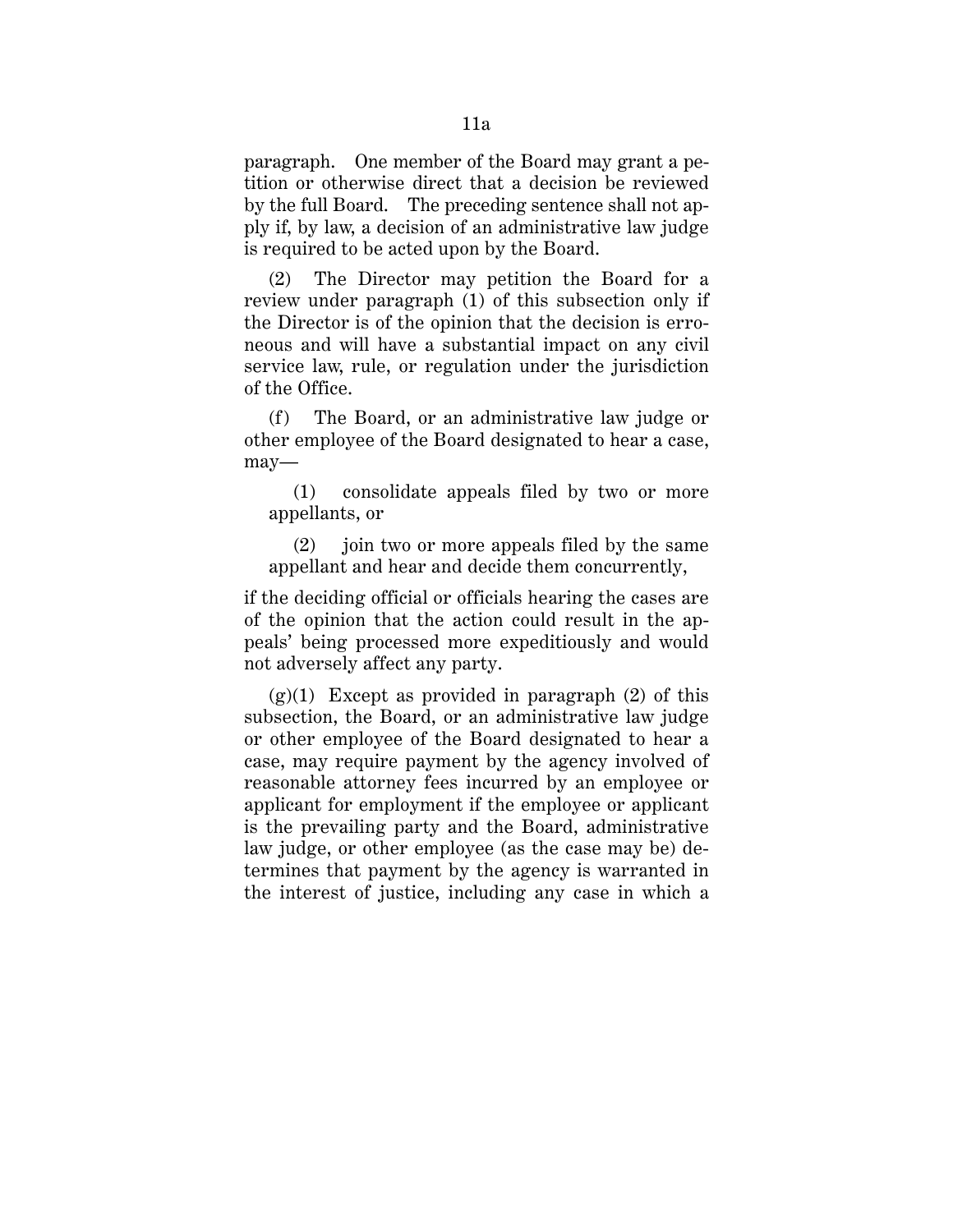paragraph. One member of the Board may grant a petition or otherwise direct that a decision be reviewed by the full Board. The preceding sentence shall not apply if, by law, a decision of an administrative law judge is required to be acted upon by the Board.

(2) The Director may petition the Board for a review under paragraph (1) of this subsection only if the Director is of the opinion that the decision is erroneous and will have a substantial impact on any civil service law, rule, or regulation under the jurisdiction of the Office.

(f) The Board, or an administrative law judge or other employee of the Board designated to hear a case, may—

(1) consolidate appeals filed by two or more appellants, or

(2) join two or more appeals filed by the same appellant and hear and decide them concurrently,

if the deciding official or officials hearing the cases are of the opinion that the action could result in the appeals' being processed more expeditiously and would not adversely affect any party.

(g)(1) Except as provided in paragraph (2) of this subsection, the Board, or an administrative law judge or other employee of the Board designated to hear a case, may require payment by the agency involved of reasonable attorney fees incurred by an employee or applicant for employment if the employee or applicant is the prevailing party and the Board, administrative law judge, or other employee (as the case may be) determines that payment by the agency is warranted in the interest of justice, including any case in which a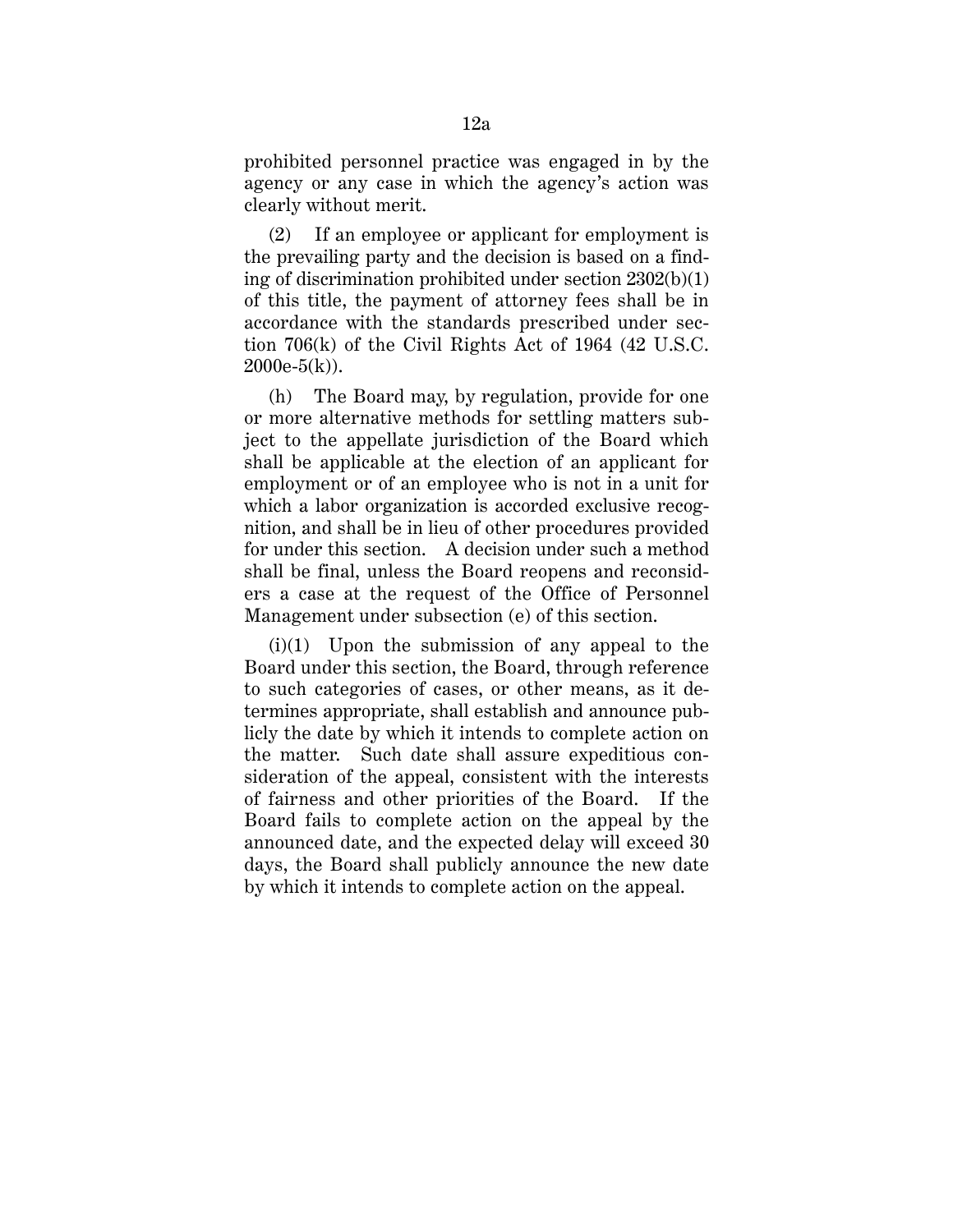prohibited personnel practice was engaged in by the agency or any case in which the agency's action was clearly without merit.

(2) If an employee or applicant for employment is the prevailing party and the decision is based on a finding of discrimination prohibited under section 2302(b)(1) of this title, the payment of attorney fees shall be in accordance with the standards prescribed under section 706(k) of the Civil Rights Act of 1964 (42 U.S.C. 2000e-5(k)).

(h) The Board may, by regulation, provide for one or more alternative methods for settling matters subject to the appellate jurisdiction of the Board which shall be applicable at the election of an applicant for employment or of an employee who is not in a unit for which a labor organization is accorded exclusive recognition, and shall be in lieu of other procedures provided for under this section. A decision under such a method shall be final, unless the Board reopens and reconsiders a case at the request of the Office of Personnel Management under subsection (e) of this section.

(i)(1) Upon the submission of any appeal to the Board under this section, the Board, through reference to such categories of cases, or other means, as it determines appropriate, shall establish and announce publicly the date by which it intends to complete action on the matter. Such date shall assure expeditious consideration of the appeal, consistent with the interests of fairness and other priorities of the Board. If the Board fails to complete action on the appeal by the announced date, and the expected delay will exceed 30 days, the Board shall publicly announce the new date by which it intends to complete action on the appeal.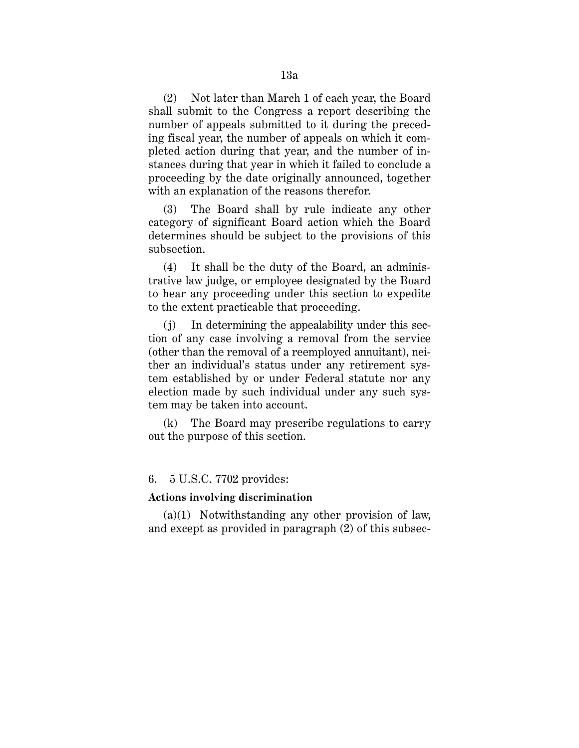(2) Not later than March 1 of each year, the Board shall submit to the Congress a report describing the number of appeals submitted to it during the preceding fiscal year, the number of appeals on which it completed action during that year, and the number of instances during that year in which it failed to conclude a proceeding by the date originally announced, together with an explanation of the reasons therefor.

(3) The Board shall by rule indicate any other category of significant Board action which the Board determines should be subject to the provisions of this subsection.

(4) It shall be the duty of the Board, an administrative law judge, or employee designated by the Board to hear any proceeding under this section to expedite to the extent practicable that proceeding.

(j) In determining the appealability under this section of any case involving a removal from the service (other than the removal of a reemployed annuitant), neither an individual's status under any retirement system established by or under Federal statute nor any election made by such individual under any such system may be taken into account.

(k) The Board may prescribe regulations to carry out the purpose of this section.

6. 5 U.S.C. 7702 provides:

**Actions involving discrimination**

(a)(1) Notwithstanding any other provision of law, and except as provided in paragraph (2) of this subsec-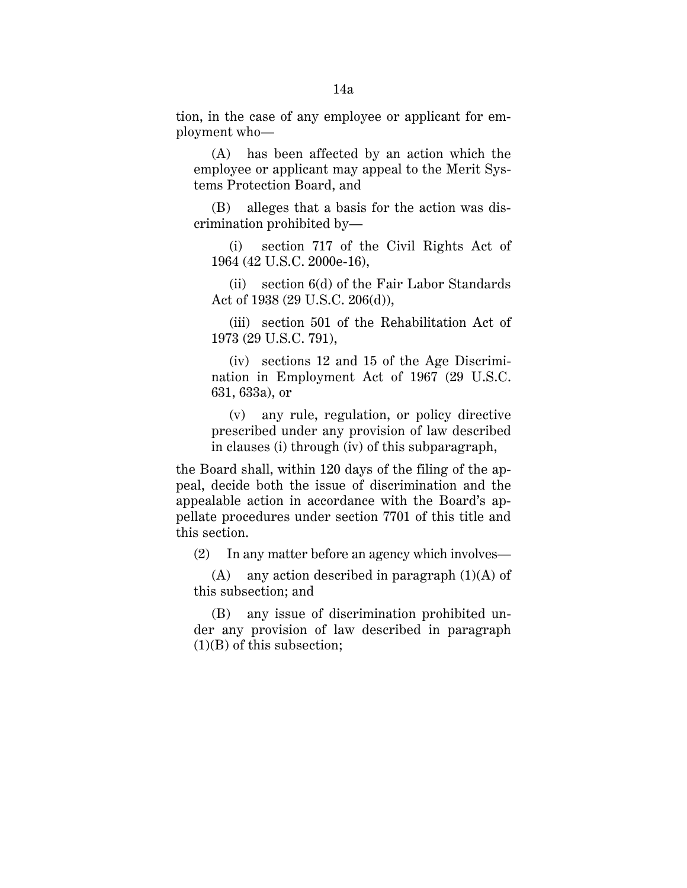tion, in the case of any employee or applicant for employment who—

(A) has been affected by an action which the employee or applicant may appeal to the Merit Systems Protection Board, and

(B) alleges that a basis for the action was discrimination prohibited by—

(i) section 717 of the Civil Rights Act of 1964 (42 U.S.C. 2000e-16),

(ii) section 6(d) of the Fair Labor Standards Act of 1938 (29 U.S.C. 206(d)),

(iii) section 501 of the Rehabilitation Act of 1973 (29 U.S.C. 791),

(iv) sections 12 and 15 of the Age Discrimination in Employment Act of 1967 (29 U.S.C. 631, 633a), or

(v) any rule, regulation, or policy directive prescribed under any provision of law described in clauses (i) through (iv) of this subparagraph,

the Board shall, within 120 days of the filing of the appeal, decide both the issue of discrimination and the appealable action in accordance with the Board's appellate procedures under section 7701 of this title and this section.

(2) In any matter before an agency which involves—

(A) any action described in paragraph (1)(A) of this subsection; and

(B) any issue of discrimination prohibited under any provision of law described in paragraph (1)(B) of this subsection;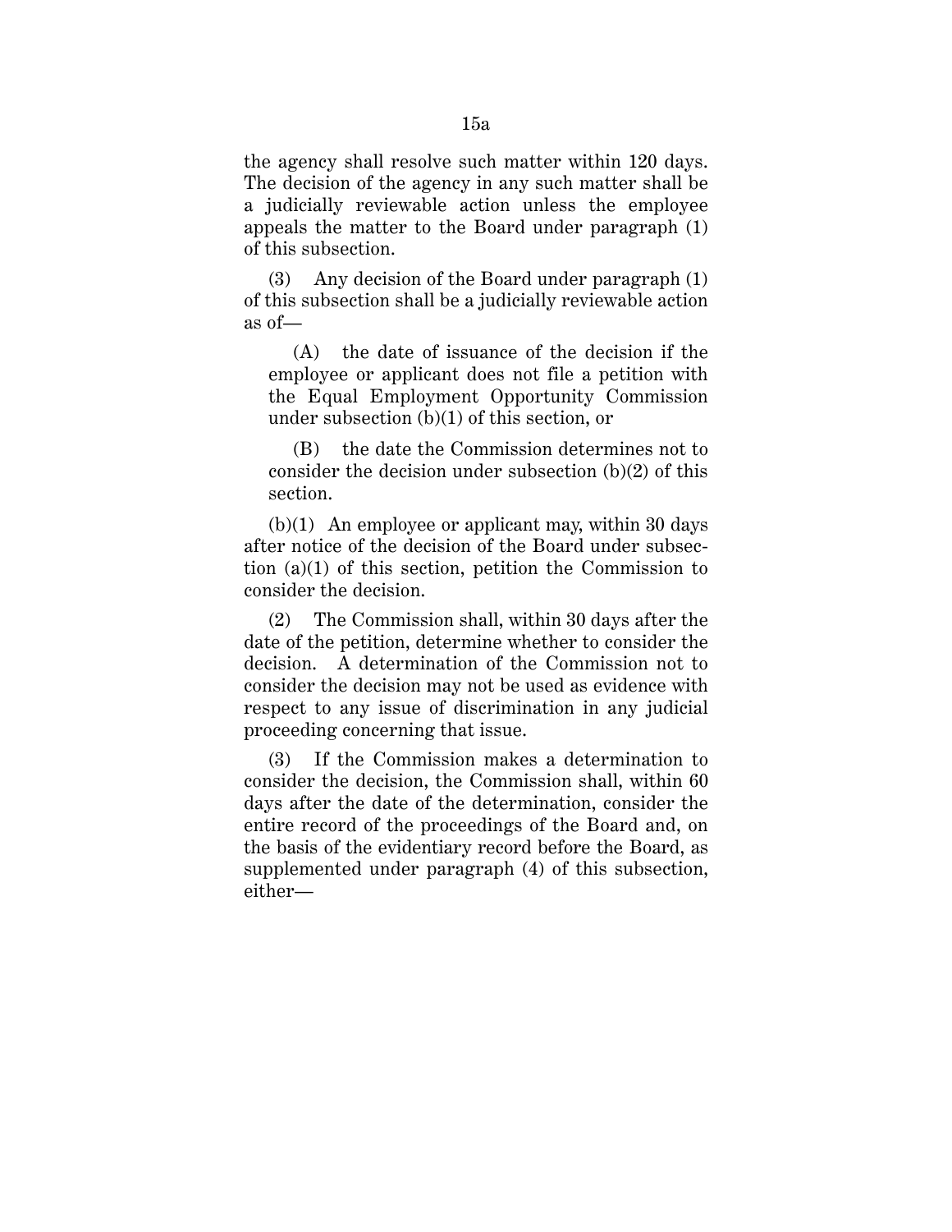the agency shall resolve such matter within 120 days. The decision of the agency in any such matter shall be a judicially reviewable action unless the employee appeals the matter to the Board under paragraph (1) of this subsection.

(3) Any decision of the Board under paragraph (1) of this subsection shall be a judicially reviewable action as of—

(A) the date of issuance of the decision if the employee or applicant does not file a petition with the Equal Employment Opportunity Commission under subsection (b)(1) of this section, or

(B) the date the Commission determines not to consider the decision under subsection (b)(2) of this section.

(b)(1) An employee or applicant may, within 30 days after notice of the decision of the Board under subsection (a)(1) of this section, petition the Commission to consider the decision.

(2) The Commission shall, within 30 days after the date of the petition, determine whether to consider the decision. A determination of the Commission not to consider the decision may not be used as evidence with respect to any issue of discrimination in any judicial proceeding concerning that issue.

(3) If the Commission makes a determination to consider the decision, the Commission shall, within 60 days after the date of the determination, consider the entire record of the proceedings of the Board and, on the basis of the evidentiary record before the Board, as supplemented under paragraph (4) of this subsection, either—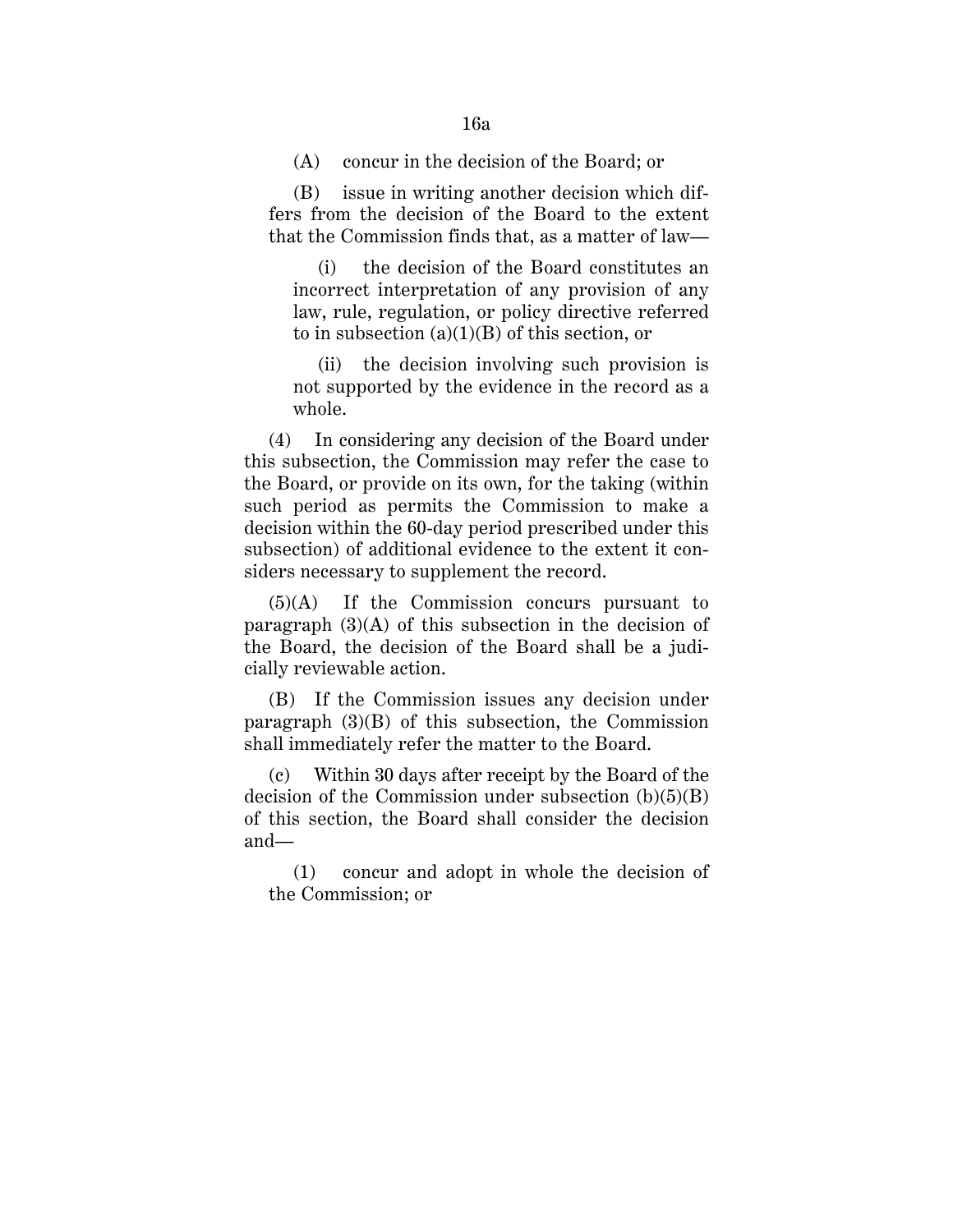(A) concur in the decision of the Board; or

(B) issue in writing another decision which differs from the decision of the Board to the extent that the Commission finds that, as a matter of law—

(i) the decision of the Board constitutes an incorrect interpretation of any provision of any law, rule, regulation, or policy directive referred to in subsection (a)(1)(B) of this section, or

(ii) the decision involving such provision is not supported by the evidence in the record as a whole.

(4) In considering any decision of the Board under this subsection, the Commission may refer the case to the Board, or provide on its own, for the taking (within such period as permits the Commission to make a decision within the 60-day period prescribed under this subsection) of additional evidence to the extent it considers necessary to supplement the record.

(5)(A) If the Commission concurs pursuant to paragraph (3)(A) of this subsection in the decision of the Board, the decision of the Board shall be a judicially reviewable action.

(B) If the Commission issues any decision under paragraph (3)(B) of this subsection, the Commission shall immediately refer the matter to the Board.

(c) Within 30 days after receipt by the Board of the decision of the Commission under subsection (b)(5)(B) of this section, the Board shall consider the decision and—

(1) concur and adopt in whole the decision of the Commission; or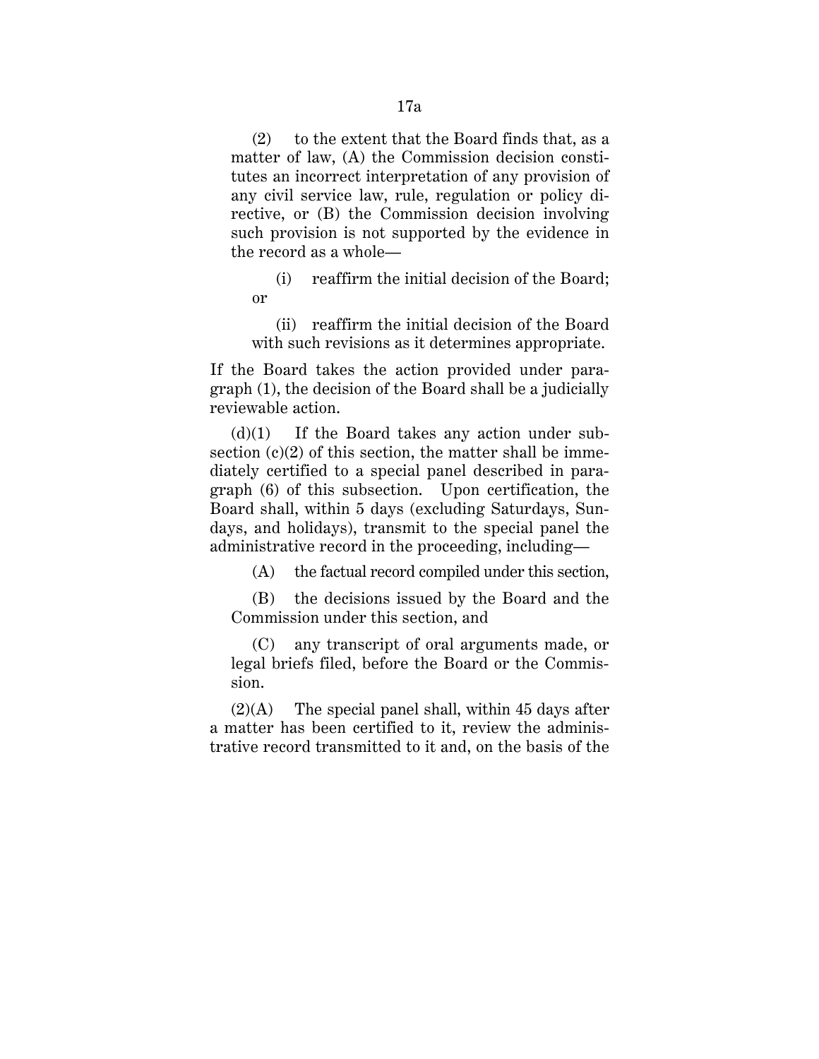(2) to the extent that the Board finds that, as a matter of law, (A) the Commission decision constitutes an incorrect interpretation of any provision of any civil service law, rule, regulation or policy directive, or (B) the Commission decision involving such provision is not supported by the evidence in the record as a whole—

(i) reaffirm the initial decision of the Board; or

(ii) reaffirm the initial decision of the Board with such revisions as it determines appropriate.

If the Board takes the action provided under paragraph (1), the decision of the Board shall be a judicially reviewable action.

(d)(1) If the Board takes any action under subsection (c)(2) of this section, the matter shall be immediately certified to a special panel described in paragraph (6) of this subsection. Upon certification, the Board shall, within 5 days (excluding Saturdays, Sundays, and holidays), transmit to the special panel the administrative record in the proceeding, including—

(A) the factual record compiled under this section,

(B) the decisions issued by the Board and the Commission under this section, and

(C) any transcript of oral arguments made, or legal briefs filed, before the Board or the Commission.

(2)(A) The special panel shall, within 45 days after a matter has been certified to it, review the administrative record transmitted to it and, on the basis of the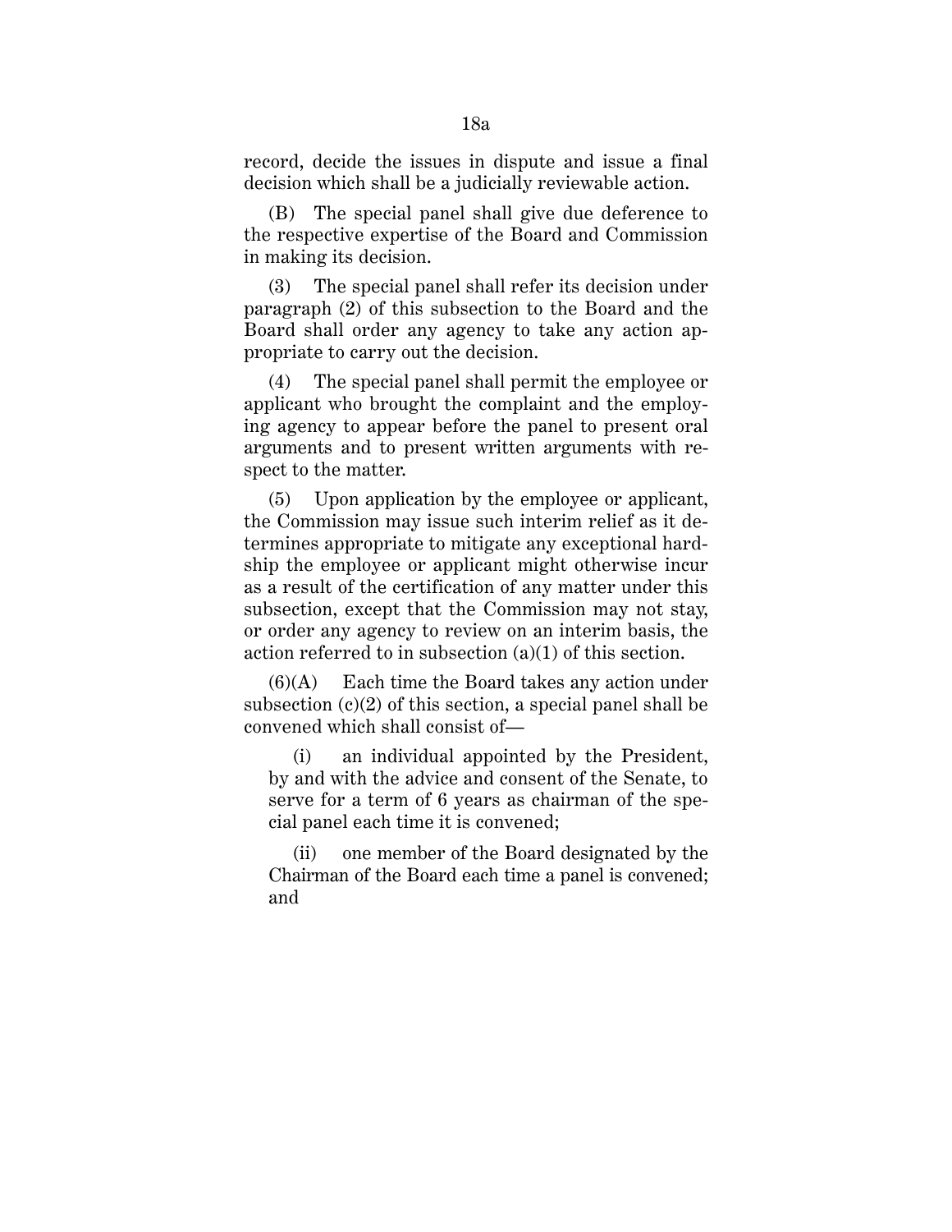record, decide the issues in dispute and issue a final decision which shall be a judicially reviewable action.

(B) The special panel shall give due deference to the respective expertise of the Board and Commission in making its decision.

(3) The special panel shall refer its decision under paragraph (2) of this subsection to the Board and the Board shall order any agency to take any action appropriate to carry out the decision.

(4) The special panel shall permit the employee or applicant who brought the complaint and the employing agency to appear before the panel to present oral arguments and to present written arguments with respect to the matter.

(5) Upon application by the employee or applicant, the Commission may issue such interim relief as it determines appropriate to mitigate any exceptional hardship the employee or applicant might otherwise incur as a result of the certification of any matter under this subsection, except that the Commission may not stay, or order any agency to review on an interim basis, the action referred to in subsection (a)(1) of this section.

(6)(A) Each time the Board takes any action under subsection (c)(2) of this section, a special panel shall be convened which shall consist of—

(i) an individual appointed by the President, by and with the advice and consent of the Senate, to serve for a term of 6 years as chairman of the special panel each time it is convened;

(ii) one member of the Board designated by the Chairman of the Board each time a panel is convened; and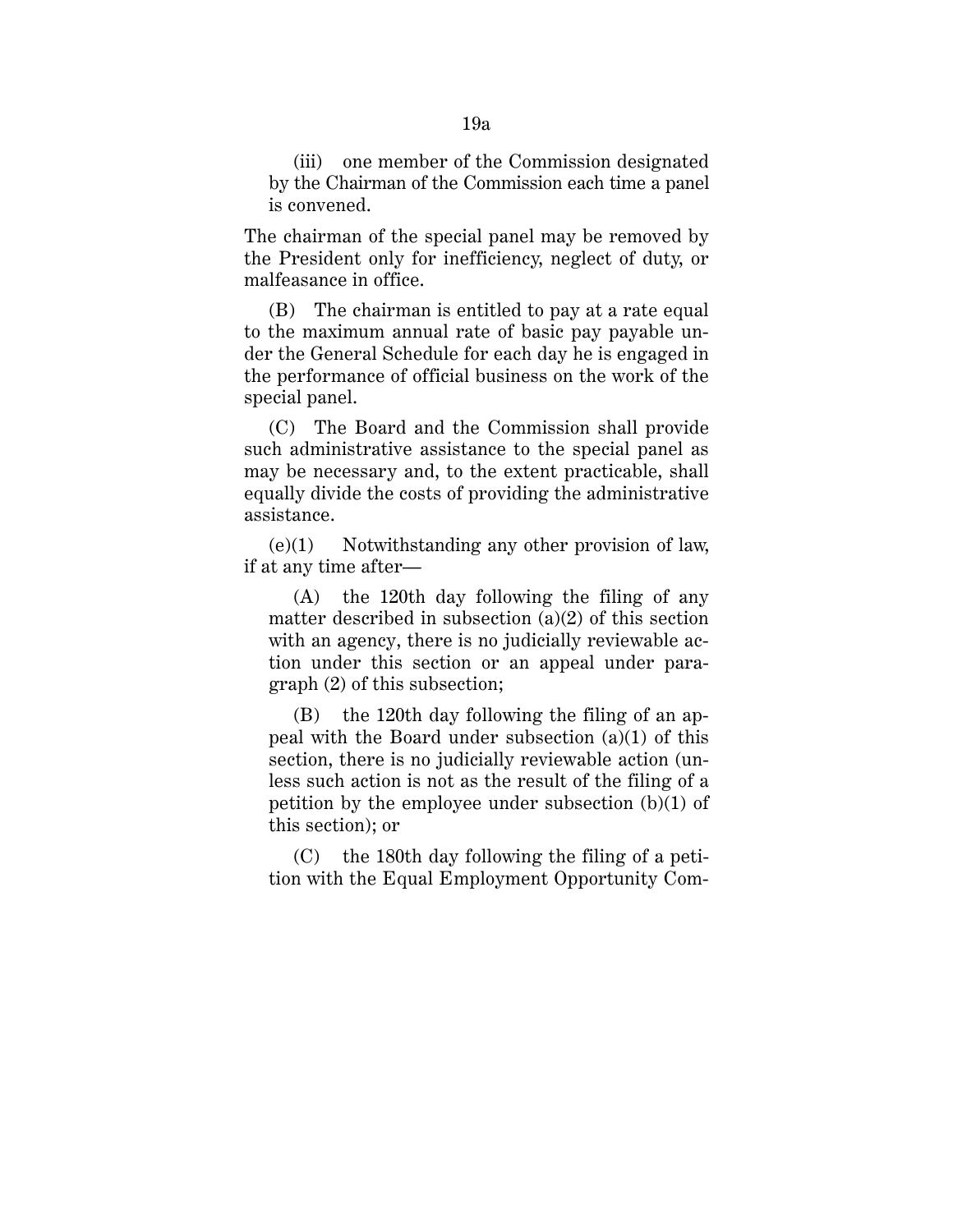(iii) one member of the Commission designated by the Chairman of the Commission each time a panel is convened.

The chairman of the special panel may be removed by the President only for inefficiency, neglect of duty, or malfeasance in office.

(B) The chairman is entitled to pay at a rate equal to the maximum annual rate of basic pay payable under the General Schedule for each day he is engaged in the performance of official business on the work of the special panel.

(C) The Board and the Commission shall provide such administrative assistance to the special panel as may be necessary and, to the extent practicable, shall equally divide the costs of providing the administrative assistance.

(e)(1) Notwithstanding any other provision of law, if at any time after—

(A) the 120th day following the filing of any matter described in subsection (a)(2) of this section with an agency, there is no judicially reviewable action under this section or an appeal under paragraph (2) of this subsection;

(B) the 120th day following the filing of an appeal with the Board under subsection (a)(1) of this section, there is no judicially reviewable action (unless such action is not as the result of the filing of a petition by the employee under subsection (b)(1) of this section); or

(C) the 180th day following the filing of a petition with the Equal Employment Opportunity Com-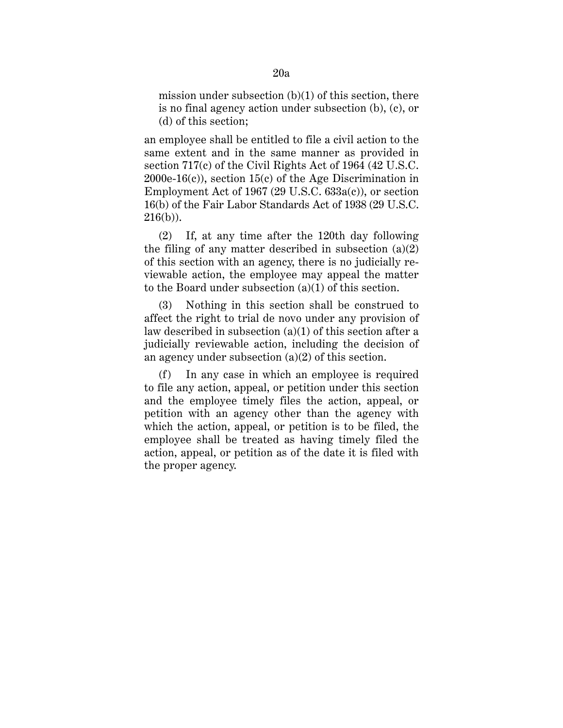mission under subsection (b)(1) of this section, there is no final agency action under subsection (b), (c), or (d) of this section;

an employee shall be entitled to file a civil action to the same extent and in the same manner as provided in section 717(c) of the Civil Rights Act of 1964 (42 U.S.C. 2000e-16(c)), section 15(c) of the Age Discrimination in Employment Act of 1967 (29 U.S.C. 633a(c)), or section 16(b) of the Fair Labor Standards Act of 1938 (29 U.S.C. 216(b)).

(2) If, at any time after the 120th day following the filing of any matter described in subsection (a)(2) of this section with an agency, there is no judicially reviewable action, the employee may appeal the matter to the Board under subsection (a)(1) of this section.

(3) Nothing in this section shall be construed to affect the right to trial de novo under any provision of law described in subsection (a)(1) of this section after a judicially reviewable action, including the decision of an agency under subsection (a)(2) of this section.

(f) In any case in which an employee is required to file any action, appeal, or petition under this section and the employee timely files the action, appeal, or petition with an agency other than the agency with which the action, appeal, or petition is to be filed, the employee shall be treated as having timely filed the action, appeal, or petition as of the date it is filed with the proper agency.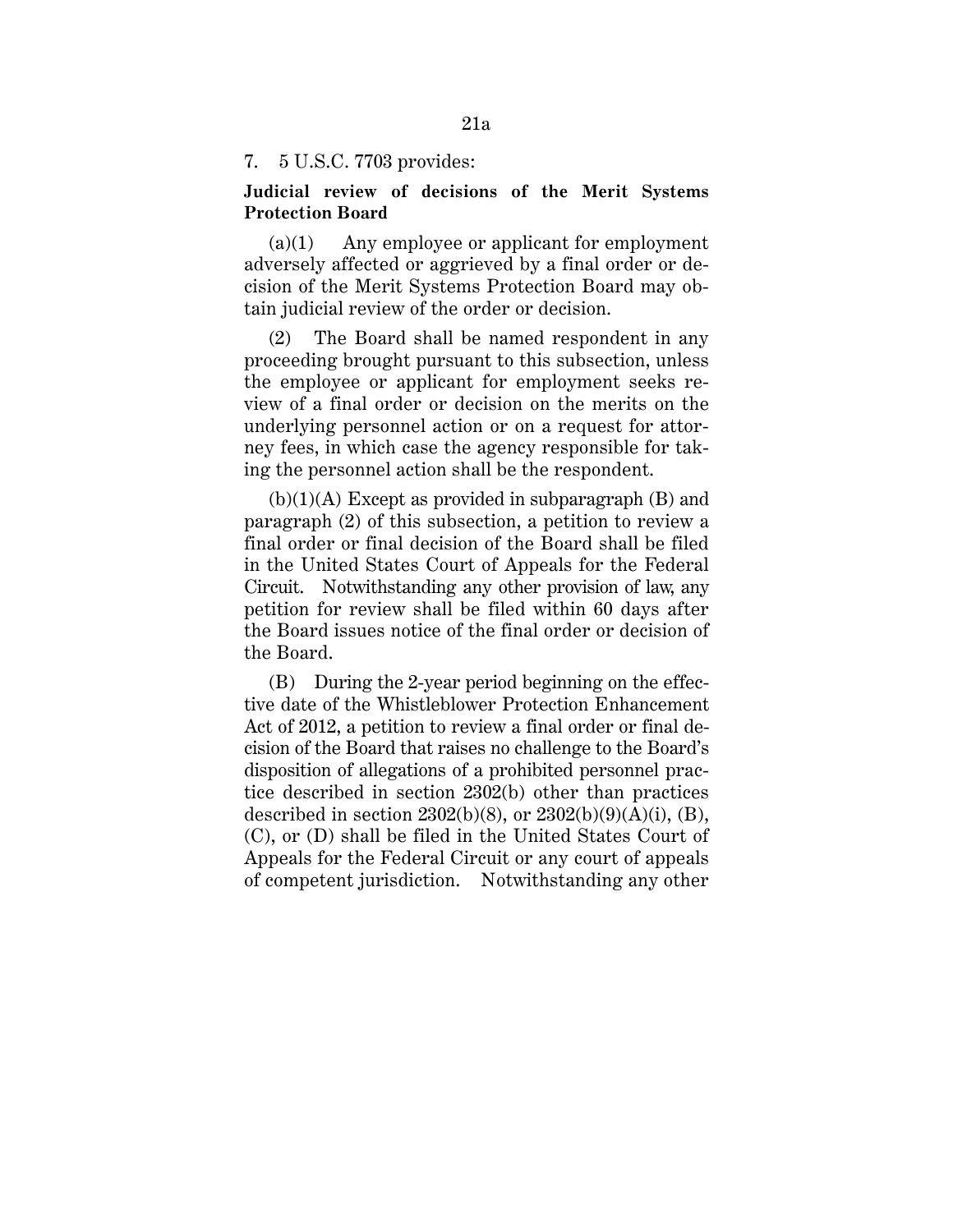7. 5 U.S.C. 7703 provides:

**Judicial review of decisions of the Merit Systems Protection Board**

(a)(1) Any employee or applicant for employment adversely affected or aggrieved by a final order or decision of the Merit Systems Protection Board may obtain judicial review of the order or decision.

(2) The Board shall be named respondent in any proceeding brought pursuant to this subsection, unless the employee or applicant for employment seeks review of a final order or decision on the merits on the underlying personnel action or on a request for attorney fees, in which case the agency responsible for taking the personnel action shall be the respondent.

(b)(1)(A) Except as provided in subparagraph (B) and paragraph (2) of this subsection, a petition to review a final order or final decision of the Board shall be filed in the United States Court of Appeals for the Federal Circuit. Notwithstanding any other provision of law, any petition for review shall be filed within 60 days after the Board issues notice of the final order or decision of the Board.

(B) During the 2-year period beginning on the effective date of the Whistleblower Protection Enhancement Act of 2012, a petition to review a final order or final decision of the Board that raises no challenge to the Board's disposition of allegations of a prohibited personnel practice described in section 2302(b) other than practices described in section 2302(b)(8), or 2302(b)(9)(A)(i), (B), (C), or (D) shall be filed in the United States Court of Appeals for the Federal Circuit or any court of appeals of competent jurisdiction. Notwithstanding any other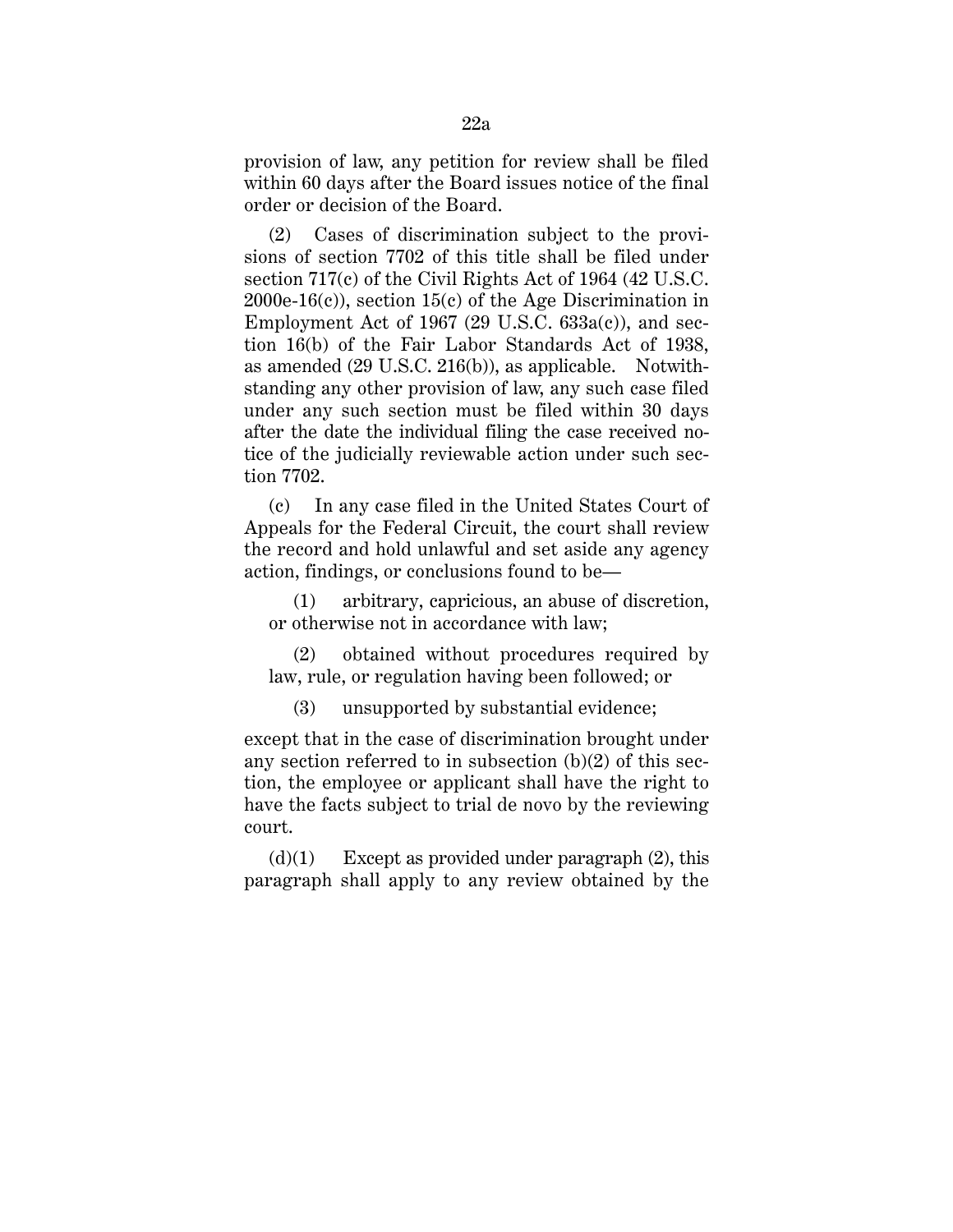provision of law, any petition for review shall be filed within 60 days after the Board issues notice of the final order or decision of the Board.

(2) Cases of discrimination subject to the provisions of section 7702 of this title shall be filed under section 717(c) of the Civil Rights Act of 1964 (42 U.S.C. 2000e-16(c)), section 15(c) of the Age Discrimination in Employment Act of 1967 (29 U.S.C. 633a(c)), and section 16(b) of the Fair Labor Standards Act of 1938, as amended (29 U.S.C. 216(b)), as applicable. Notwithstanding any other provision of law, any such case filed under any such section must be filed within 30 days after the date the individual filing the case received notice of the judicially reviewable action under such section 7702.

(c) In any case filed in the United States Court of Appeals for the Federal Circuit, the court shall review the record and hold unlawful and set aside any agency action, findings, or conclusions found to be—

(1) arbitrary, capricious, an abuse of discretion, or otherwise not in accordance with law;

(2) obtained without procedures required by law, rule, or regulation having been followed; or

(3) unsupported by substantial evidence;

except that in the case of discrimination brought under any section referred to in subsection (b)(2) of this section, the employee or applicant shall have the right to have the facts subject to trial de novo by the reviewing court.

(d)(1) Except as provided under paragraph (2), this paragraph shall apply to any review obtained by the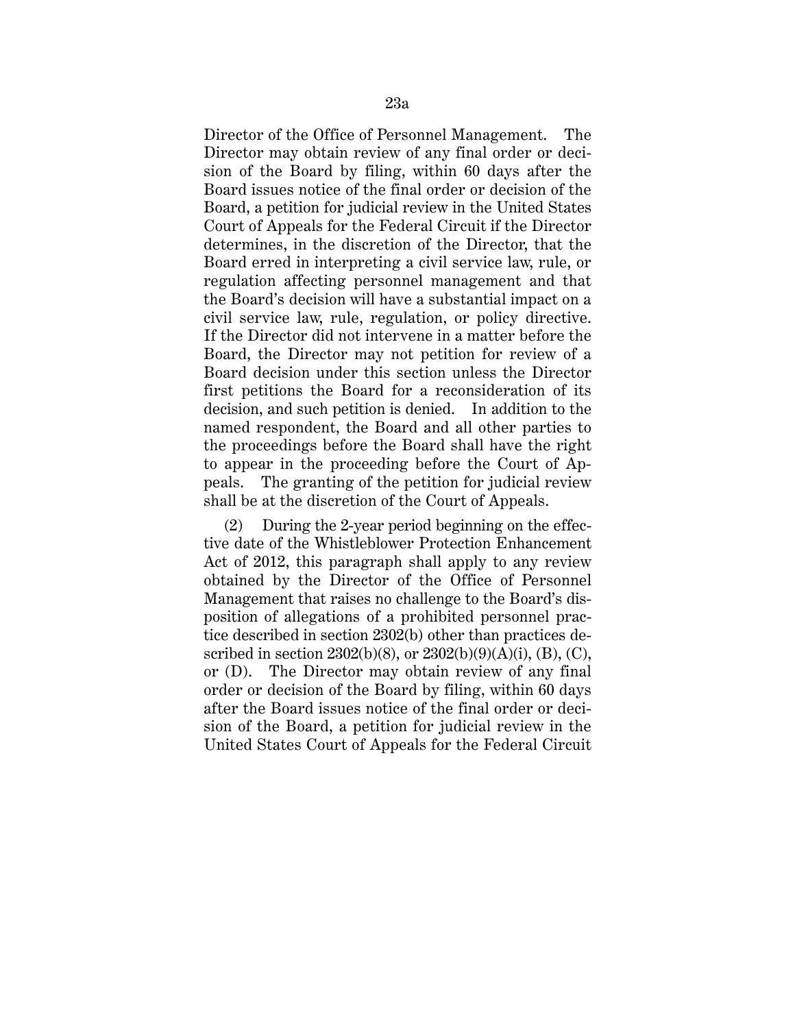Director of the Office of Personnel Management. The Director may obtain review of any final order or decision of the Board by filing, within 60 days after the Board issues notice of the final order or decision of the Board, a petition for judicial review in the United States Court of Appeals for the Federal Circuit if the Director determines, in the discretion of the Director, that the Board erred in interpreting a civil service law, rule, or regulation affecting personnel management and that the Board's decision will have a substantial impact on a civil service law, rule, regulation, or policy directive. If the Director did not intervene in a matter before the Board, the Director may not petition for review of a Board decision under this section unless the Director first petitions the Board for a reconsideration of its decision, and such petition is denied. In addition to the named respondent, the Board and all other parties to the proceedings before the Board shall have the right to appear in the proceeding before the Court of Appeals. The granting of the petition for judicial review shall be at the discretion of the Court of Appeals.

(2) During the 2-year period beginning on the effective date of the Whistleblower Protection Enhancement Act of 2012, this paragraph shall apply to any review obtained by the Director of the Office of Personnel Management that raises no challenge to the Board's disposition of allegations of a prohibited personnel practice described in section 2302(b) other than practices described in section 2302(b)(8), or 2302(b)(9)(A)(i), (B), (C), or (D). The Director may obtain review of any final order or decision of the Board by filing, within 60 days after the Board issues notice of the final order or decision of the Board, a petition for judicial review in the United States Court of Appeals for the Federal Circuit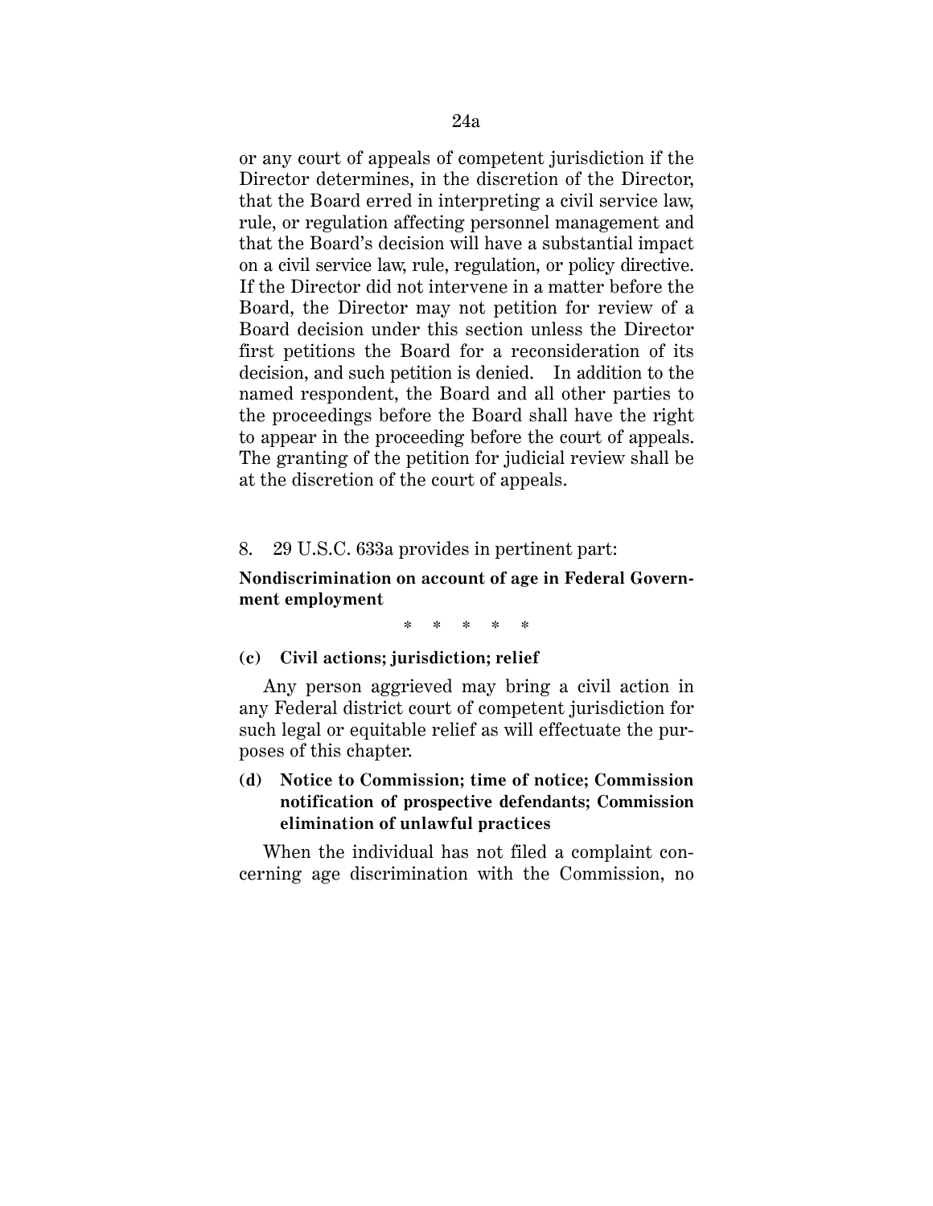or any court of appeals of competent jurisdiction if the Director determines, in the discretion of the Director, that the Board erred in interpreting a civil service law, rule, or regulation affecting personnel management and that the Board's decision will have a substantial impact on a civil service law, rule, regulation, or policy directive. If the Director did not intervene in a matter before the Board, the Director may not petition for review of a Board decision under this section unless the Director first petitions the Board for a reconsideration of its decision, and such petition is denied. In addition to the named respondent, the Board and all other parties to the proceedings before the Board shall have the right to appear in the proceeding before the court of appeals. The granting of the petition for judicial review shall be at the discretion of the court of appeals.

8. 29 U.S.C. 633a provides in pertinent part:

**Nondiscrimination on account of age in Federal Government employment**

\* \* \* \* \*

**(c) Civil actions; jurisdiction; relief**

Any person aggrieved may bring a civil action in any Federal district court of competent jurisdiction for such legal or equitable relief as will effectuate the purposes of this chapter.

**(d) Notice to Commission; time of notice; Commission notification of prospective defendants; Commission elimination of unlawful practices**

When the individual has not filed a complaint concerning age discrimination with the Commission, no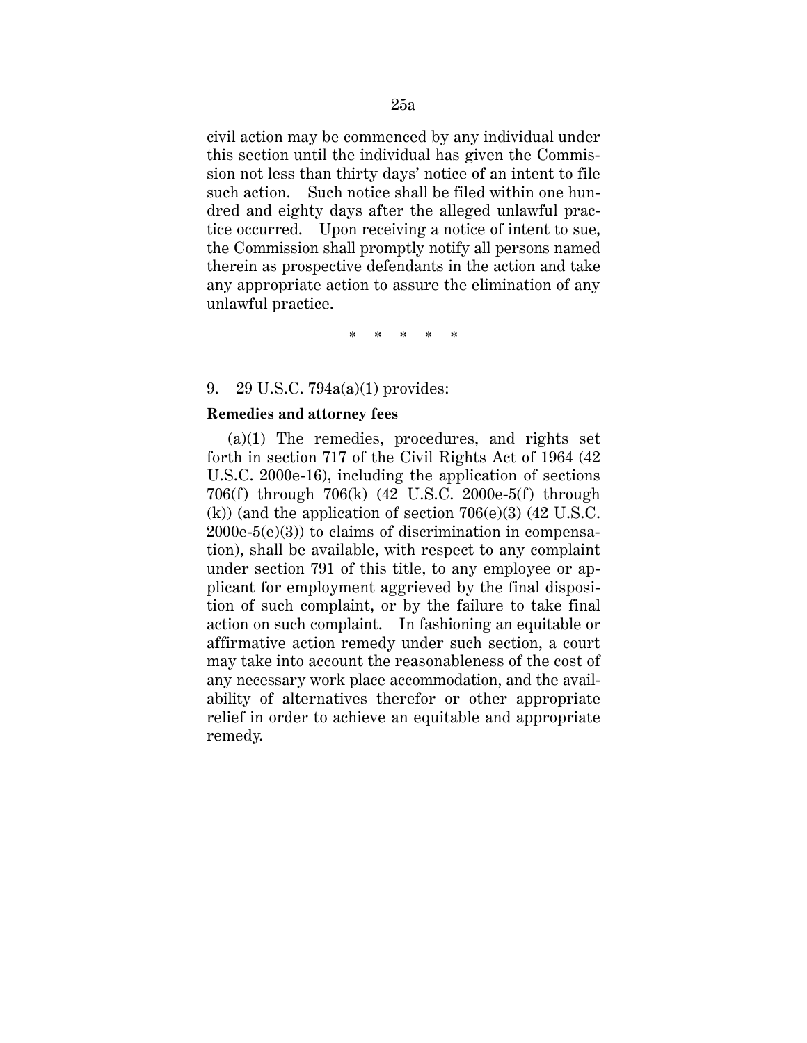civil action may be commenced by any individual under this section until the individual has given the Commission not less than thirty days' notice of an intent to file such action. Such notice shall be filed within one hundred and eighty days after the alleged unlawful practice occurred. Upon receiving a notice of intent to sue, the Commission shall promptly notify all persons named therein as prospective defendants in the action and take any appropriate action to assure the elimination of any unlawful practice.

\* \* \* \* \*

9. 29 U.S.C. 794a(a)(1) provides:

**Remedies and attorney fees**

(a)(1) The remedies, procedures, and rights set forth in section 717 of the Civil Rights Act of 1964 (42 U.S.C. 2000e-16), including the application of sections 706(f) through 706(k) (42 U.S.C. 2000e-5(f) through (k)) (and the application of section 706(e)(3) (42 U.S.C. 2000e-5(e)(3)) to claims of discrimination in compensation), shall be available, with respect to any complaint under section 791 of this title, to any employee or applicant for employment aggrieved by the final disposition of such complaint, or by the failure to take final action on such complaint. In fashioning an equitable or affirmative action remedy under such section, a court may take into account the reasonableness of the cost of any necessary work place accommodation, and the availability of alternatives therefor or other appropriate relief in order to achieve an equitable and appropriate remedy.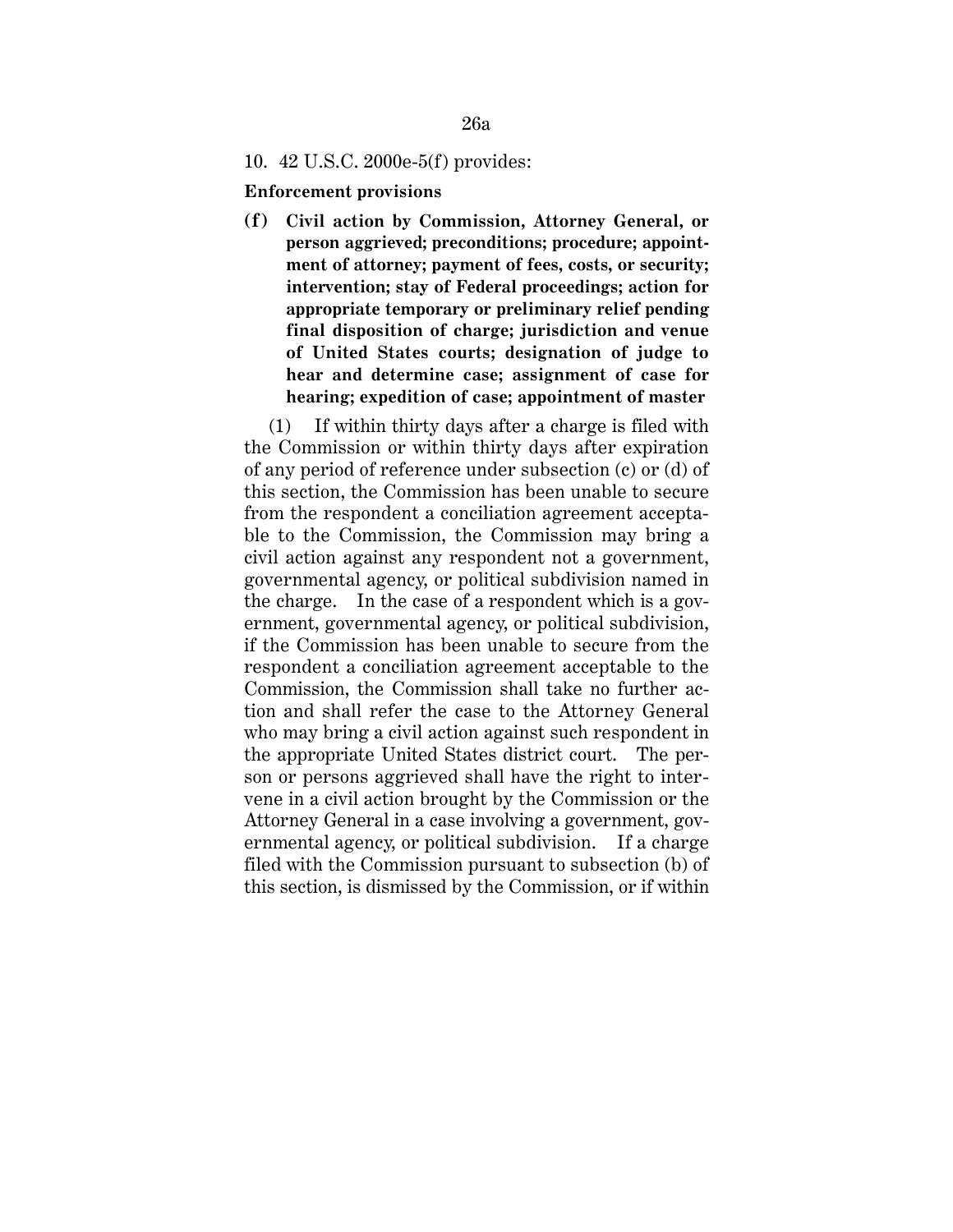10. 42 U.S.C. 2000e-5(f) provides:

**Enforcement provisions**

**(f) Civil action by Commission, Attorney General, or person aggrieved; preconditions; procedure; appointment of attorney; payment of fees, costs, or security; intervention; stay of Federal proceedings; action for appropriate temporary or preliminary relief pending final disposition of charge; jurisdiction and venue of United States courts; designation of judge to hear and determine case; assignment of case for hearing; expedition of case; appointment of master**

(1) If within thirty days after a charge is filed with the Commission or within thirty days after expiration of any period of reference under subsection (c) or (d) of this section, the Commission has been unable to secure from the respondent a conciliation agreement acceptable to the Commission, the Commission may bring a civil action against any respondent not a government, governmental agency, or political subdivision named in the charge. In the case of a respondent which is a government, governmental agency, or political subdivision, if the Commission has been unable to secure from the respondent a conciliation agreement acceptable to the Commission, the Commission shall take no further action and shall refer the case to the Attorney General who may bring a civil action against such respondent in the appropriate United States district court. The person or persons aggrieved shall have the right to intervene in a civil action brought by the Commission or the Attorney General in a case involving a government, governmental agency, or political subdivision. If a charge filed with the Commission pursuant to subsection (b) of this section, is dismissed by the Commission, or if within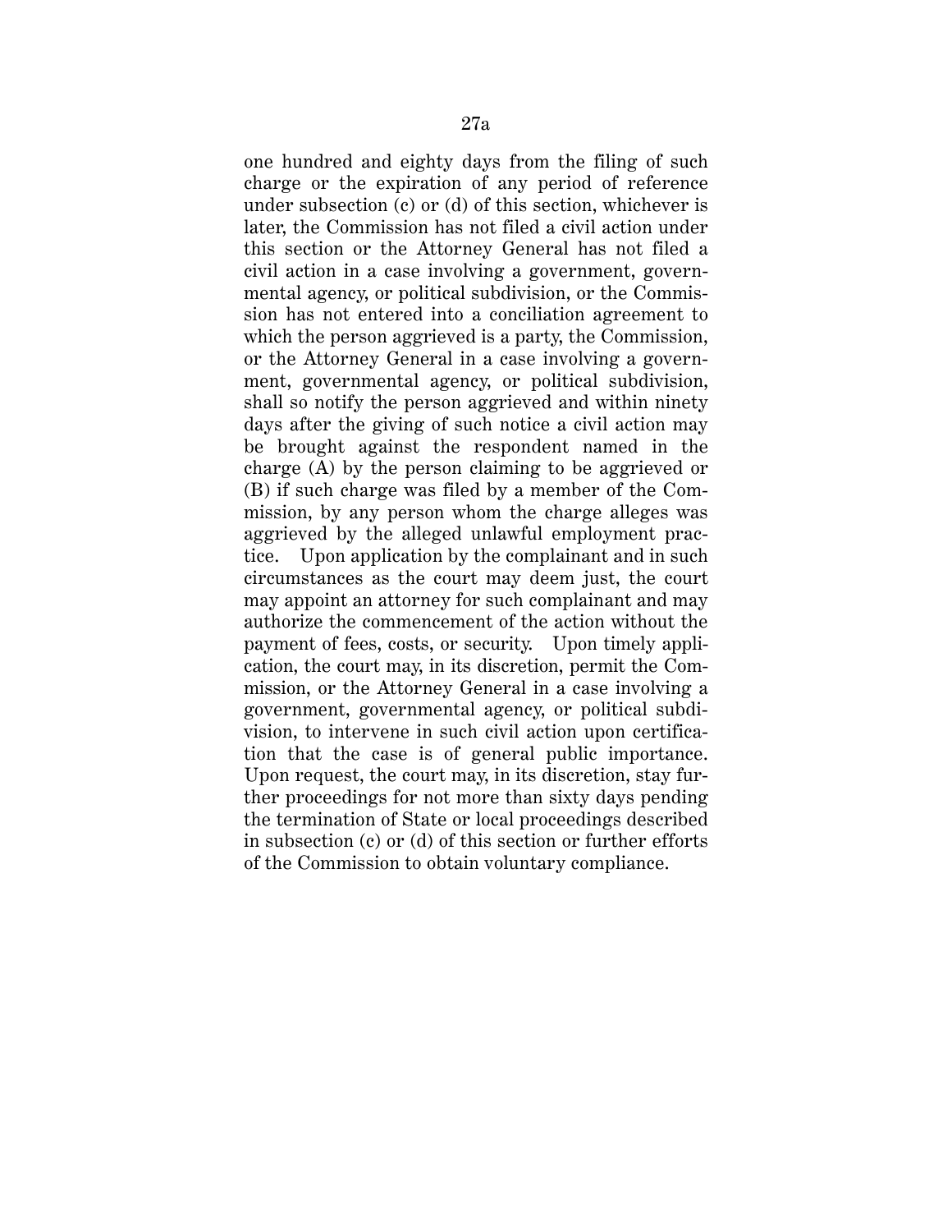one hundred and eighty days from the filing of such charge or the expiration of any period of reference under subsection (c) or (d) of this section, whichever is later, the Commission has not filed a civil action under this section or the Attorney General has not filed a civil action in a case involving a government, governmental agency, or political subdivision, or the Commission has not entered into a conciliation agreement to which the person aggrieved is a party, the Commission, or the Attorney General in a case involving a government, governmental agency, or political subdivision, shall so notify the person aggrieved and within ninety days after the giving of such notice a civil action may be brought against the respondent named in the charge (A) by the person claiming to be aggrieved or (B) if such charge was filed by a member of the Commission, by any person whom the charge alleges was aggrieved by the alleged unlawful employment practice. Upon application by the complainant and in such circumstances as the court may deem just, the court may appoint an attorney for such complainant and may authorize the commencement of the action without the payment of fees, costs, or security. Upon timely application, the court may, in its discretion, permit the Commission, or the Attorney General in a case involving a government, governmental agency, or political subdivision, to intervene in such civil action upon certification that the case is of general public importance. Upon request, the court may, in its discretion, stay further proceedings for not more than sixty days pending the termination of State or local proceedings described in subsection (c) or (d) of this section or further efforts of the Commission to obtain voluntary compliance.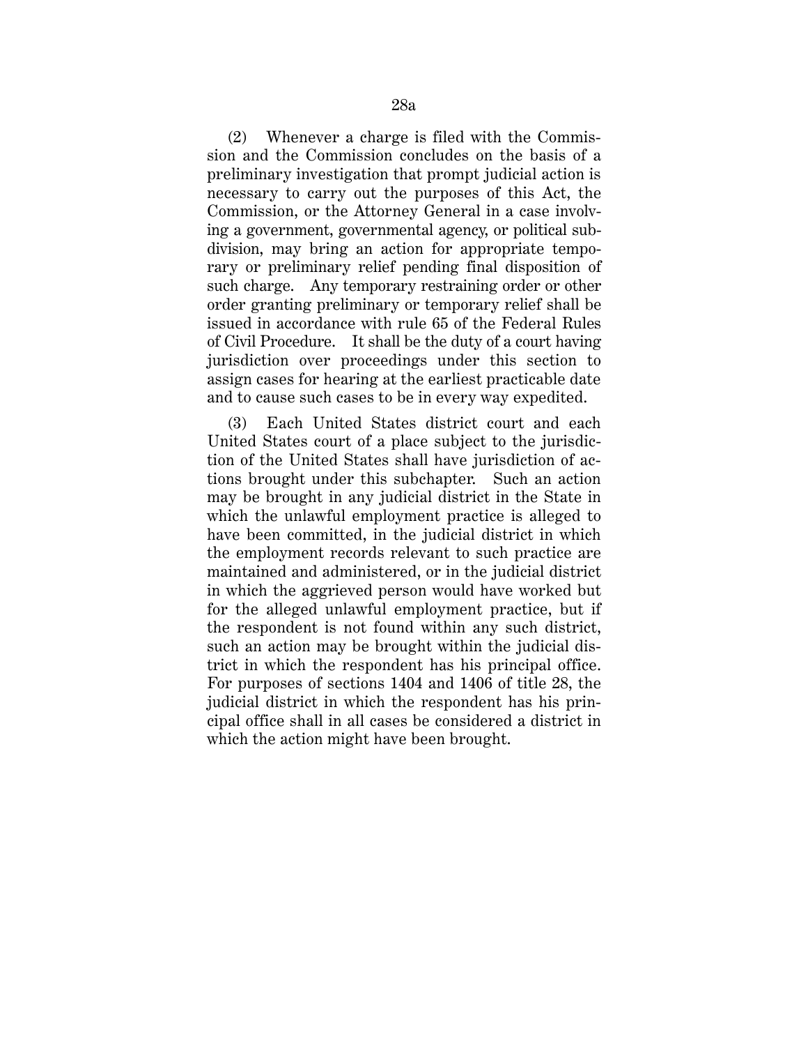(2) Whenever a charge is filed with the Commission and the Commission concludes on the basis of a preliminary investigation that prompt judicial action is necessary to carry out the purposes of this Act, the Commission, or the Attorney General in a case involving a government, governmental agency, or political subdivision, may bring an action for appropriate temporary or preliminary relief pending final disposition of such charge. Any temporary restraining order or other order granting preliminary or temporary relief shall be issued in accordance with rule 65 of the Federal Rules of Civil Procedure. It shall be the duty of a court having jurisdiction over proceedings under this section to assign cases for hearing at the earliest practicable date and to cause such cases to be in every way expedited.

(3) Each United States district court and each United States court of a place subject to the jurisdiction of the United States shall have jurisdiction of actions brought under this subchapter. Such an action may be brought in any judicial district in the State in which the unlawful employment practice is alleged to have been committed, in the judicial district in which the employment records relevant to such practice are maintained and administered, or in the judicial district in which the aggrieved person would have worked but for the alleged unlawful employment practice, but if the respondent is not found within any such district, such an action may be brought within the judicial district in which the respondent has his principal office. For purposes of sections 1404 and 1406 of title 28, the judicial district in which the respondent has his principal office shall in all cases be considered a district in which the action might have been brought.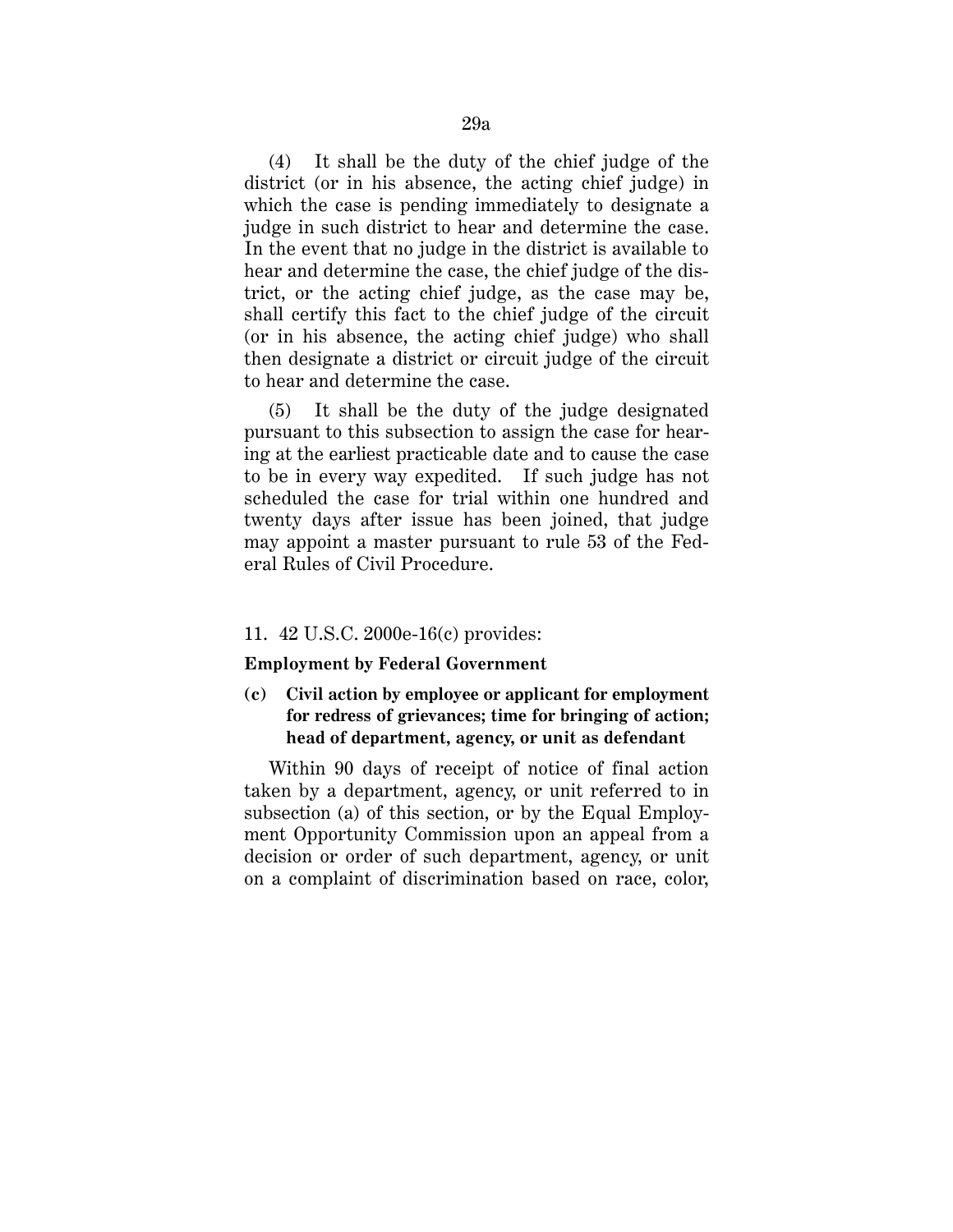(4) It shall be the duty of the chief judge of the district (or in his absence, the acting chief judge) in which the case is pending immediately to designate a judge in such district to hear and determine the case. In the event that no judge in the district is available to hear and determine the case, the chief judge of the district, or the acting chief judge, as the case may be, shall certify this fact to the chief judge of the circuit (or in his absence, the acting chief judge) who shall then designate a district or circuit judge of the circuit to hear and determine the case.

(5) It shall be the duty of the judge designated pursuant to this subsection to assign the case for hearing at the earliest practicable date and to cause the case to be in every way expedited. If such judge has not scheduled the case for trial within one hundred and twenty days after issue has been joined, that judge may appoint a master pursuant to rule 53 of the Federal Rules of Civil Procedure.

11. 42 U.S.C. 2000e-16(c) provides:

**Employment by Federal Government**

**(c) Civil action by employee or applicant for employment for redress of grievances; time for bringing of action; head of department, agency, or unit as defendant**

Within 90 days of receipt of notice of final action taken by a department, agency, or unit referred to in subsection (a) of this section, or by the Equal Employment Opportunity Commission upon an appeal from a decision or order of such department, agency, or unit on a complaint of discrimination based on race, color,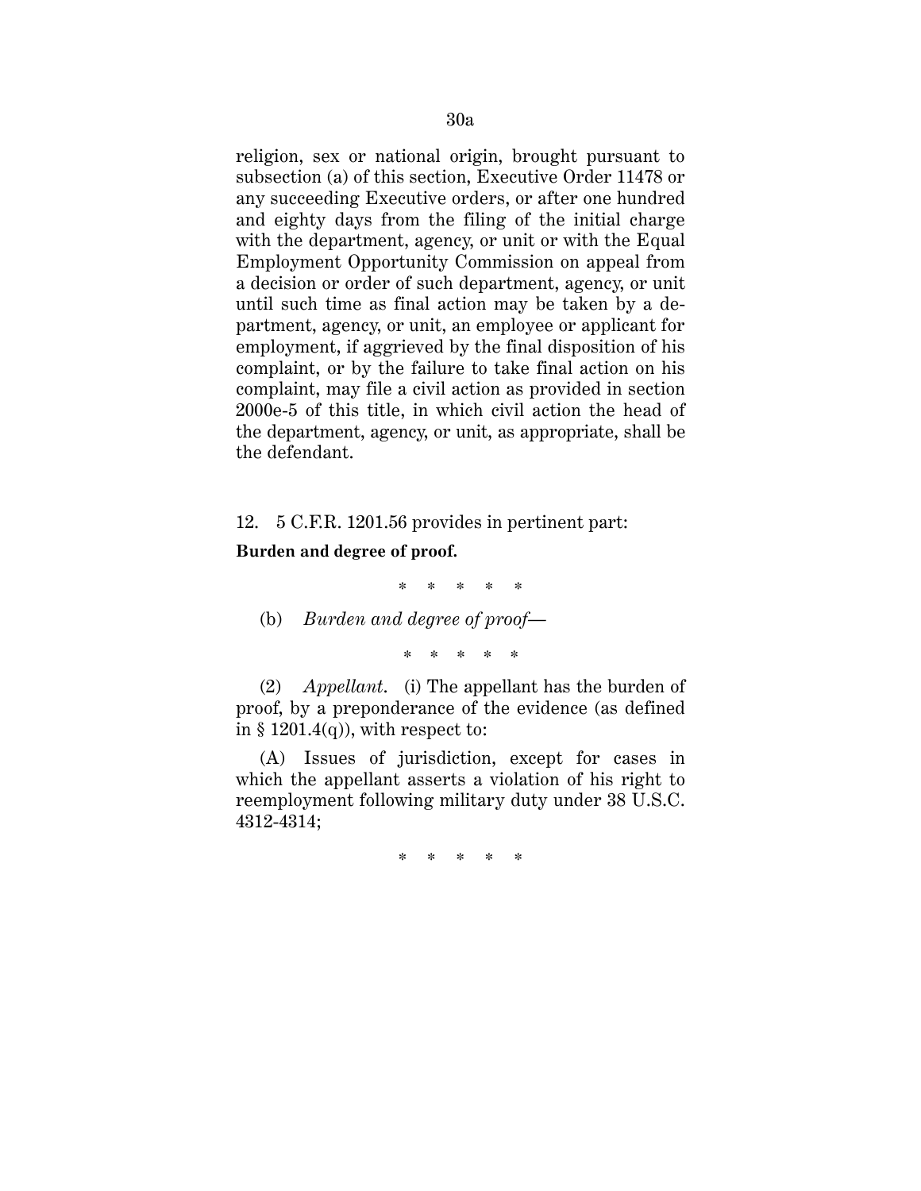religion, sex or national origin, brought pursuant to subsection (a) of this section, Executive Order 11478 or any succeeding Executive orders, or after one hundred and eighty days from the filing of the initial charge with the department, agency, or unit or with the Equal Employment Opportunity Commission on appeal from a decision or order of such department, agency, or unit until such time as final action may be taken by a department, agency, or unit, an employee or applicant for employment, if aggrieved by the final disposition of his complaint, or by the failure to take final action on his complaint, may file a civil action as provided in section 2000e-5 of this title, in which civil action the head of the department, agency, or unit, as appropriate, shall be the defendant.

12. 5 C.F.R. 1201.56 provides in pertinent part:

**Burden and degree of proof.**

\* \* \* \* \*

(b) *Burden and degree of proof*—

\* \* \* \* \*

(2) *Appellant*. (i) The appellant has the burden of proof, by a preponderance of the evidence (as defined in § 1201.4(q)), with respect to:

(A) Issues of jurisdiction, except for cases in which the appellant asserts a violation of his right to reemployment following military duty under 38 U.S.C. 4312-4314;

\* \* \* \* \*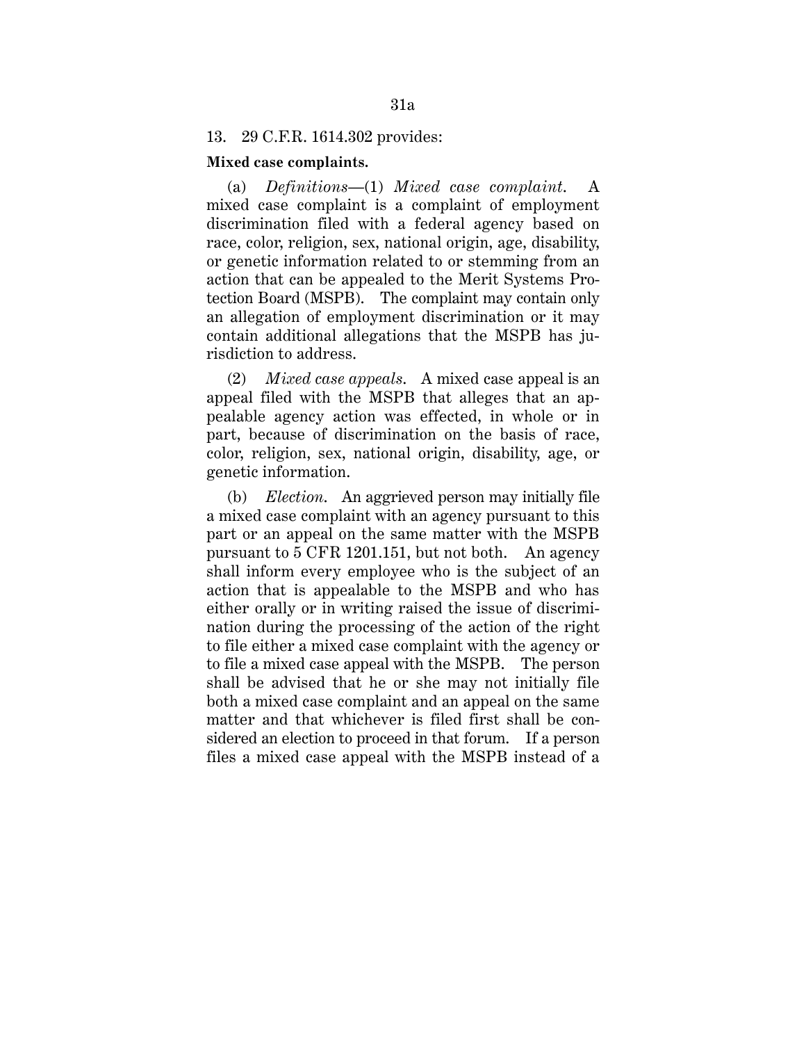13. 29 C.F.R. 1614.302 provides:

**Mixed case complaints.**

(a) *Definitions*—(1) *Mixed case complaint.* A mixed case complaint is a complaint of employment discrimination filed with a federal agency based on race, color, religion, sex, national origin, age, disability, or genetic information related to or stemming from an action that can be appealed to the Merit Systems Protection Board (MSPB). The complaint may contain only an allegation of employment discrimination or it may contain additional allegations that the MSPB has jurisdiction to address.

(2) *Mixed case appeals.* A mixed case appeal is an appeal filed with the MSPB that alleges that an appealable agency action was effected, in whole or in part, because of discrimination on the basis of race, color, religion, sex, national origin, disability, age, or genetic information.

(b) *Election.* An aggrieved person may initially file a mixed case complaint with an agency pursuant to this part or an appeal on the same matter with the MSPB pursuant to 5 CFR 1201.151, but not both. An agency shall inform every employee who is the subject of an action that is appealable to the MSPB and who has either orally or in writing raised the issue of discrimination during the processing of the action of the right to file either a mixed case complaint with the agency or to file a mixed case appeal with the MSPB. The person shall be advised that he or she may not initially file both a mixed case complaint and an appeal on the same matter and that whichever is filed first shall be considered an election to proceed in that forum. If a person files a mixed case appeal with the MSPB instead of a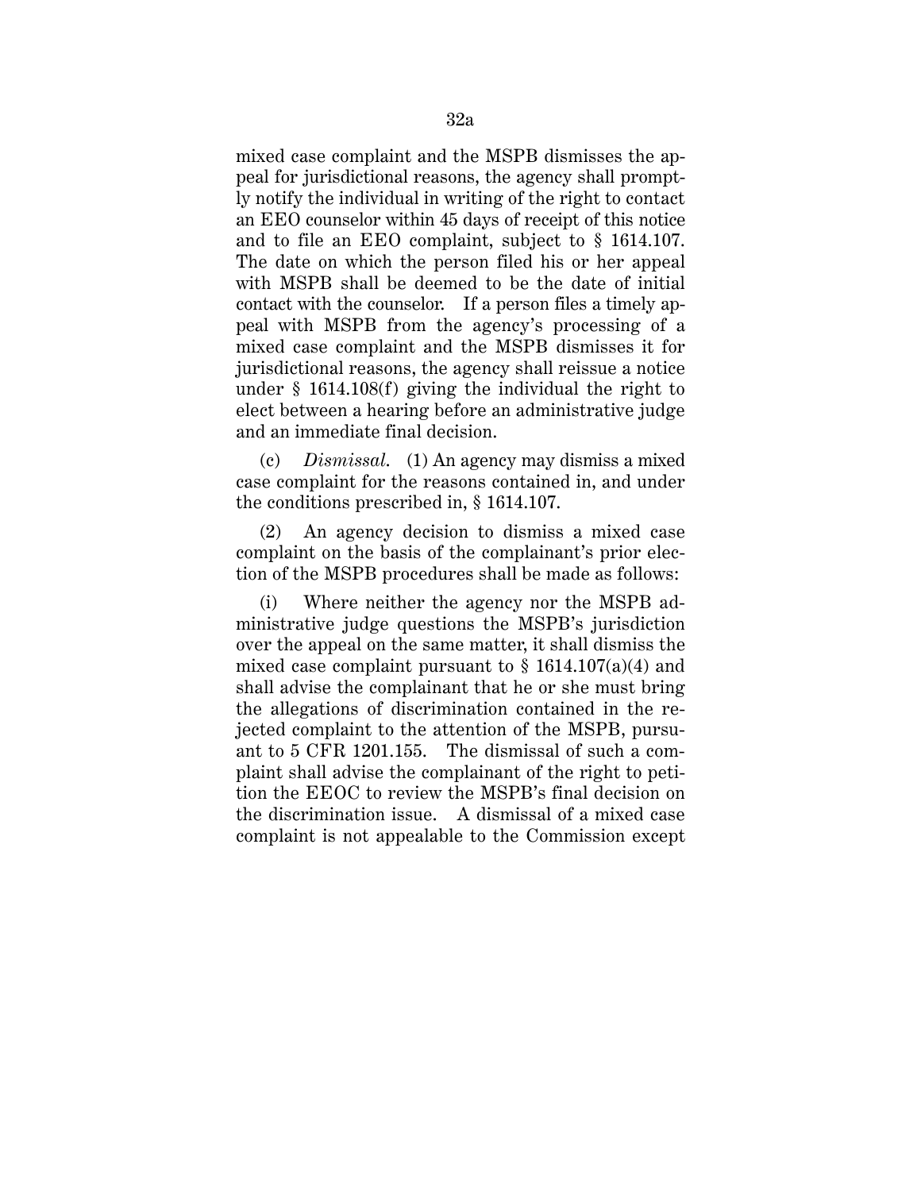mixed case complaint and the MSPB dismisses the appeal for jurisdictional reasons, the agency shall promptly notify the individual in writing of the right to contact an EEO counselor within 45 days of receipt of this notice and to file an EEO complaint, subject to § 1614.107. The date on which the person filed his or her appeal with MSPB shall be deemed to be the date of initial contact with the counselor. If a person files a timely appeal with MSPB from the agency's processing of a mixed case complaint and the MSPB dismisses it for jurisdictional reasons, the agency shall reissue a notice under § 1614.108(f) giving the individual the right to elect between a hearing before an administrative judge and an immediate final decision.

(c) *Dismissal.* (1) An agency may dismiss a mixed case complaint for the reasons contained in, and under the conditions prescribed in, § 1614.107.

(2) An agency decision to dismiss a mixed case complaint on the basis of the complainant's prior election of the MSPB procedures shall be made as follows:

(i) Where neither the agency nor the MSPB administrative judge questions the MSPB's jurisdiction over the appeal on the same matter, it shall dismiss the mixed case complaint pursuant to § 1614.107(a)(4) and shall advise the complainant that he or she must bring the allegations of discrimination contained in the rejected complaint to the attention of the MSPB, pursuant to 5 CFR 1201.155. The dismissal of such a complaint shall advise the complainant of the right to petition the EEOC to review the MSPB's final decision on the discrimination issue. A dismissal of a mixed case complaint is not appealable to the Commission except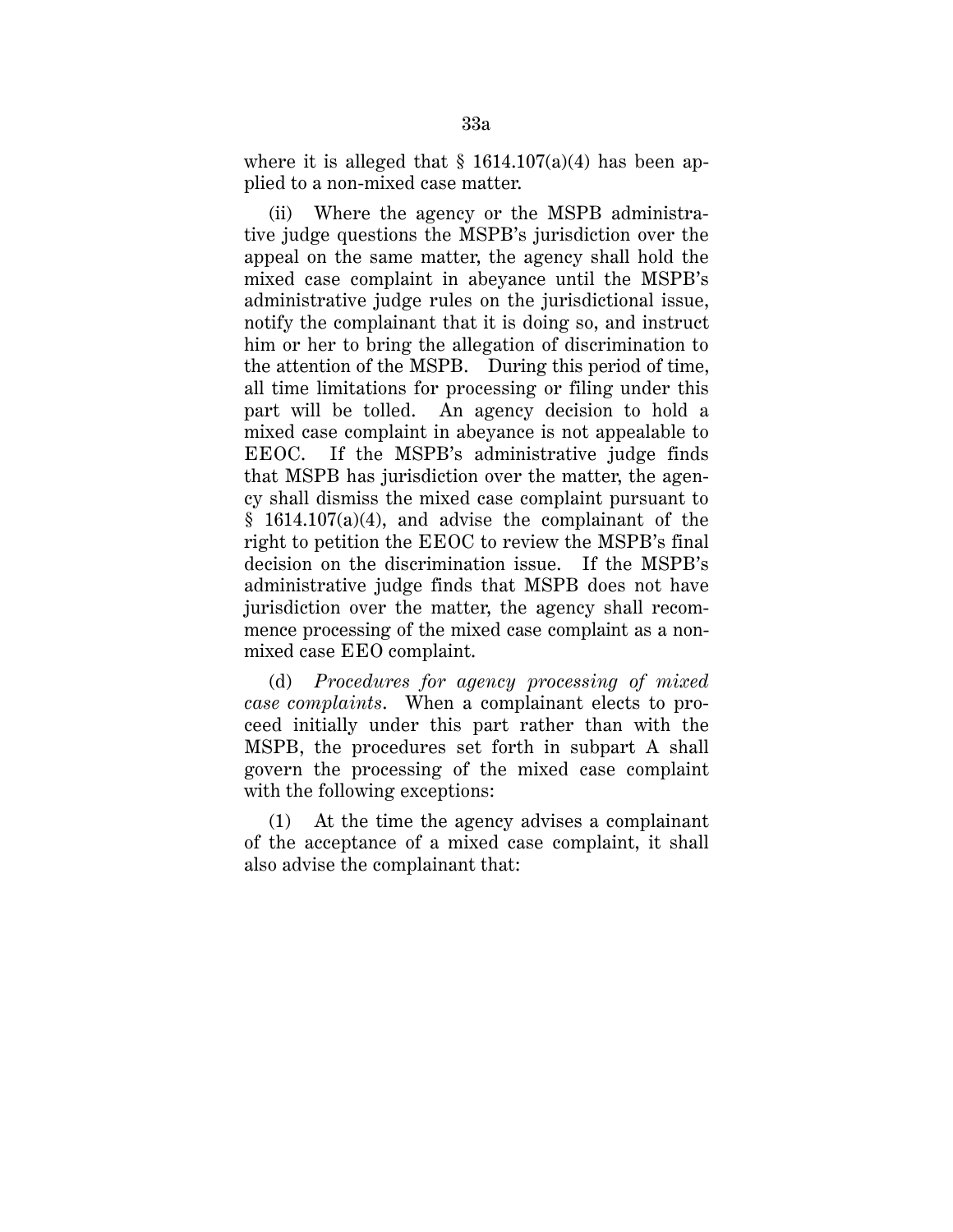where it is alleged that § 1614.107(a)(4) has been applied to a non-mixed case matter.

(ii) Where the agency or the MSPB administrative judge questions the MSPB's jurisdiction over the appeal on the same matter, the agency shall hold the mixed case complaint in abeyance until the MSPB's administrative judge rules on the jurisdictional issue, notify the complainant that it is doing so, and instruct him or her to bring the allegation of discrimination to the attention of the MSPB. During this period of time, all time limitations for processing or filing under this part will be tolled. An agency decision to hold a mixed case complaint in abeyance is not appealable to EEOC. If the MSPB's administrative judge finds that MSPB has jurisdiction over the matter, the agency shall dismiss the mixed case complaint pursuant to § 1614.107(a)(4), and advise the complainant of the right to petition the EEOC to review the MSPB's final decision on the discrimination issue. If the MSPB's administrative judge finds that MSPB does not have jurisdiction over the matter, the agency shall recommence processing of the mixed case complaint as a non-mixed case EEO complaint.

(d) *Procedures for agency processing of mixed case complaints*. When a complainant elects to proceed initially under this part rather than with the MSPB, the procedures set forth in subpart A shall govern the processing of the mixed case complaint with the following exceptions:

(1) At the time the agency advises a complainant of the acceptance of a mixed case complaint, it shall also advise the complainant that: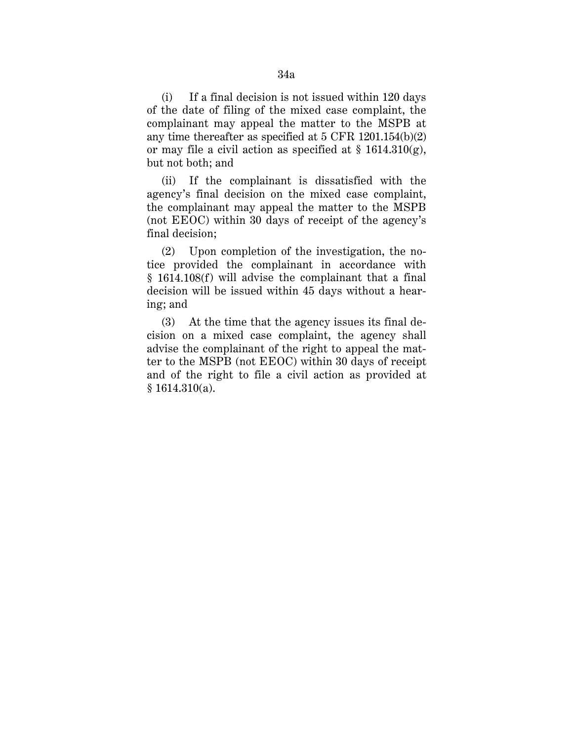(i) If a final decision is not issued within 120 days of the date of filing of the mixed case complaint, the complainant may appeal the matter to the MSPB at any time thereafter as specified at 5 CFR 1201.154(b)(2) or may file a civil action as specified at § 1614.310(g), but not both; and

(ii) If the complainant is dissatisfied with the agency's final decision on the mixed case complaint, the complainant may appeal the matter to the MSPB (not EEOC) within 30 days of receipt of the agency's final decision;

(2) Upon completion of the investigation, the notice provided the complainant in accordance with § 1614.108(f) will advise the complainant that a final decision will be issued within 45 days without a hearing; and

(3) At the time that the agency issues its final decision on a mixed case complaint, the agency shall advise the complainant of the right to appeal the matter to the MSPB (not EEOC) within 30 days of receipt and of the right to file a civil action as provided at § 1614.310(a).